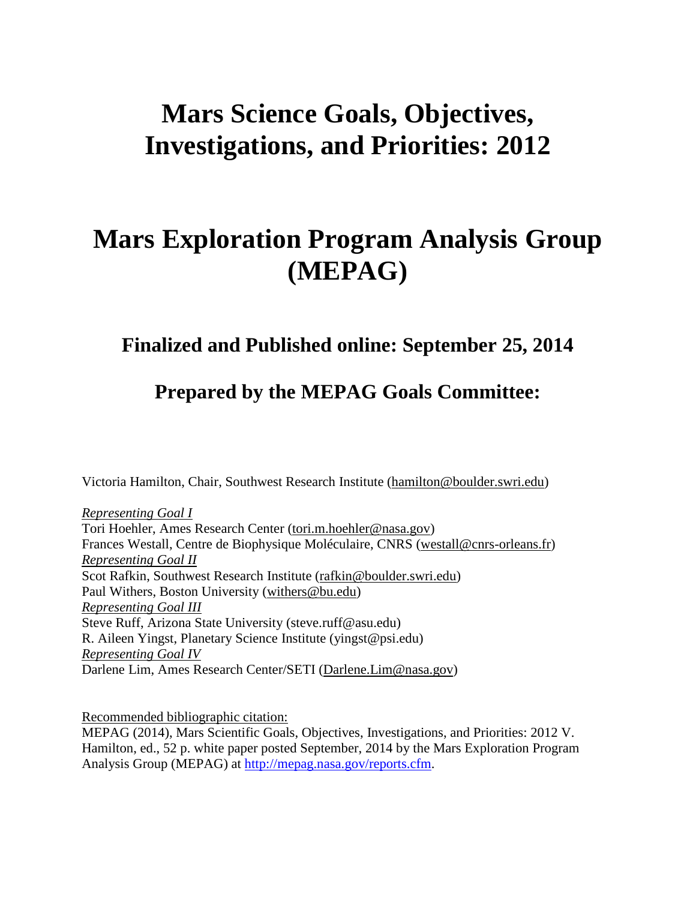# Mars Science Goals, Objectives, Investigations, and Priorities: 2012

# Mars Exploration Program Analysis Group (MEPAG)

## Finalized and Published online: September 25, 2014

## Prepared by the MEPAG Goals Committee:

Victoria Hamilton, Chair, Southwest Research Institute (hamilton@boulder.swri.edu)

*Representing Goal I*
Tori Hoehler, Ames Research Center (tori.m.hoehler@nasa.gov)
Frances Westall, Centre de Biophysique Moléculaire, CNRS (westall@cnrs-orleans.fr)
*Representing Goal II*
Scot Rafkin, Southwest Research Institute (rafkin@boulder.swri.edu)
Paul Withers, Boston University (withers@bu.edu)
*Representing Goal III*
Steve Ruff, Arizona State University (steve.ruff@asu.edu)
R. Aileen Yingst, Planetary Science Institute (yingst@psi.edu)
*Representing Goal IV*
Darlene Lim, Ames Research Center/SETI (Darlene.Lim@nasa.gov)

Recommended bibliographic citation:
MEPAG (2014), Mars Scientific Goals, Objectives, Investigations, and Priorities: 2012 V. Hamilton, ed., 52 p. white paper posted September, 2014 by the Mars Exploration Program Analysis Group (MEPAG) at http://mepag.nasa.gov/reports.cfm.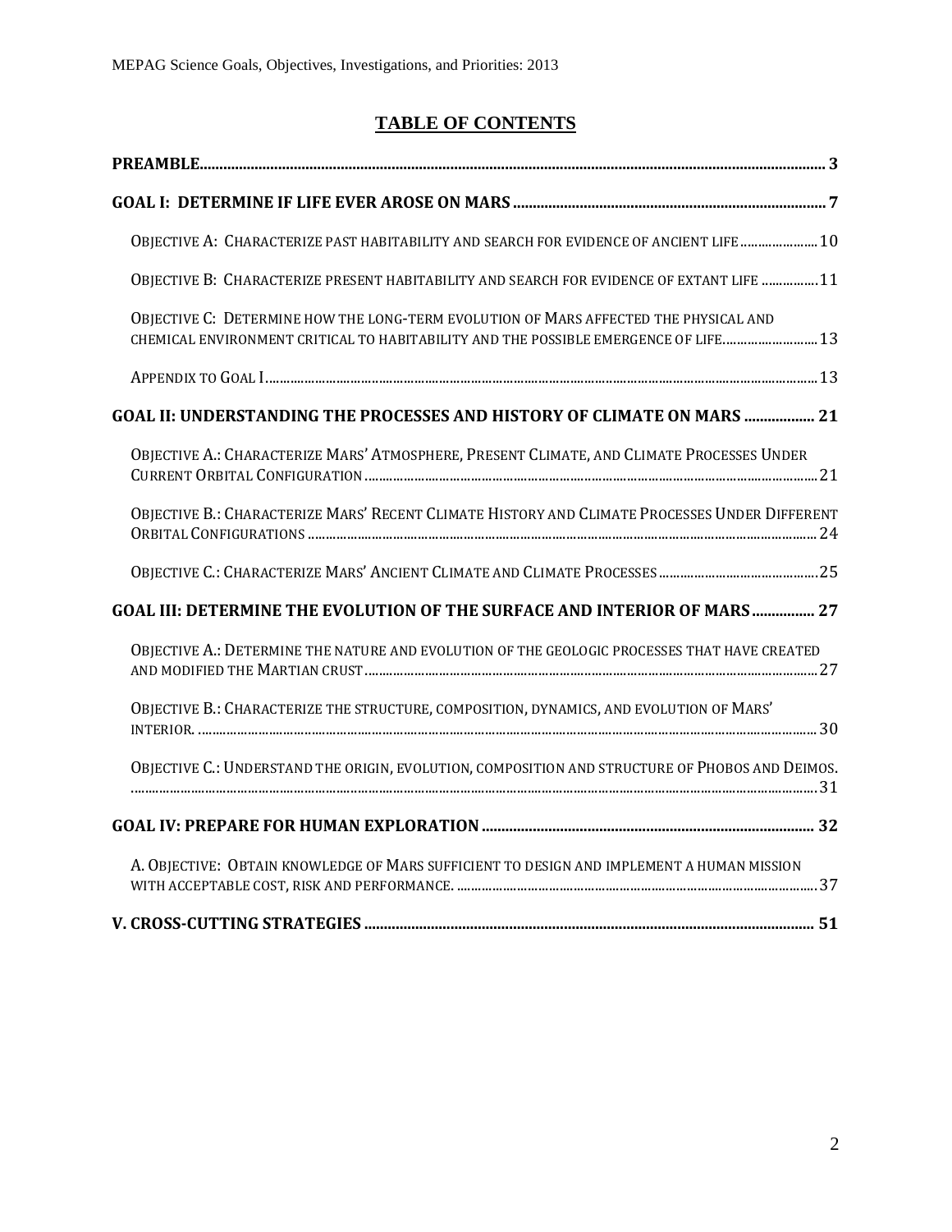# TABLE OF CONTENTS

**PREAMBLE** ........................................................................ **3**

**GOAL I: DETERMINE IF LIFE EVER AROSE ON MARS** ........................................................................ **7**

- OBJECTIVE A: CHARACTERIZE PAST HABITABILITY AND SEARCH FOR EVIDENCE OF ANCIENT LIFE ........................ 10
- OBJECTIVE B: CHARACTERIZE PRESENT HABITABILITY AND SEARCH FOR EVIDENCE OF EXTANT LIFE ................ 11
- OBJECTIVE C: DETERMINE HOW THE LONG-TERM EVOLUTION OF MARS AFFECTED THE PHYSICAL AND CHEMICAL ENVIRONMENT CRITICAL TO HABITABILITY AND THE POSSIBLE EMERGENCE OF LIFE ........................ 13
- APPENDIX TO GOAL I ........................................................................ 13

**GOAL II: UNDERSTANDING THE PROCESSES AND HISTORY OF CLIMATE ON MARS** .................. **21**

- OBJECTIVE A.: CHARACTERIZE MARS' ATMOSPHERE, PRESENT CLIMATE, AND CLIMATE PROCESSES UNDER CURRENT ORBITAL CONFIGURATION ........................................................................ 21
- OBJECTIVE B.: CHARACTERIZE MARS' RECENT CLIMATE HISTORY AND CLIMATE PROCESSES UNDER DIFFERENT ORBITAL CONFIGURATIONS ........................................................................ 24
- OBJECTIVE C.: CHARACTERIZE MARS' ANCIENT CLIMATE AND CLIMATE PROCESSES ........................................ 25

**GOAL III: DETERMINE THE EVOLUTION OF THE SURFACE AND INTERIOR OF MARS** ................ **27**

- OBJECTIVE A.: DETERMINE THE NATURE AND EVOLUTION OF THE GEOLOGIC PROCESSES THAT HAVE CREATED AND MODIFIED THE MARTIAN CRUST ........................................................................ 27
- OBJECTIVE B.: CHARACTERIZE THE STRUCTURE, COMPOSITION, DYNAMICS, AND EVOLUTION OF MARS' INTERIOR. ........................................................................ 30
- OBJECTIVE C.: UNDERSTAND THE ORIGIN, EVOLUTION, COMPOSITION AND STRUCTURE OF PHOBOS AND DEIMOS. ........................................................................ 31

**GOAL IV: PREPARE FOR HUMAN EXPLORATION** ........................................................................ **32**

- A. OBJECTIVE: OBTAIN KNOWLEDGE OF MARS SUFFICIENT TO DESIGN AND IMPLEMENT A HUMAN MISSION WITH ACCEPTABLE COST, RISK AND PERFORMANCE. ........................................................................ 37

**V. CROSS-CUTTING STRATEGIES** ........................................................................ **51**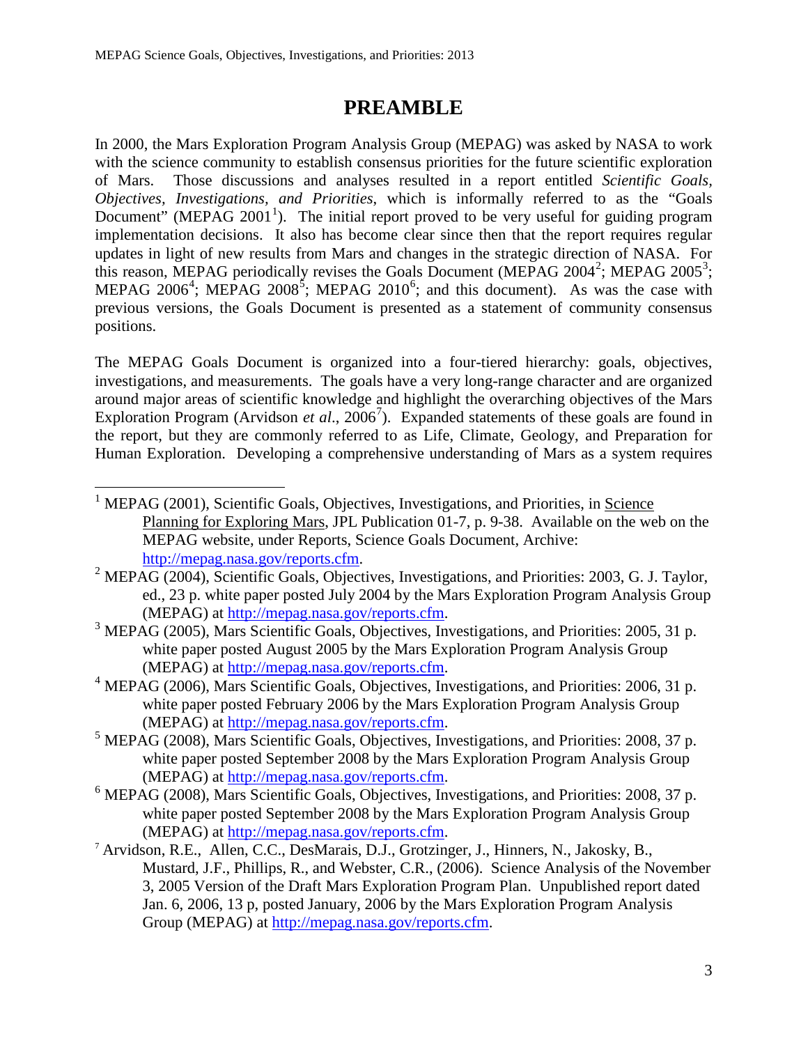# PREAMBLE

In 2000, the Mars Exploration Program Analysis Group (MEPAG) was asked by NASA to work with the science community to establish consensus priorities for the future scientific exploration of Mars. Those discussions and analyses resulted in a report entitled *Scientific Goals, Objectives, Investigations, and Priorities*, which is informally referred to as the "Goals Document" (MEPAG 2001[1]). The initial report proved to be very useful for guiding program implementation decisions. It also has become clear since then that the report requires regular updates in light of new results from Mars and changes in the strategic direction of NASA. For this reason, MEPAG periodically revises the Goals Document (MEPAG 2004[2]; MEPAG 2005[3]; MEPAG 2006[4]; MEPAG 2008[5]; MEPAG 2010[6]; and this document). As was the case with previous versions, the Goals Document is presented as a statement of community consensus positions.

The MEPAG Goals Document is organized into a four-tiered hierarchy: goals, objectives, investigations, and measurements. The goals have a very long-range character and are organized around major areas of scientific knowledge and highlight the overarching objectives of the Mars Exploration Program (Arvidson *et al*., 2006[7]). Expanded statements of these goals are found in the report, but they are commonly referred to as Life, Climate, Geology, and Preparation for Human Exploration. Developing a comprehensive understanding of Mars as a system requires

---

[1] MEPAG (2001), Scientific Goals, Objectives, Investigations, and Priorities, in Science Planning for Exploring Mars, JPL Publication 01-7, p. 9-38. Available on the web on the MEPAG website, under Reports, Science Goals Document, Archive: http://mepag.nasa.gov/reports.cfm.

[2] MEPAG (2004), Scientific Goals, Objectives, Investigations, and Priorities: 2003, G. J. Taylor, ed., 23 p. white paper posted July 2004 by the Mars Exploration Program Analysis Group (MEPAG) at http://mepag.nasa.gov/reports.cfm.

[3] MEPAG (2005), Mars Scientific Goals, Objectives, Investigations, and Priorities: 2005, 31 p. white paper posted August 2005 by the Mars Exploration Program Analysis Group (MEPAG) at http://mepag.nasa.gov/reports.cfm.

[4] MEPAG (2006), Mars Scientific Goals, Objectives, Investigations, and Priorities: 2006, 31 p. white paper posted February 2006 by the Mars Exploration Program Analysis Group (MEPAG) at http://mepag.nasa.gov/reports.cfm.

[5] MEPAG (2008), Mars Scientific Goals, Objectives, Investigations, and Priorities: 2008, 37 p. white paper posted September 2008 by the Mars Exploration Program Analysis Group (MEPAG) at http://mepag.nasa.gov/reports.cfm.

[6] MEPAG (2008), Mars Scientific Goals, Objectives, Investigations, and Priorities: 2008, 37 p. white paper posted September 2008 by the Mars Exploration Program Analysis Group (MEPAG) at http://mepag.nasa.gov/reports.cfm.

[7] Arvidson, R.E., Allen, C.C., DesMarais, D.J., Grotzinger, J., Hinners, N., Jakosky, B., Mustard, J.F., Phillips, R., and Webster, C.R., (2006). Science Analysis of the November 3, 2005 Version of the Draft Mars Exploration Program Plan. Unpublished report dated Jan. 6, 2006, 13 p, posted January, 2006 by the Mars Exploration Program Analysis Group (MEPAG) at http://mepag.nasa.gov/reports.cfm.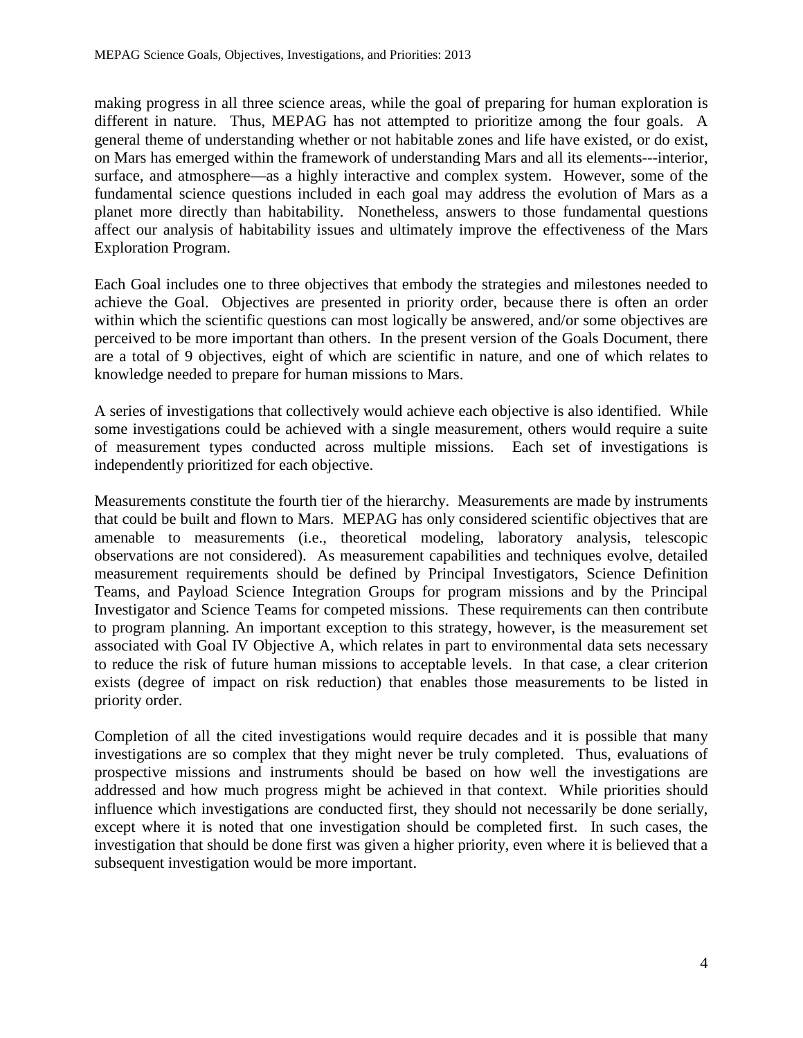making progress in all three science areas, while the goal of preparing for human exploration is different in nature. Thus, MEPAG has not attempted to prioritize among the four goals. A general theme of understanding whether or not habitable zones and life have existed, or do exist, on Mars has emerged within the framework of understanding Mars and all its elements---interior, surface, and atmosphere—as a highly interactive and complex system. However, some of the fundamental science questions included in each goal may address the evolution of Mars as a planet more directly than habitability. Nonetheless, answers to those fundamental questions affect our analysis of habitability issues and ultimately improve the effectiveness of the Mars Exploration Program.

Each Goal includes one to three objectives that embody the strategies and milestones needed to achieve the Goal. Objectives are presented in priority order, because there is often an order within which the scientific questions can most logically be answered, and/or some objectives are perceived to be more important than others. In the present version of the Goals Document, there are a total of 9 objectives, eight of which are scientific in nature, and one of which relates to knowledge needed to prepare for human missions to Mars.

A series of investigations that collectively would achieve each objective is also identified. While some investigations could be achieved with a single measurement, others would require a suite of measurement types conducted across multiple missions. Each set of investigations is independently prioritized for each objective.

Measurements constitute the fourth tier of the hierarchy. Measurements are made by instruments that could be built and flown to Mars. MEPAG has only considered scientific objectives that are amenable to measurements (i.e., theoretical modeling, laboratory analysis, telescopic observations are not considered). As measurement capabilities and techniques evolve, detailed measurement requirements should be defined by Principal Investigators, Science Definition Teams, and Payload Science Integration Groups for program missions and by the Principal Investigator and Science Teams for competed missions. These requirements can then contribute to program planning. An important exception to this strategy, however, is the measurement set associated with Goal IV Objective A, which relates in part to environmental data sets necessary to reduce the risk of future human missions to acceptable levels. In that case, a clear criterion exists (degree of impact on risk reduction) that enables those measurements to be listed in priority order.

Completion of all the cited investigations would require decades and it is possible that many investigations are so complex that they might never be truly completed. Thus, evaluations of prospective missions and instruments should be based on how well the investigations are addressed and how much progress might be achieved in that context. While priorities should influence which investigations are conducted first, they should not necessarily be done serially, except where it is noted that one investigation should be completed first. In such cases, the investigation that should be done first was given a higher priority, even where it is believed that a subsequent investigation would be more important.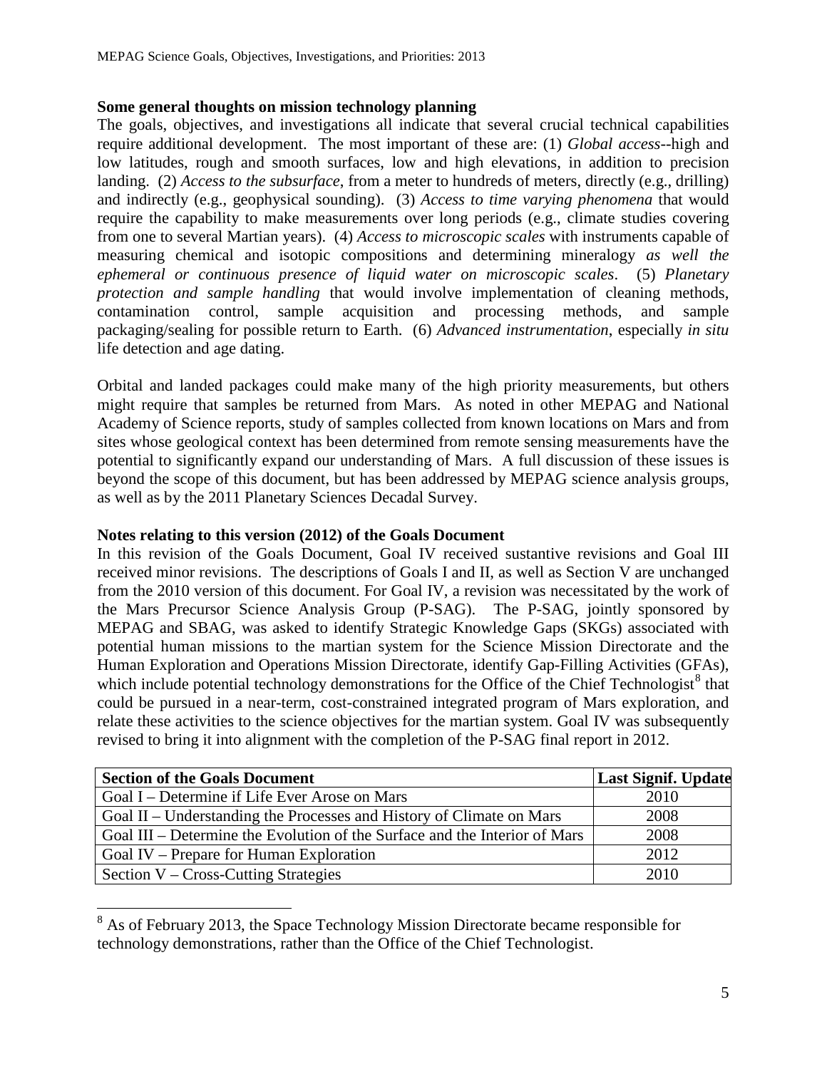**Some general thoughts on mission technology planning**

The goals, objectives, and investigations all indicate that several crucial technical capabilities require additional development. The most important of these are: (1) *Global access*--high and low latitudes, rough and smooth surfaces, low and high elevations, in addition to precision landing. (2) *Access to the subsurface*, from a meter to hundreds of meters, directly (e.g., drilling) and indirectly (e.g., geophysical sounding). (3) *Access to time varying phenomena* that would require the capability to make measurements over long periods (e.g., climate studies covering from one to several Martian years). (4) *Access to microscopic scales* with instruments capable of measuring chemical and isotopic compositions and determining mineralogy *as well the ephemeral or continuous presence of liquid water on microscopic scales*. (5) *Planetary protection and sample handling* that would involve implementation of cleaning methods, contamination control, sample acquisition and processing methods, and sample packaging/sealing for possible return to Earth. (6) *Advanced instrumentation*, especially *in situ* life detection and age dating.

Orbital and landed packages could make many of the high priority measurements, but others might require that samples be returned from Mars. As noted in other MEPAG and National Academy of Science reports, study of samples collected from known locations on Mars and from sites whose geological context has been determined from remote sensing measurements have the potential to significantly expand our understanding of Mars. A full discussion of these issues is beyond the scope of this document, but has been addressed by MEPAG science analysis groups, as well as by the 2011 Planetary Sciences Decadal Survey.

**Notes relating to this version (2012) of the Goals Document**

In this revision of the Goals Document, Goal IV received sustantive revisions and Goal III received minor revisions. The descriptions of Goals I and II, as well as Section V are unchanged from the 2010 version of this document. For Goal IV, a revision was necessitated by the work of the Mars Precursor Science Analysis Group (P-SAG). The P-SAG, jointly sponsored by MEPAG and SBAG, was asked to identify Strategic Knowledge Gaps (SKGs) associated with potential human missions to the martian system for the Science Mission Directorate and the Human Exploration and Operations Mission Directorate, identify Gap-Filling Activities (GFAs), which include potential technology demonstrations for the Office of the Chief Technologist[8] that could be pursued in a near-term, cost-constrained integrated program of Mars exploration, and relate these activities to the science objectives for the martian system. Goal IV was subsequently revised to bring it into alignment with the completion of the P-SAG final report in 2012.

| Section of the Goals Document | Last Signif. Update |
|---|---|
| Goal I – Determine if Life Ever Arose on Mars | 2010 |
| Goal II – Understanding the Processes and History of Climate on Mars | 2008 |
| Goal III – Determine the Evolution of the Surface and the Interior of Mars | 2008 |
| Goal IV – Prepare for Human Exploration | 2012 |
| Section V – Cross-Cutting Strategies | 2010 |

[8] As of February 2013, the Space Technology Mission Directorate became responsible for technology demonstrations, rather than the Office of the Chief Technologist.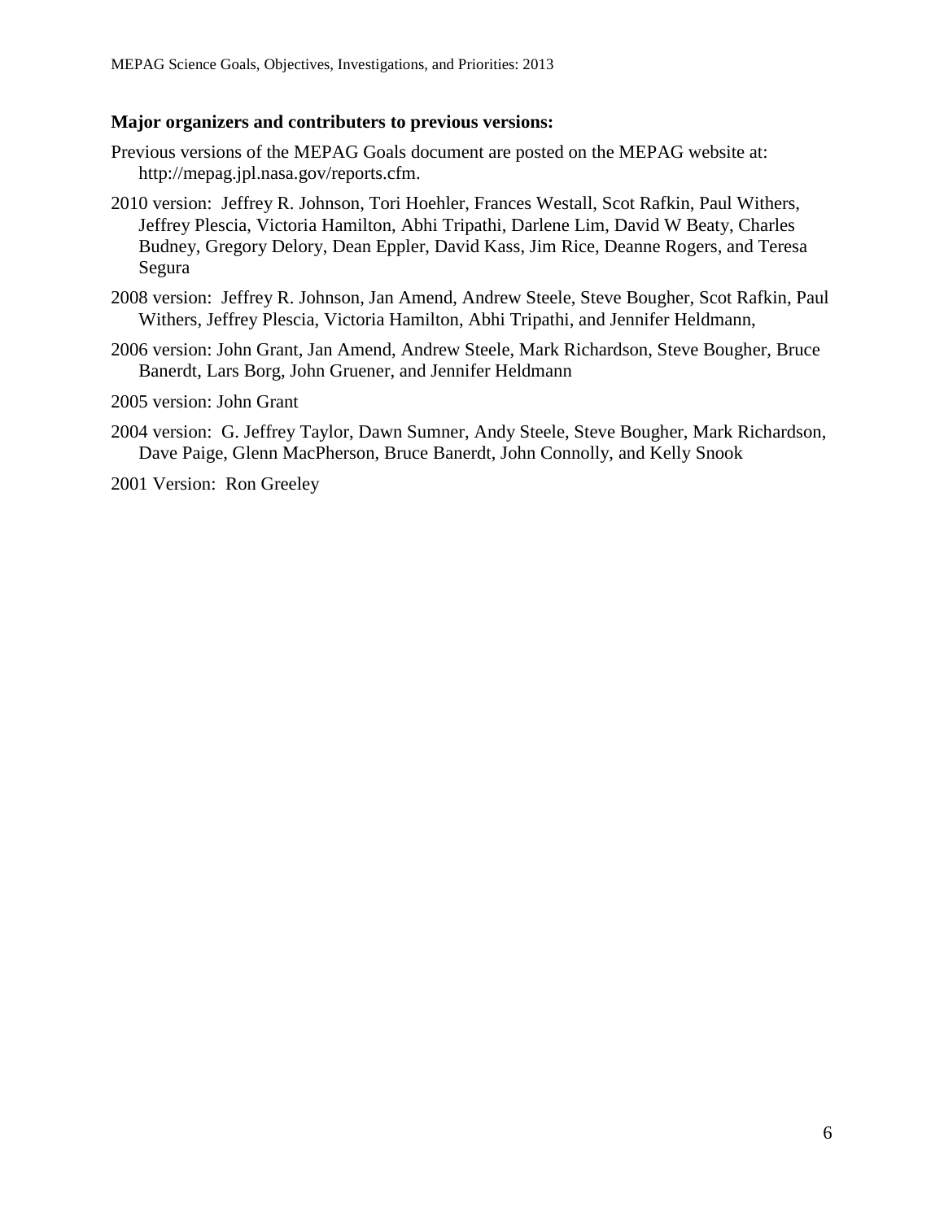**Major organizers and contributers to previous versions:**

Previous versions of the MEPAG Goals document are posted on the MEPAG website at: http://mepag.jpl.nasa.gov/reports.cfm.

2010 version: Jeffrey R. Johnson, Tori Hoehler, Frances Westall, Scot Rafkin, Paul Withers, Jeffrey Plescia, Victoria Hamilton, Abhi Tripathi, Darlene Lim, David W Beaty, Charles Budney, Gregory Delory, Dean Eppler, David Kass, Jim Rice, Deanne Rogers, and Teresa Segura

2008 version: Jeffrey R. Johnson, Jan Amend, Andrew Steele, Steve Bougher, Scot Rafkin, Paul Withers, Jeffrey Plescia, Victoria Hamilton, Abhi Tripathi, and Jennifer Heldmann,

2006 version: John Grant, Jan Amend, Andrew Steele, Mark Richardson, Steve Bougher, Bruce Banerdt, Lars Borg, John Gruener, and Jennifer Heldmann

2005 version: John Grant

2004 version: G. Jeffrey Taylor, Dawn Sumner, Andy Steele, Steve Bougher, Mark Richardson, Dave Paige, Glenn MacPherson, Bruce Banerdt, John Connolly, and Kelly Snook

2001 Version: Ron Greeley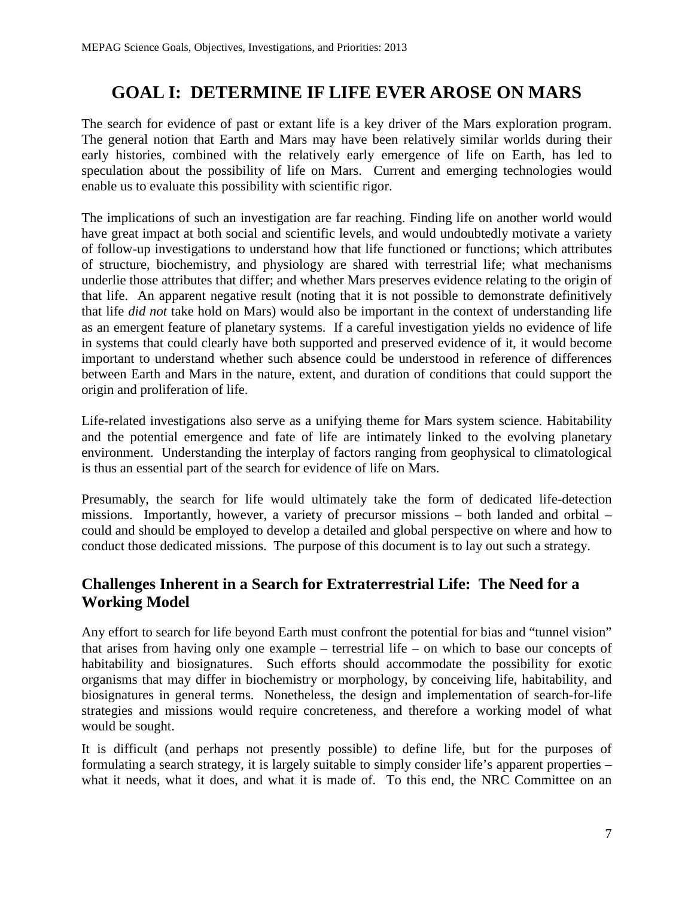# GOAL I: DETERMINE IF LIFE EVER AROSE ON MARS

The search for evidence of past or extant life is a key driver of the Mars exploration program. The general notion that Earth and Mars may have been relatively similar worlds during their early histories, combined with the relatively early emergence of life on Earth, has led to speculation about the possibility of life on Mars. Current and emerging technologies would enable us to evaluate this possibility with scientific rigor.

The implications of such an investigation are far reaching. Finding life on another world would have great impact at both social and scientific levels, and would undoubtedly motivate a variety of follow-up investigations to understand how that life functioned or functions; which attributes of structure, biochemistry, and physiology are shared with terrestrial life; what mechanisms underlie those attributes that differ; and whether Mars preserves evidence relating to the origin of that life. An apparent negative result (noting that it is not possible to demonstrate definitively that life *did not* take hold on Mars) would also be important in the context of understanding life as an emergent feature of planetary systems. If a careful investigation yields no evidence of life in systems that could clearly have both supported and preserved evidence of it, it would become important to understand whether such absence could be understood in reference of differences between Earth and Mars in the nature, extent, and duration of conditions that could support the origin and proliferation of life.

Life-related investigations also serve as a unifying theme for Mars system science. Habitability and the potential emergence and fate of life are intimately linked to the evolving planetary environment. Understanding the interplay of factors ranging from geophysical to climatological is thus an essential part of the search for evidence of life on Mars.

Presumably, the search for life would ultimately take the form of dedicated life-detection missions. Importantly, however, a variety of precursor missions – both landed and orbital – could and should be employed to develop a detailed and global perspective on where and how to conduct those dedicated missions. The purpose of this document is to lay out such a strategy.

## Challenges Inherent in a Search for Extraterrestrial Life: The Need for a Working Model

Any effort to search for life beyond Earth must confront the potential for bias and "tunnel vision" that arises from having only one example – terrestrial life – on which to base our concepts of habitability and biosignatures. Such efforts should accommodate the possibility for exotic organisms that may differ in biochemistry or morphology, by conceiving life, habitability, and biosignatures in general terms. Nonetheless, the design and implementation of search-for-life strategies and missions would require concreteness, and therefore a working model of what would be sought.

It is difficult (and perhaps not presently possible) to define life, but for the purposes of formulating a search strategy, it is largely suitable to simply consider life's apparent properties – what it needs, what it does, and what it is made of. To this end, the NRC Committee on an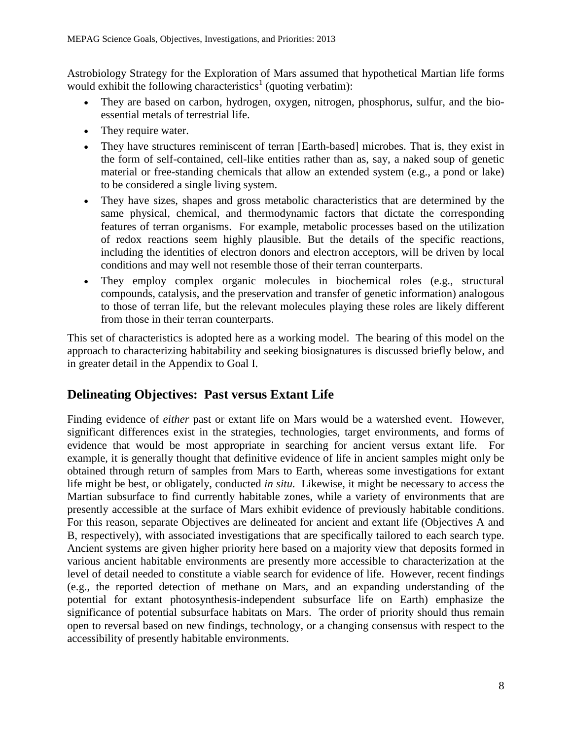Astrobiology Strategy for the Exploration of Mars assumed that hypothetical Martian life forms would exhibit the following characteristics[1] (quoting verbatim):

- They are based on carbon, hydrogen, oxygen, nitrogen, phosphorus, sulfur, and the bio-essential metals of terrestrial life.
- They require water.
- They have structures reminiscent of terran [Earth-based] microbes. That is, they exist in the form of self-contained, cell-like entities rather than as, say, a naked soup of genetic material or free-standing chemicals that allow an extended system (e.g., a pond or lake) to be considered a single living system.
- They have sizes, shapes and gross metabolic characteristics that are determined by the same physical, chemical, and thermodynamic factors that dictate the corresponding features of terran organisms. For example, metabolic processes based on the utilization of redox reactions seem highly plausible. But the details of the specific reactions, including the identities of electron donors and electron acceptors, will be driven by local conditions and may well not resemble those of their terran counterparts.
- They employ complex organic molecules in biochemical roles (e.g., structural compounds, catalysis, and the preservation and transfer of genetic information) analogous to those of terran life, but the relevant molecules playing these roles are likely different from those in their terran counterparts.

This set of characteristics is adopted here as a working model. The bearing of this model on the approach to characterizing habitability and seeking biosignatures is discussed briefly below, and in greater detail in the Appendix to Goal I.

## Delineating Objectives: Past versus Extant Life

Finding evidence of *either* past or extant life on Mars would be a watershed event. However, significant differences exist in the strategies, technologies, target environments, and forms of evidence that would be most appropriate in searching for ancient versus extant life. For example, it is generally thought that definitive evidence of life in ancient samples might only be obtained through return of samples from Mars to Earth, whereas some investigations for extant life might be best, or obligately, conducted *in situ.* Likewise, it might be necessary to access the Martian subsurface to find currently habitable zones, while a variety of environments that are presently accessible at the surface of Mars exhibit evidence of previously habitable conditions. For this reason, separate Objectives are delineated for ancient and extant life (Objectives A and B, respectively), with associated investigations that are specifically tailored to each search type. Ancient systems are given higher priority here based on a majority view that deposits formed in various ancient habitable environments are presently more accessible to characterization at the level of detail needed to constitute a viable search for evidence of life. However, recent findings (e.g., the reported detection of methane on Mars, and an expanding understanding of the potential for extant photosynthesis-independent subsurface life on Earth) emphasize the significance of potential subsurface habitats on Mars. The order of priority should thus remain open to reversal based on new findings, technology, or a changing consensus with respect to the accessibility of presently habitable environments.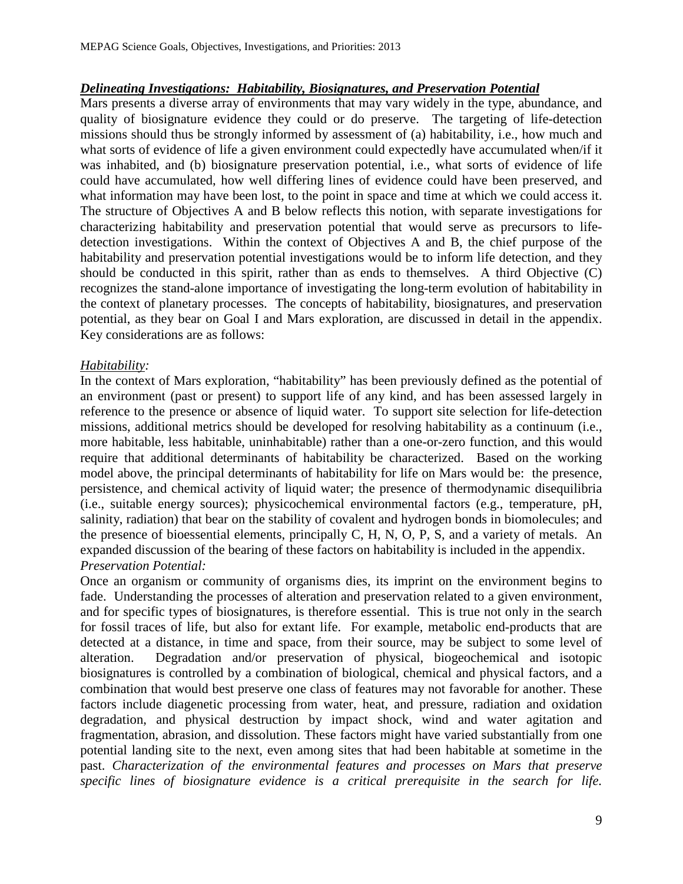***Delineating Investigations: Habitability, Biosignatures, and Preservation Potential***

Mars presents a diverse array of environments that may vary widely in the type, abundance, and quality of biosignature evidence they could or do preserve. The targeting of life-detection missions should thus be strongly informed by assessment of (a) habitability, i.e., how much and what sorts of evidence of life a given environment could expectedly have accumulated when/if it was inhabited, and (b) biosignature preservation potential, i.e., what sorts of evidence of life could have accumulated, how well differing lines of evidence could have been preserved, and what information may have been lost, to the point in space and time at which we could access it. The structure of Objectives A and B below reflects this notion, with separate investigations for characterizing habitability and preservation potential that would serve as precursors to life-detection investigations. Within the context of Objectives A and B, the chief purpose of the habitability and preservation potential investigations would be to inform life detection, and they should be conducted in this spirit, rather than as ends to themselves. A third Objective (C) recognizes the stand-alone importance of investigating the long-term evolution of habitability in the context of planetary processes. The concepts of habitability, biosignatures, and preservation potential, as they bear on Goal I and Mars exploration, are discussed in detail in the appendix. Key considerations are as follows:

*Habitability:*

In the context of Mars exploration, "habitability" has been previously defined as the potential of an environment (past or present) to support life of any kind, and has been assessed largely in reference to the presence or absence of liquid water. To support site selection for life-detection missions, additional metrics should be developed for resolving habitability as a continuum (i.e., more habitable, less habitable, uninhabitable) rather than a one-or-zero function, and this would require that additional determinants of habitability be characterized. Based on the working model above, the principal determinants of habitability for life on Mars would be: the presence, persistence, and chemical activity of liquid water; the presence of thermodynamic disequilibria (i.e., suitable energy sources); physicochemical environmental factors (e.g., temperature, pH, salinity, radiation) that bear on the stability of covalent and hydrogen bonds in biomolecules; and the presence of bioessential elements, principally C, H, N, O, P, S, and a variety of metals. An expanded discussion of the bearing of these factors on habitability is included in the appendix.

*Preservation Potential:*

Once an organism or community of organisms dies, its imprint on the environment begins to fade. Understanding the processes of alteration and preservation related to a given environment, and for specific types of biosignatures, is therefore essential. This is true not only in the search for fossil traces of life, but also for extant life. For example, metabolic end-products that are detected at a distance, in time and space, from their source, may be subject to some level of alteration. Degradation and/or preservation of physical, biogeochemical and isotopic biosignatures is controlled by a combination of biological, chemical and physical factors, and a combination that would best preserve one class of features may not favorable for another. These factors include diagenetic processing from water, heat, and pressure, radiation and oxidation degradation, and physical destruction by impact shock, wind and water agitation and fragmentation, abrasion, and dissolution. These factors might have varied substantially from one potential landing site to the next, even among sites that had been habitable at sometime in the past. *Characterization of the environmental features and processes on Mars that preserve specific lines of biosignature evidence is a critical prerequisite in the search for life.*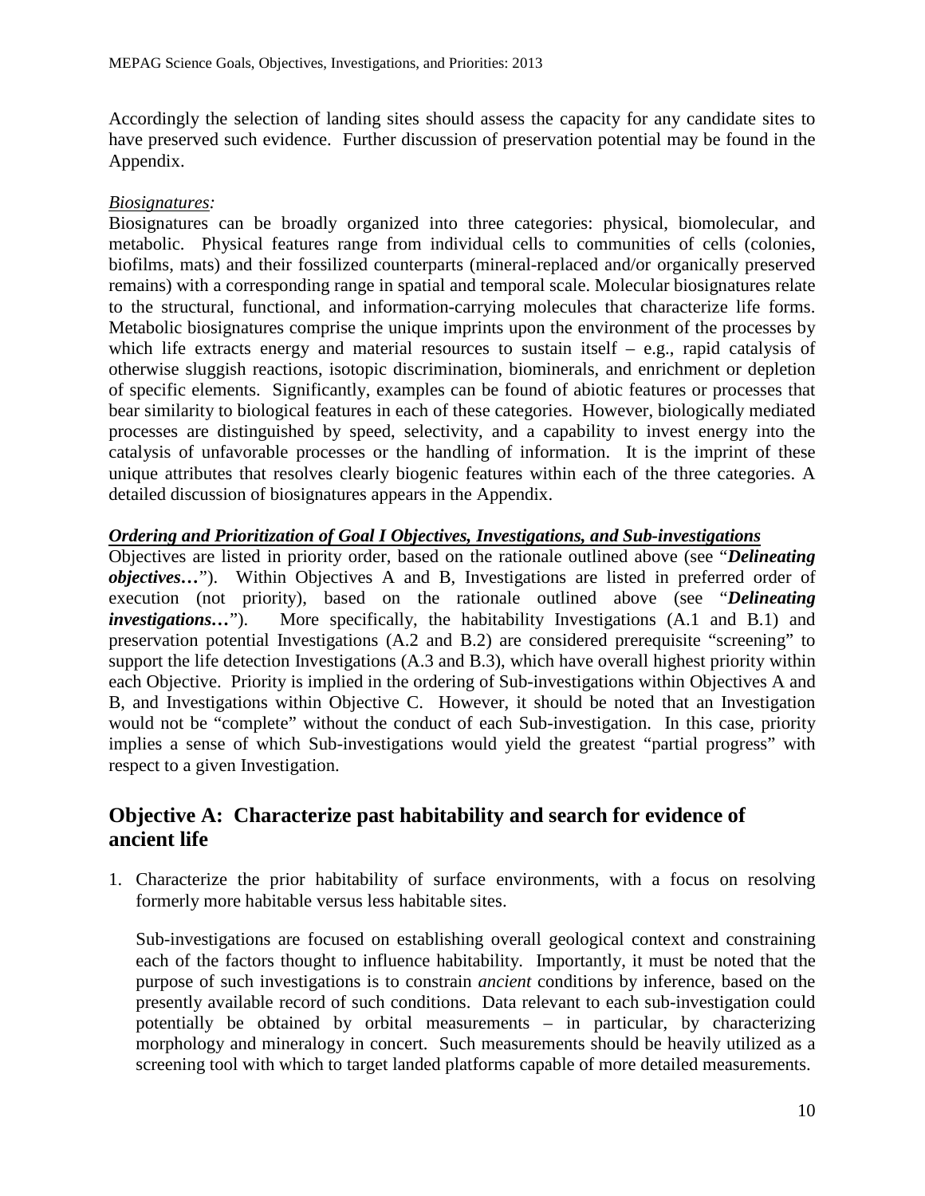Accordingly the selection of landing sites should assess the capacity for any candidate sites to have preserved such evidence. Further discussion of preservation potential may be found in the Appendix.

*Biosignatures:*

Biosignatures can be broadly organized into three categories: physical, biomolecular, and metabolic. Physical features range from individual cells to communities of cells (colonies, biofilms, mats) and their fossilized counterparts (mineral-replaced and/or organically preserved remains) with a corresponding range in spatial and temporal scale. Molecular biosignatures relate to the structural, functional, and information-carrying molecules that characterize life forms. Metabolic biosignatures comprise the unique imprints upon the environment of the processes by which life extracts energy and material resources to sustain itself – e.g., rapid catalysis of otherwise sluggish reactions, isotopic discrimination, biominerals, and enrichment or depletion of specific elements. Significantly, examples can be found of abiotic features or processes that bear similarity to biological features in each of these categories. However, biologically mediated processes are distinguished by speed, selectivity, and a capability to invest energy into the catalysis of unfavorable processes or the handling of information. It is the imprint of these unique attributes that resolves clearly biogenic features within each of the three categories. A detailed discussion of biosignatures appears in the Appendix.

***Ordering and Prioritization of Goal I Objectives, Investigations, and Sub-investigations***

Objectives are listed in priority order, based on the rationale outlined above (see "***Delineating objectives…***"). Within Objectives A and B, Investigations are listed in preferred order of execution (not priority), based on the rationale outlined above (see "***Delineating investigations…***"). More specifically, the habitability Investigations (A.1 and B.1) and preservation potential Investigations (A.2 and B.2) are considered prerequisite "screening" to support the life detection Investigations (A.3 and B.3), which have overall highest priority within each Objective. Priority is implied in the ordering of Sub-investigations within Objectives A and B, and Investigations within Objective C. However, it should be noted that an Investigation would not be "complete" without the conduct of each Sub-investigation. In this case, priority implies a sense of which Sub-investigations would yield the greatest "partial progress" with respect to a given Investigation.

## Objective A: Characterize past habitability and search for evidence of ancient life

1. Characterize the prior habitability of surface environments, with a focus on resolving formerly more habitable versus less habitable sites.

   Sub-investigations are focused on establishing overall geological context and constraining each of the factors thought to influence habitability. Importantly, it must be noted that the purpose of such investigations is to constrain *ancient* conditions by inference, based on the presently available record of such conditions. Data relevant to each sub-investigation could potentially be obtained by orbital measurements – in particular, by characterizing morphology and mineralogy in concert. Such measurements should be heavily utilized as a screening tool with which to target landed platforms capable of more detailed measurements.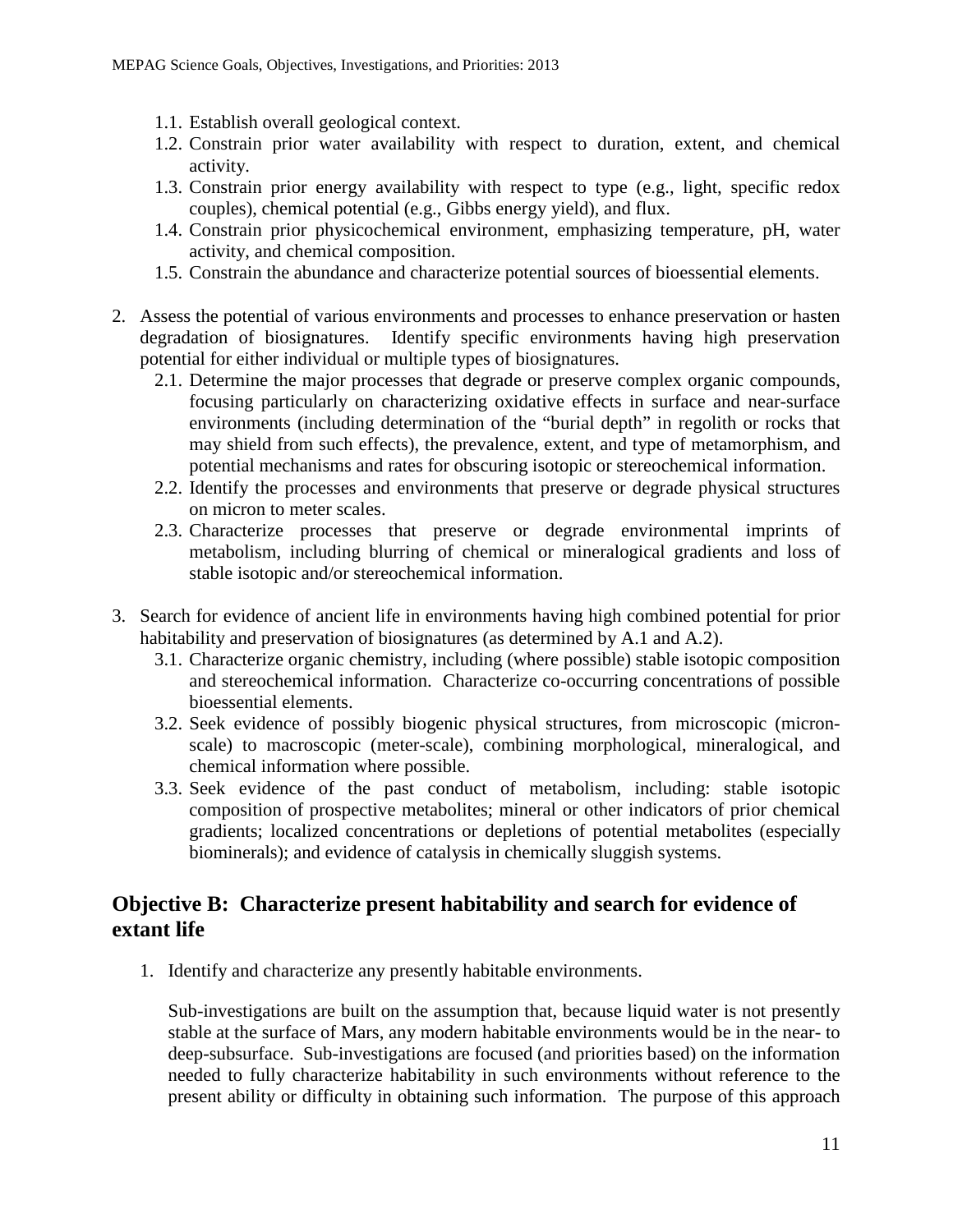1.1. Establish overall geological context.
1.2. Constrain prior water availability with respect to duration, extent, and chemical activity.
1.3. Constrain prior energy availability with respect to type (e.g., light, specific redox couples), chemical potential (e.g., Gibbs energy yield), and flux.
1.4. Constrain prior physicochemical environment, emphasizing temperature, pH, water activity, and chemical composition.
1.5. Constrain the abundance and characterize potential sources of bioessential elements.

2. Assess the potential of various environments and processes to enhance preservation or hasten degradation of biosignatures. Identify specific environments having high preservation potential for either individual or multiple types of biosignatures.
   2.1. Determine the major processes that degrade or preserve complex organic compounds, focusing particularly on characterizing oxidative effects in surface and near-surface environments (including determination of the "burial depth" in regolith or rocks that may shield from such effects), the prevalence, extent, and type of metamorphism, and potential mechanisms and rates for obscuring isotopic or stereochemical information.
   2.2. Identify the processes and environments that preserve or degrade physical structures on micron to meter scales.
   2.3. Characterize processes that preserve or degrade environmental imprints of metabolism, including blurring of chemical or mineralogical gradients and loss of stable isotopic and/or stereochemical information.

3. Search for evidence of ancient life in environments having high combined potential for prior habitability and preservation of biosignatures (as determined by A.1 and A.2).
   3.1. Characterize organic chemistry, including (where possible) stable isotopic composition and stereochemical information. Characterize co-occurring concentrations of possible bioessential elements.
   3.2. Seek evidence of possibly biogenic physical structures, from microscopic (micron-scale) to macroscopic (meter-scale), combining morphological, mineralogical, and chemical information where possible.
   3.3. Seek evidence of the past conduct of metabolism, including: stable isotopic composition of prospective metabolites; mineral or other indicators of prior chemical gradients; localized concentrations or depletions of potential metabolites (especially biominerals); and evidence of catalysis in chemically sluggish systems.

## Objective B: Characterize present habitability and search for evidence of extant life

1. Identify and characterize any presently habitable environments.

   Sub-investigations are built on the assumption that, because liquid water is not presently stable at the surface of Mars, any modern habitable environments would be in the near- to deep-subsurface. Sub-investigations are focused (and priorities based) on the information needed to fully characterize habitability in such environments without reference to the present ability or difficulty in obtaining such information. The purpose of this approach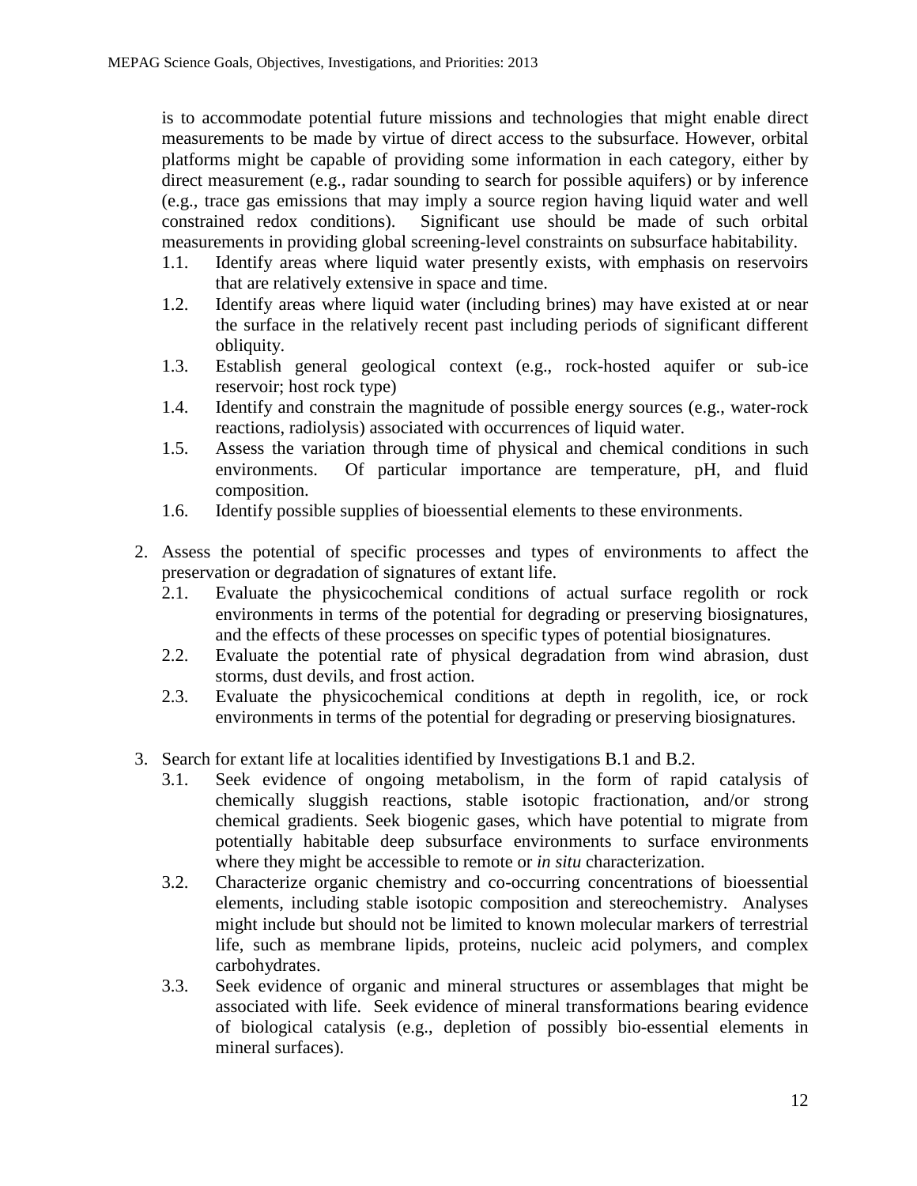is to accommodate potential future missions and technologies that might enable direct measurements to be made by virtue of direct access to the subsurface. However, orbital platforms might be capable of providing some information in each category, either by direct measurement (e.g., radar sounding to search for possible aquifers) or by inference (e.g., trace gas emissions that may imply a source region having liquid water and well constrained redox conditions). Significant use should be made of such orbital measurements in providing global screening-level constraints on subsurface habitability.

1.1. Identify areas where liquid water presently exists, with emphasis on reservoirs that are relatively extensive in space and time.
1.2. Identify areas where liquid water (including brines) may have existed at or near the surface in the relatively recent past including periods of significant different obliquity.
1.3. Establish general geological context (e.g., rock-hosted aquifer or sub-ice reservoir; host rock type)
1.4. Identify and constrain the magnitude of possible energy sources (e.g., water-rock reactions, radiolysis) associated with occurrences of liquid water.
1.5. Assess the variation through time of physical and chemical conditions in such environments. Of particular importance are temperature, pH, and fluid composition.
1.6. Identify possible supplies of bioessential elements to these environments.

2. Assess the potential of specific processes and types of environments to affect the preservation or degradation of signatures of extant life.
   2.1. Evaluate the physicochemical conditions of actual surface regolith or rock environments in terms of the potential for degrading or preserving biosignatures, and the effects of these processes on specific types of potential biosignatures.
   2.2. Evaluate the potential rate of physical degradation from wind abrasion, dust storms, dust devils, and frost action.
   2.3. Evaluate the physicochemical conditions at depth in regolith, ice, or rock environments in terms of the potential for degrading or preserving biosignatures.

3. Search for extant life at localities identified by Investigations B.1 and B.2.
   3.1. Seek evidence of ongoing metabolism, in the form of rapid catalysis of chemically sluggish reactions, stable isotopic fractionation, and/or strong chemical gradients. Seek biogenic gases, which have potential to migrate from potentially habitable deep subsurface environments to surface environments where they might be accessible to remote or *in situ* characterization.
   3.2. Characterize organic chemistry and co-occurring concentrations of bioessential elements, including stable isotopic composition and stereochemistry. Analyses might include but should not be limited to known molecular markers of terrestrial life, such as membrane lipids, proteins, nucleic acid polymers, and complex carbohydrates.
   3.3. Seek evidence of organic and mineral structures or assemblages that might be associated with life. Seek evidence of mineral transformations bearing evidence of biological catalysis (e.g., depletion of possibly bio-essential elements in mineral surfaces).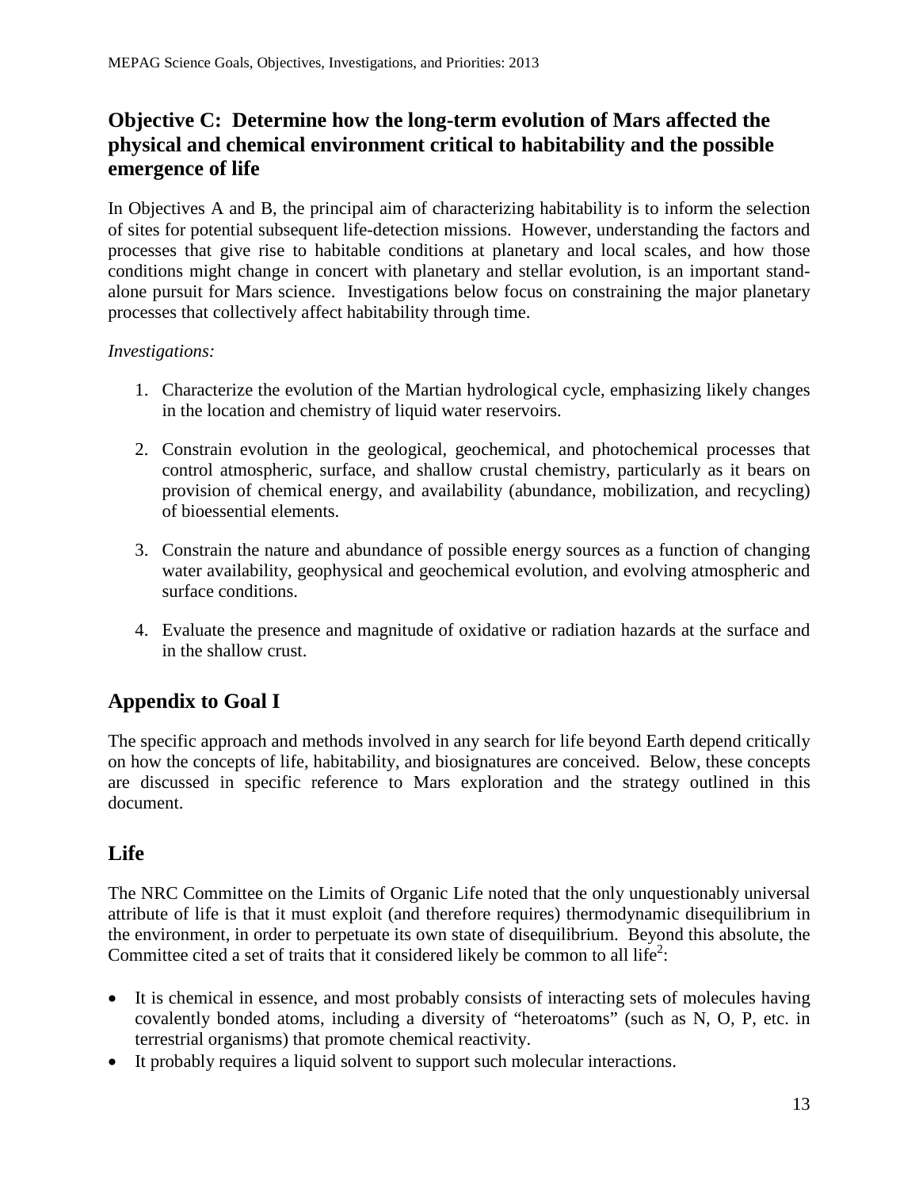## Objective C: Determine how the long-term evolution of Mars affected the physical and chemical environment critical to habitability and the possible emergence of life

In Objectives A and B, the principal aim of characterizing habitability is to inform the selection of sites for potential subsequent life-detection missions. However, understanding the factors and processes that give rise to habitable conditions at planetary and local scales, and how those conditions might change in concert with planetary and stellar evolution, is an important stand-alone pursuit for Mars science. Investigations below focus on constraining the major planetary processes that collectively affect habitability through time.

*Investigations:*

1. Characterize the evolution of the Martian hydrological cycle, emphasizing likely changes in the location and chemistry of liquid water reservoirs.
2. Constrain evolution in the geological, geochemical, and photochemical processes that control atmospheric, surface, and shallow crustal chemistry, particularly as it bears on provision of chemical energy, and availability (abundance, mobilization, and recycling) of bioessential elements.
3. Constrain the nature and abundance of possible energy sources as a function of changing water availability, geophysical and geochemical evolution, and evolving atmospheric and surface conditions.
4. Evaluate the presence and magnitude of oxidative or radiation hazards at the surface and in the shallow crust.

## Appendix to Goal I

The specific approach and methods involved in any search for life beyond Earth depend critically on how the concepts of life, habitability, and biosignatures are conceived. Below, these concepts are discussed in specific reference to Mars exploration and the strategy outlined in this document.

## Life

The NRC Committee on the Limits of Organic Life noted that the only unquestionably universal attribute of life is that it must exploit (and therefore requires) thermodynamic disequilibrium in the environment, in order to perpetuate its own state of disequilibrium. Beyond this absolute, the Committee cited a set of traits that it considered likely be common to all life[2]:

- It is chemical in essence, and most probably consists of interacting sets of molecules having covalently bonded atoms, including a diversity of "heteroatoms" (such as N, O, P, etc. in terrestrial organisms) that promote chemical reactivity.
- It probably requires a liquid solvent to support such molecular interactions.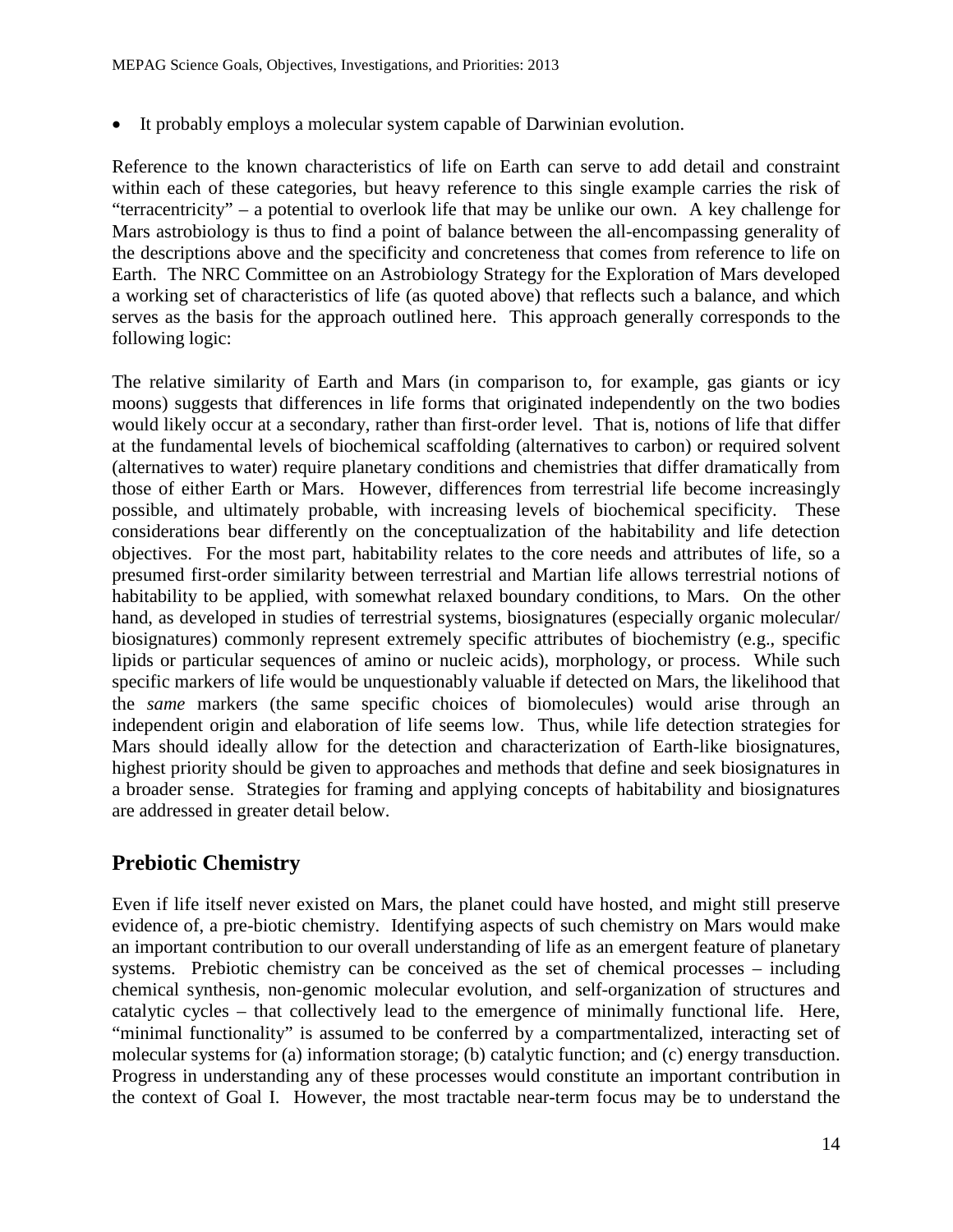- It probably employs a molecular system capable of Darwinian evolution.

Reference to the known characteristics of life on Earth can serve to add detail and constraint within each of these categories, but heavy reference to this single example carries the risk of "terracentricity" – a potential to overlook life that may be unlike our own. A key challenge for Mars astrobiology is thus to find a point of balance between the all-encompassing generality of the descriptions above and the specificity and concreteness that comes from reference to life on Earth. The NRC Committee on an Astrobiology Strategy for the Exploration of Mars developed a working set of characteristics of life (as quoted above) that reflects such a balance, and which serves as the basis for the approach outlined here. This approach generally corresponds to the following logic:

The relative similarity of Earth and Mars (in comparison to, for example, gas giants or icy moons) suggests that differences in life forms that originated independently on the two bodies would likely occur at a secondary, rather than first-order level. That is, notions of life that differ at the fundamental levels of biochemical scaffolding (alternatives to carbon) or required solvent (alternatives to water) require planetary conditions and chemistries that differ dramatically from those of either Earth or Mars. However, differences from terrestrial life become increasingly possible, and ultimately probable, with increasing levels of biochemical specificity. These considerations bear differently on the conceptualization of the habitability and life detection objectives. For the most part, habitability relates to the core needs and attributes of life, so a presumed first-order similarity between terrestrial and Martian life allows terrestrial notions of habitability to be applied, with somewhat relaxed boundary conditions, to Mars. On the other hand, as developed in studies of terrestrial systems, biosignatures (especially organic molecular/ biosignatures) commonly represent extremely specific attributes of biochemistry (e.g., specific lipids or particular sequences of amino or nucleic acids), morphology, or process. While such specific markers of life would be unquestionably valuable if detected on Mars, the likelihood that the *same* markers (the same specific choices of biomolecules) would arise through an independent origin and elaboration of life seems low. Thus, while life detection strategies for Mars should ideally allow for the detection and characterization of Earth-like biosignatures, highest priority should be given to approaches and methods that define and seek biosignatures in a broader sense. Strategies for framing and applying concepts of habitability and biosignatures are addressed in greater detail below.

## Prebiotic Chemistry

Even if life itself never existed on Mars, the planet could have hosted, and might still preserve evidence of, a pre-biotic chemistry. Identifying aspects of such chemistry on Mars would make an important contribution to our overall understanding of life as an emergent feature of planetary systems. Prebiotic chemistry can be conceived as the set of chemical processes – including chemical synthesis, non-genomic molecular evolution, and self-organization of structures and catalytic cycles – that collectively lead to the emergence of minimally functional life. Here, "minimal functionality" is assumed to be conferred by a compartmentalized, interacting set of molecular systems for (a) information storage; (b) catalytic function; and (c) energy transduction. Progress in understanding any of these processes would constitute an important contribution in the context of Goal I. However, the most tractable near-term focus may be to understand the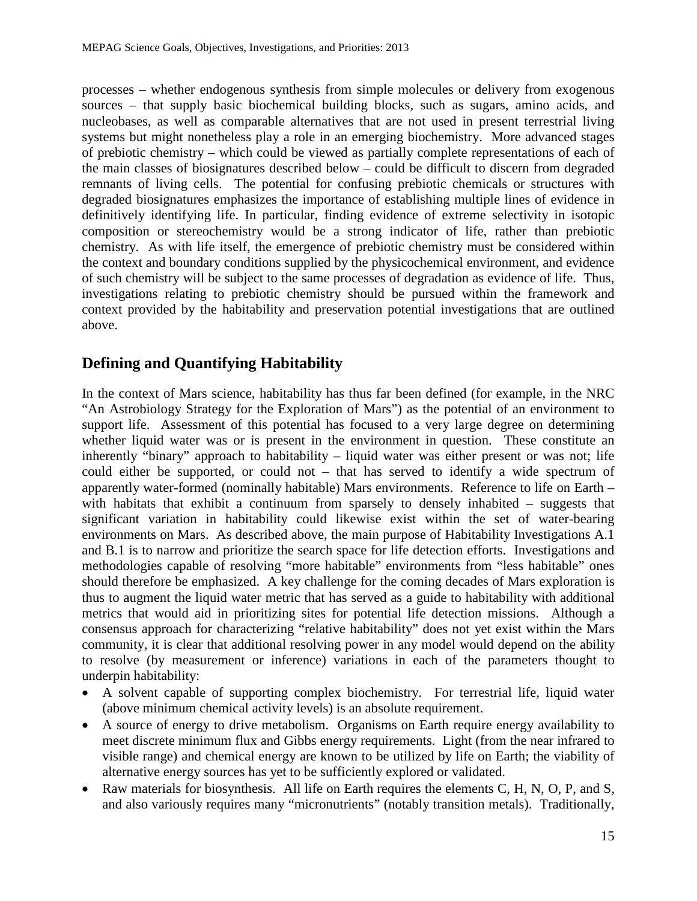processes – whether endogenous synthesis from simple molecules or delivery from exogenous sources – that supply basic biochemical building blocks, such as sugars, amino acids, and nucleobases, as well as comparable alternatives that are not used in present terrestrial living systems but might nonetheless play a role in an emerging biochemistry. More advanced stages of prebiotic chemistry – which could be viewed as partially complete representations of each of the main classes of biosignatures described below – could be difficult to discern from degraded remnants of living cells. The potential for confusing prebiotic chemicals or structures with degraded biosignatures emphasizes the importance of establishing multiple lines of evidence in definitively identifying life. In particular, finding evidence of extreme selectivity in isotopic composition or stereochemistry would be a strong indicator of life, rather than prebiotic chemistry. As with life itself, the emergence of prebiotic chemistry must be considered within the context and boundary conditions supplied by the physicochemical environment, and evidence of such chemistry will be subject to the same processes of degradation as evidence of life. Thus, investigations relating to prebiotic chemistry should be pursued within the framework and context provided by the habitability and preservation potential investigations that are outlined above.

## Defining and Quantifying Habitability

In the context of Mars science, habitability has thus far been defined (for example, in the NRC "An Astrobiology Strategy for the Exploration of Mars") as the potential of an environment to support life. Assessment of this potential has focused to a very large degree on determining whether liquid water was or is present in the environment in question. These constitute an inherently "binary" approach to habitability – liquid water was either present or was not; life could either be supported, or could not – that has served to identify a wide spectrum of apparently water-formed (nominally habitable) Mars environments. Reference to life on Earth – with habitats that exhibit a continuum from sparsely to densely inhabited – suggests that significant variation in habitability could likewise exist within the set of water-bearing environments on Mars. As described above, the main purpose of Habitability Investigations A.1 and B.1 is to narrow and prioritize the search space for life detection efforts. Investigations and methodologies capable of resolving "more habitable" environments from "less habitable" ones should therefore be emphasized. A key challenge for the coming decades of Mars exploration is thus to augment the liquid water metric that has served as a guide to habitability with additional metrics that would aid in prioritizing sites for potential life detection missions. Although a consensus approach for characterizing "relative habitability" does not yet exist within the Mars community, it is clear that additional resolving power in any model would depend on the ability to resolve (by measurement or inference) variations in each of the parameters thought to underpin habitability:

- A solvent capable of supporting complex biochemistry. For terrestrial life, liquid water (above minimum chemical activity levels) is an absolute requirement.
- A source of energy to drive metabolism. Organisms on Earth require energy availability to meet discrete minimum flux and Gibbs energy requirements. Light (from the near infrared to visible range) and chemical energy are known to be utilized by life on Earth; the viability of alternative energy sources has yet to be sufficiently explored or validated.
- Raw materials for biosynthesis. All life on Earth requires the elements C, H, N, O, P, and S, and also variously requires many "micronutrients" (notably transition metals). Traditionally,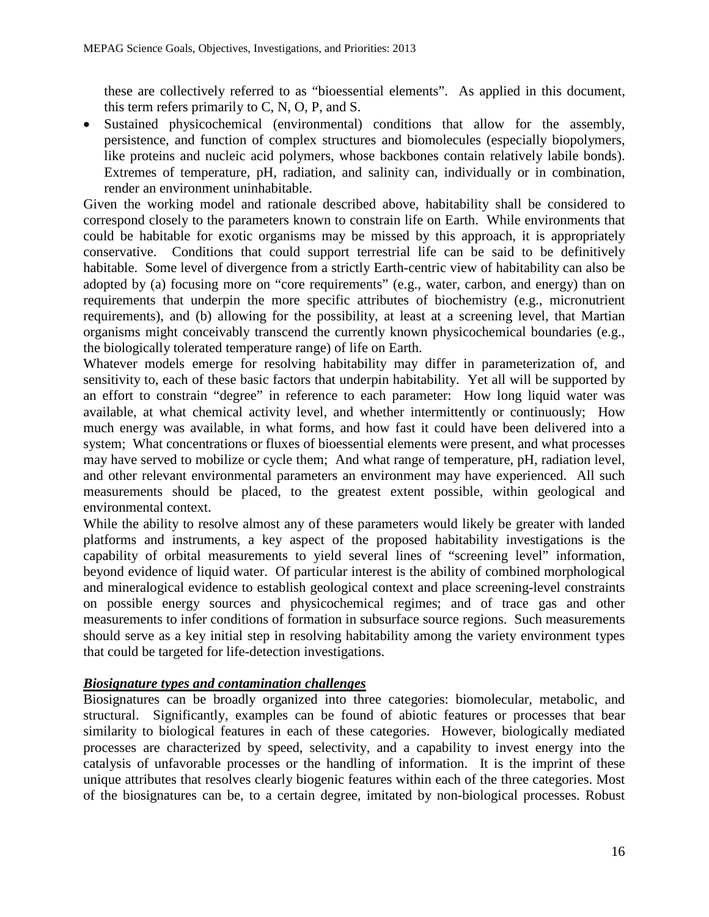these are collectively referred to as "bioessential elements". As applied in this document, this term refers primarily to C, N, O, P, and S.

- Sustained physicochemical (environmental) conditions that allow for the assembly, persistence, and function of complex structures and biomolecules (especially biopolymers, like proteins and nucleic acid polymers, whose backbones contain relatively labile bonds). Extremes of temperature, pH, radiation, and salinity can, individually or in combination, render an environment uninhabitable.

Given the working model and rationale described above, habitability shall be considered to correspond closely to the parameters known to constrain life on Earth. While environments that could be habitable for exotic organisms may be missed by this approach, it is appropriately conservative. Conditions that could support terrestrial life can be said to be definitively habitable. Some level of divergence from a strictly Earth-centric view of habitability can also be adopted by (a) focusing more on "core requirements" (e.g., water, carbon, and energy) than on requirements that underpin the more specific attributes of biochemistry (e.g., micronutrient requirements), and (b) allowing for the possibility, at least at a screening level, that Martian organisms might conceivably transcend the currently known physicochemical boundaries (e.g., the biologically tolerated temperature range) of life on Earth.

Whatever models emerge for resolving habitability may differ in parameterization of, and sensitivity to, each of these basic factors that underpin habitability. Yet all will be supported by an effort to constrain "degree" in reference to each parameter: How long liquid water was available, at what chemical activity level, and whether intermittently or continuously; How much energy was available, in what forms, and how fast it could have been delivered into a system; What concentrations or fluxes of bioessential elements were present, and what processes may have served to mobilize or cycle them; And what range of temperature, pH, radiation level, and other relevant environmental parameters an environment may have experienced. All such measurements should be placed, to the greatest extent possible, within geological and environmental context.

While the ability to resolve almost any of these parameters would likely be greater with landed platforms and instruments, a key aspect of the proposed habitability investigations is the capability of orbital measurements to yield several lines of "screening level" information, beyond evidence of liquid water. Of particular interest is the ability of combined morphological and mineralogical evidence to establish geological context and place screening-level constraints on possible energy sources and physicochemical regimes; and of trace gas and other measurements to infer conditions of formation in subsurface source regions. Such measurements should serve as a key initial step in resolving habitability among the variety environment types that could be targeted for life-detection investigations.

***Biosignature types and contamination challenges***

Biosignatures can be broadly organized into three categories: biomolecular, metabolic, and structural. Significantly, examples can be found of abiotic features or processes that bear similarity to biological features in each of these categories. However, biologically mediated processes are characterized by speed, selectivity, and a capability to invest energy into the catalysis of unfavorable processes or the handling of information. It is the imprint of these unique attributes that resolves clearly biogenic features within each of the three categories. Most of the biosignatures can be, to a certain degree, imitated by non-biological processes. Robust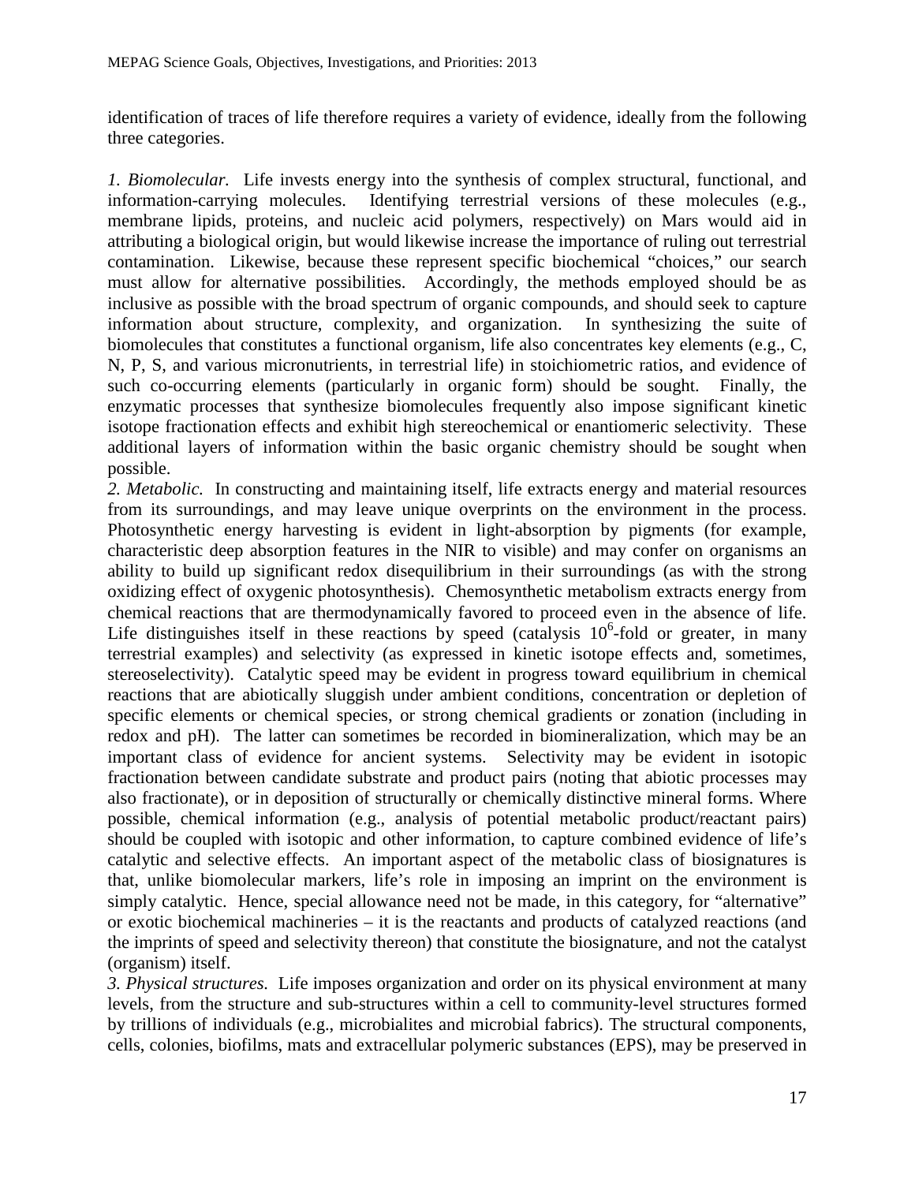identification of traces of life therefore requires a variety of evidence, ideally from the following three categories.

*1. Biomolecular.* Life invests energy into the synthesis of complex structural, functional, and information-carrying molecules. Identifying terrestrial versions of these molecules (e.g., membrane lipids, proteins, and nucleic acid polymers, respectively) on Mars would aid in attributing a biological origin, but would likewise increase the importance of ruling out terrestrial contamination. Likewise, because these represent specific biochemical "choices," our search must allow for alternative possibilities. Accordingly, the methods employed should be as inclusive as possible with the broad spectrum of organic compounds, and should seek to capture information about structure, complexity, and organization. In synthesizing the suite of biomolecules that constitutes a functional organism, life also concentrates key elements (e.g., C, N, P, S, and various micronutrients, in terrestrial life) in stoichiometric ratios, and evidence of such co-occurring elements (particularly in organic form) should be sought. Finally, the enzymatic processes that synthesize biomolecules frequently also impose significant kinetic isotope fractionation effects and exhibit high stereochemical or enantiomeric selectivity. These additional layers of information within the basic organic chemistry should be sought when possible.

*2. Metabolic.* In constructing and maintaining itself, life extracts energy and material resources from its surroundings, and may leave unique overprints on the environment in the process. Photosynthetic energy harvesting is evident in light-absorption by pigments (for example, characteristic deep absorption features in the NIR to visible) and may confer on organisms an ability to build up significant redox disequilibrium in their surroundings (as with the strong oxidizing effect of oxygenic photosynthesis). Chemosynthetic metabolism extracts energy from chemical reactions that are thermodynamically favored to proceed even in the absence of life. Life distinguishes itself in these reactions by speed (catalysis $10^6$-fold or greater, in many terrestrial examples) and selectivity (as expressed in kinetic isotope effects and, sometimes, stereoselectivity). Catalytic speed may be evident in progress toward equilibrium in chemical reactions that are abiotically sluggish under ambient conditions, concentration or depletion of specific elements or chemical species, or strong chemical gradients or zonation (including in redox and pH). The latter can sometimes be recorded in biomineralization, which may be an important class of evidence for ancient systems. Selectivity may be evident in isotopic fractionation between candidate substrate and product pairs (noting that abiotic processes may also fractionate), or in deposition of structurally or chemically distinctive mineral forms. Where possible, chemical information (e.g., analysis of potential metabolic product/reactant pairs) should be coupled with isotopic and other information, to capture combined evidence of life's catalytic and selective effects. An important aspect of the metabolic class of biosignatures is that, unlike biomolecular markers, life's role in imposing an imprint on the environment is simply catalytic. Hence, special allowance need not be made, in this category, for "alternative" or exotic biochemical machineries – it is the reactants and products of catalyzed reactions (and the imprints of speed and selectivity thereon) that constitute the biosignature, and not the catalyst (organism) itself.

*3. Physical structures.* Life imposes organization and order on its physical environment at many levels, from the structure and sub-structures within a cell to community-level structures formed by trillions of individuals (e.g., microbialites and microbial fabrics). The structural components, cells, colonies, biofilms, mats and extracellular polymeric substances (EPS), may be preserved in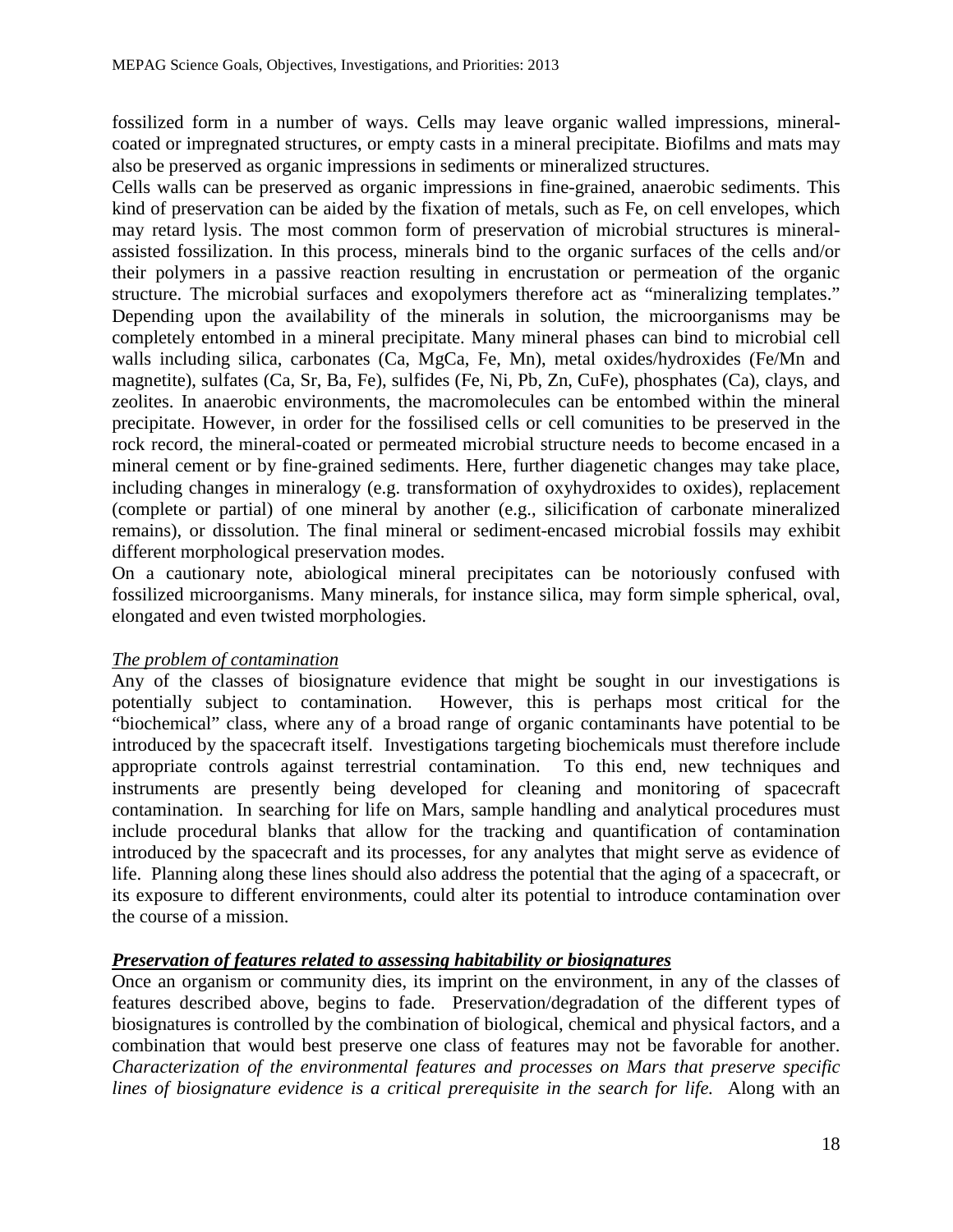fossilized form in a number of ways. Cells may leave organic walled impressions, mineral-coated or impregnated structures, or empty casts in a mineral precipitate. Biofilms and mats may also be preserved as organic impressions in sediments or mineralized structures.

Cells walls can be preserved as organic impressions in fine-grained, anaerobic sediments. This kind of preservation can be aided by the fixation of metals, such as Fe, on cell envelopes, which may retard lysis. The most common form of preservation of microbial structures is mineral-assisted fossilization. In this process, minerals bind to the organic surfaces of the cells and/or their polymers in a passive reaction resulting in encrustation or permeation of the organic structure. The microbial surfaces and exopolymers therefore act as "mineralizing templates." Depending upon the availability of the minerals in solution, the microorganisms may be completely entombed in a mineral precipitate. Many mineral phases can bind to microbial cell walls including silica, carbonates (Ca, MgCa, Fe, Mn), metal oxides/hydroxides (Fe/Mn and magnetite), sulfates (Ca, Sr, Ba, Fe), sulfides (Fe, Ni, Pb, Zn, CuFe), phosphates (Ca), clays, and zeolites. In anaerobic environments, the macromolecules can be entombed within the mineral precipitate. However, in order for the fossilised cells or cell comunities to be preserved in the rock record, the mineral-coated or permeated microbial structure needs to become encased in a mineral cement or by fine-grained sediments. Here, further diagenetic changes may take place, including changes in mineralogy (e.g. transformation of oxyhydroxides to oxides), replacement (complete or partial) of one mineral by another (e.g., silicification of carbonate mineralized remains), or dissolution. The final mineral or sediment-encased microbial fossils may exhibit different morphological preservation modes.

On a cautionary note, abiological mineral precipitates can be notoriously confused with fossilized microorganisms. Many minerals, for instance silica, may form simple spherical, oval, elongated and even twisted morphologies.

*The problem of contamination*

Any of the classes of biosignature evidence that might be sought in our investigations is potentially subject to contamination. However, this is perhaps most critical for the "biochemical" class, where any of a broad range of organic contaminants have potential to be introduced by the spacecraft itself. Investigations targeting biochemicals must therefore include appropriate controls against terrestrial contamination. To this end, new techniques and instruments are presently being developed for cleaning and monitoring of spacecraft contamination. In searching for life on Mars, sample handling and analytical procedures must include procedural blanks that allow for the tracking and quantification of contamination introduced by the spacecraft and its processes, for any analytes that might serve as evidence of life. Planning along these lines should also address the potential that the aging of a spacecraft, or its exposure to different environments, could alter its potential to introduce contamination over the course of a mission.

***Preservation of features related to assessing habitability or biosignatures***

Once an organism or community dies, its imprint on the environment, in any of the classes of features described above, begins to fade. Preservation/degradation of the different types of biosignatures is controlled by the combination of biological, chemical and physical factors, and a combination that would best preserve one class of features may not be favorable for another. *Characterization of the environmental features and processes on Mars that preserve specific lines of biosignature evidence is a critical prerequisite in the search for life.* Along with an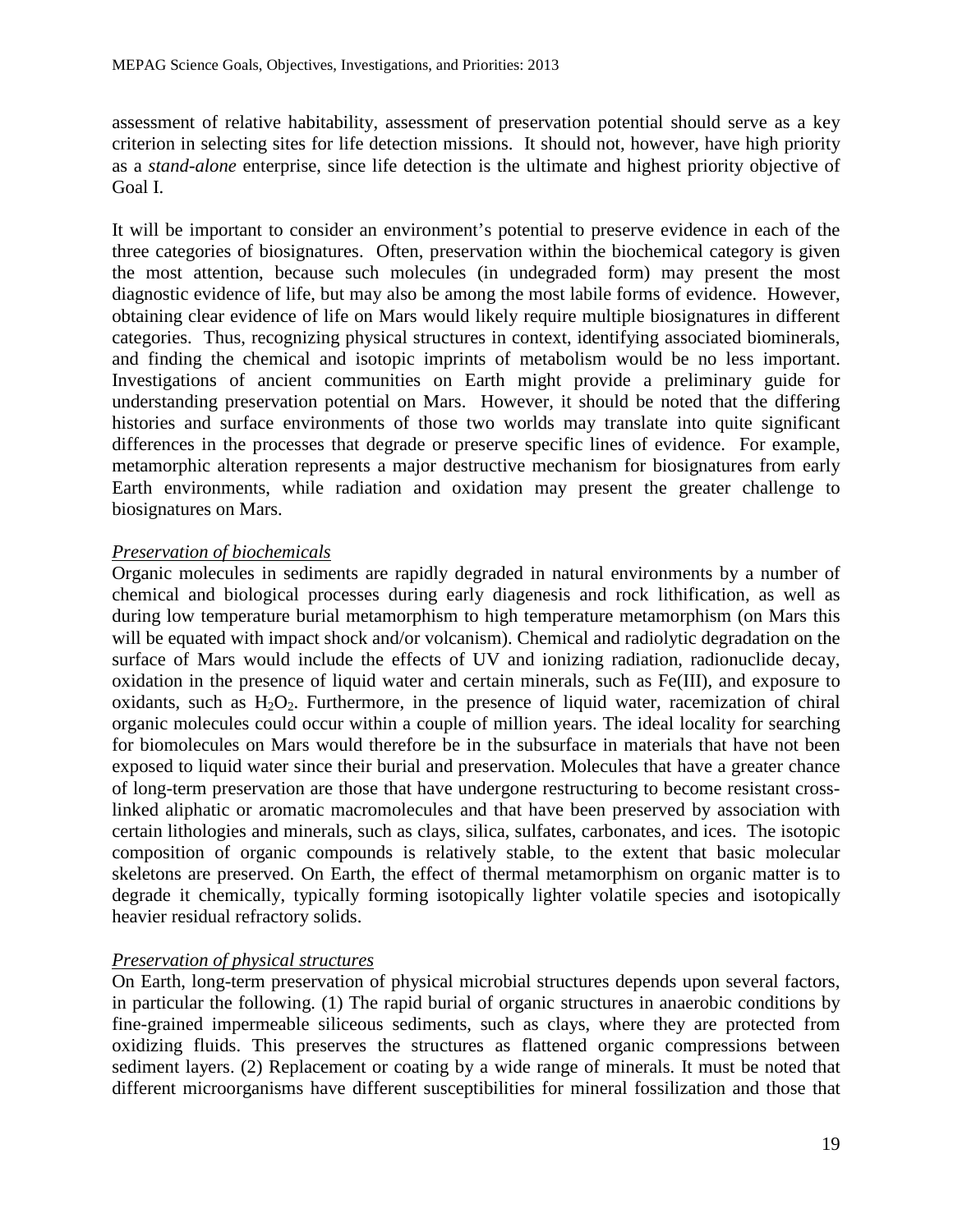assessment of relative habitability, assessment of preservation potential should serve as a key criterion in selecting sites for life detection missions. It should not, however, have high priority as a *stand-alone* enterprise, since life detection is the ultimate and highest priority objective of Goal I.

It will be important to consider an environment's potential to preserve evidence in each of the three categories of biosignatures. Often, preservation within the biochemical category is given the most attention, because such molecules (in undegraded form) may present the most diagnostic evidence of life, but may also be among the most labile forms of evidence. However, obtaining clear evidence of life on Mars would likely require multiple biosignatures in different categories. Thus, recognizing physical structures in context, identifying associated biominerals, and finding the chemical and isotopic imprints of metabolism would be no less important. Investigations of ancient communities on Earth might provide a preliminary guide for understanding preservation potential on Mars. However, it should be noted that the differing histories and surface environments of those two worlds may translate into quite significant differences in the processes that degrade or preserve specific lines of evidence. For example, metamorphic alteration represents a major destructive mechanism for biosignatures from early Earth environments, while radiation and oxidation may present the greater challenge to biosignatures on Mars.

*Preservation of biochemicals*

Organic molecules in sediments are rapidly degraded in natural environments by a number of chemical and biological processes during early diagenesis and rock lithification, as well as during low temperature burial metamorphism to high temperature metamorphism (on Mars this will be equated with impact shock and/or volcanism). Chemical and radiolytic degradation on the surface of Mars would include the effects of UV and ionizing radiation, radionuclide decay, oxidation in the presence of liquid water and certain minerals, such as Fe(III), and exposure to oxidants, such as $H_2O_2$. Furthermore, in the presence of liquid water, racemization of chiral organic molecules could occur within a couple of million years. The ideal locality for searching for biomolecules on Mars would therefore be in the subsurface in materials that have not been exposed to liquid water since their burial and preservation. Molecules that have a greater chance of long-term preservation are those that have undergone restructuring to become resistant cross-linked aliphatic or aromatic macromolecules and that have been preserved by association with certain lithologies and minerals, such as clays, silica, sulfates, carbonates, and ices. The isotopic composition of organic compounds is relatively stable, to the extent that basic molecular skeletons are preserved. On Earth, the effect of thermal metamorphism on organic matter is to degrade it chemically, typically forming isotopically lighter volatile species and isotopically heavier residual refractory solids.

*Preservation of physical structures*

On Earth, long-term preservation of physical microbial structures depends upon several factors, in particular the following. (1) The rapid burial of organic structures in anaerobic conditions by fine-grained impermeable siliceous sediments, such as clays, where they are protected from oxidizing fluids. This preserves the structures as flattened organic compressions between sediment layers. (2) Replacement or coating by a wide range of minerals. It must be noted that different microorganisms have different susceptibilities for mineral fossilization and those that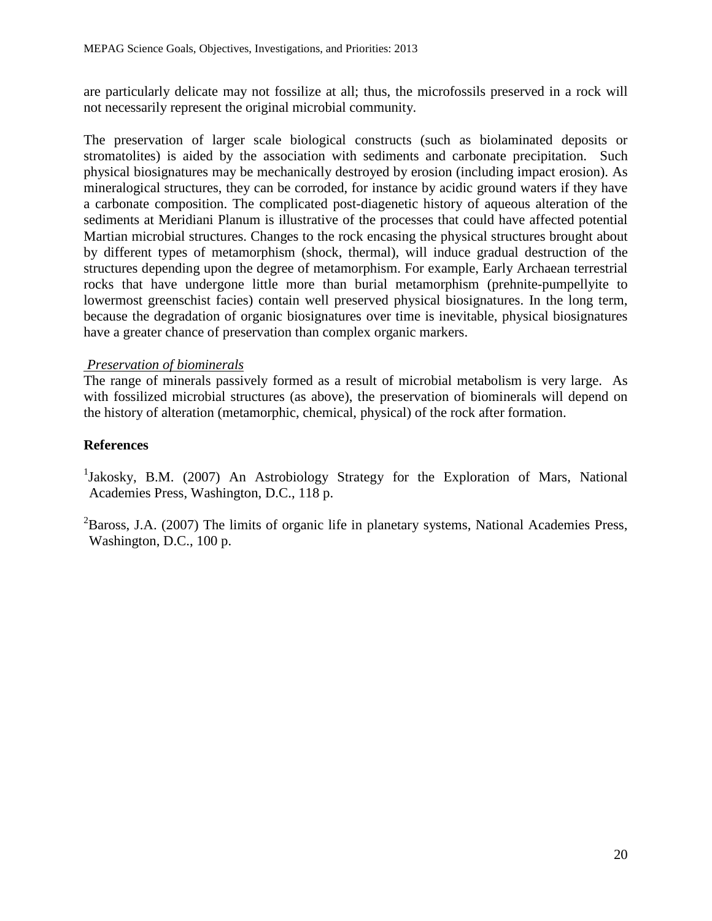are particularly delicate may not fossilize at all; thus, the microfossils preserved in a rock will not necessarily represent the original microbial community.

The preservation of larger scale biological constructs (such as biolaminated deposits or stromatolites) is aided by the association with sediments and carbonate precipitation. Such physical biosignatures may be mechanically destroyed by erosion (including impact erosion). As mineralogical structures, they can be corroded, for instance by acidic ground waters if they have a carbonate composition. The complicated post-diagenetic history of aqueous alteration of the sediments at Meridiani Planum is illustrative of the processes that could have affected potential Martian microbial structures. Changes to the rock encasing the physical structures brought about by different types of metamorphism (shock, thermal), will induce gradual destruction of the structures depending upon the degree of metamorphism. For example, Early Archaean terrestrial rocks that have undergone little more than burial metamorphism (prehnite-pumpellyite to lowermost greenschist facies) contain well preserved physical biosignatures. In the long term, because the degradation of organic biosignatures over time is inevitable, physical biosignatures have a greater chance of preservation than complex organic markers.

*Preservation of biominerals*

The range of minerals passively formed as a result of microbial metabolism is very large. As with fossilized microbial structures (as above), the preservation of biominerals will depend on the history of alteration (metamorphic, chemical, physical) of the rock after formation.

**References**

[1]Jakosky, B.M. (2007) An Astrobiology Strategy for the Exploration of Mars, National Academies Press, Washington, D.C., 118 p.

[2]Baross, J.A. (2007) The limits of organic life in planetary systems, National Academies Press, Washington, D.C., 100 p.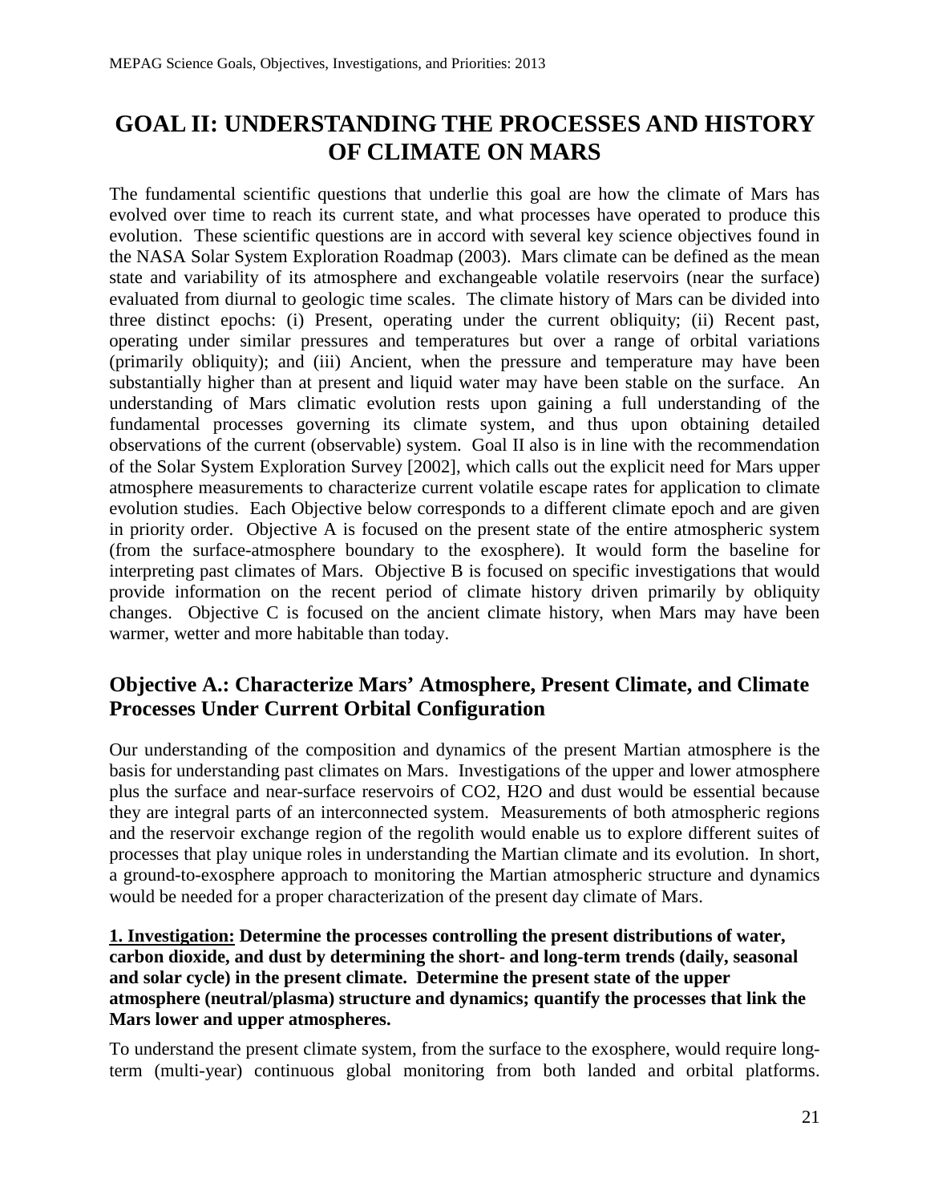# GOAL II: UNDERSTANDING THE PROCESSES AND HISTORY OF CLIMATE ON MARS

The fundamental scientific questions that underlie this goal are how the climate of Mars has evolved over time to reach its current state, and what processes have operated to produce this evolution. These scientific questions are in accord with several key science objectives found in the NASA Solar System Exploration Roadmap (2003). Mars climate can be defined as the mean state and variability of its atmosphere and exchangeable volatile reservoirs (near the surface) evaluated from diurnal to geologic time scales. The climate history of Mars can be divided into three distinct epochs: (i) Present, operating under the current obliquity; (ii) Recent past, operating under similar pressures and temperatures but over a range of orbital variations (primarily obliquity); and (iii) Ancient, when the pressure and temperature may have been substantially higher than at present and liquid water may have been stable on the surface. An understanding of Mars climatic evolution rests upon gaining a full understanding of the fundamental processes governing its climate system, and thus upon obtaining detailed observations of the current (observable) system. Goal II also is in line with the recommendation of the Solar System Exploration Survey [2002], which calls out the explicit need for Mars upper atmosphere measurements to characterize current volatile escape rates for application to climate evolution studies. Each Objective below corresponds to a different climate epoch and are given in priority order. Objective A is focused on the present state of the entire atmospheric system (from the surface-atmosphere boundary to the exosphere). It would form the baseline for interpreting past climates of Mars. Objective B is focused on specific investigations that would provide information on the recent period of climate history driven primarily by obliquity changes. Objective C is focused on the ancient climate history, when Mars may have been warmer, wetter and more habitable than today.

## Objective A.: Characterize Mars' Atmosphere, Present Climate, and Climate Processes Under Current Orbital Configuration

Our understanding of the composition and dynamics of the present Martian atmosphere is the basis for understanding past climates on Mars. Investigations of the upper and lower atmosphere plus the surface and near-surface reservoirs of CO2, H2O and dust would be essential because they are integral parts of an interconnected system. Measurements of both atmospheric regions and the reservoir exchange region of the regolith would enable us to explore different suites of processes that play unique roles in understanding the Martian climate and its evolution. In short, a ground-to-exosphere approach to monitoring the Martian atmospheric structure and dynamics would be needed for a proper characterization of the present day climate of Mars.

**<u>1. Investigation:</u> Determine the processes controlling the present distributions of water, carbon dioxide, and dust by determining the short- and long-term trends (daily, seasonal and solar cycle) in the present climate. Determine the present state of the upper atmosphere (neutral/plasma) structure and dynamics; quantify the processes that link the Mars lower and upper atmospheres.**

To understand the present climate system, from the surface to the exosphere, would require long-term (multi-year) continuous global monitoring from both landed and orbital platforms.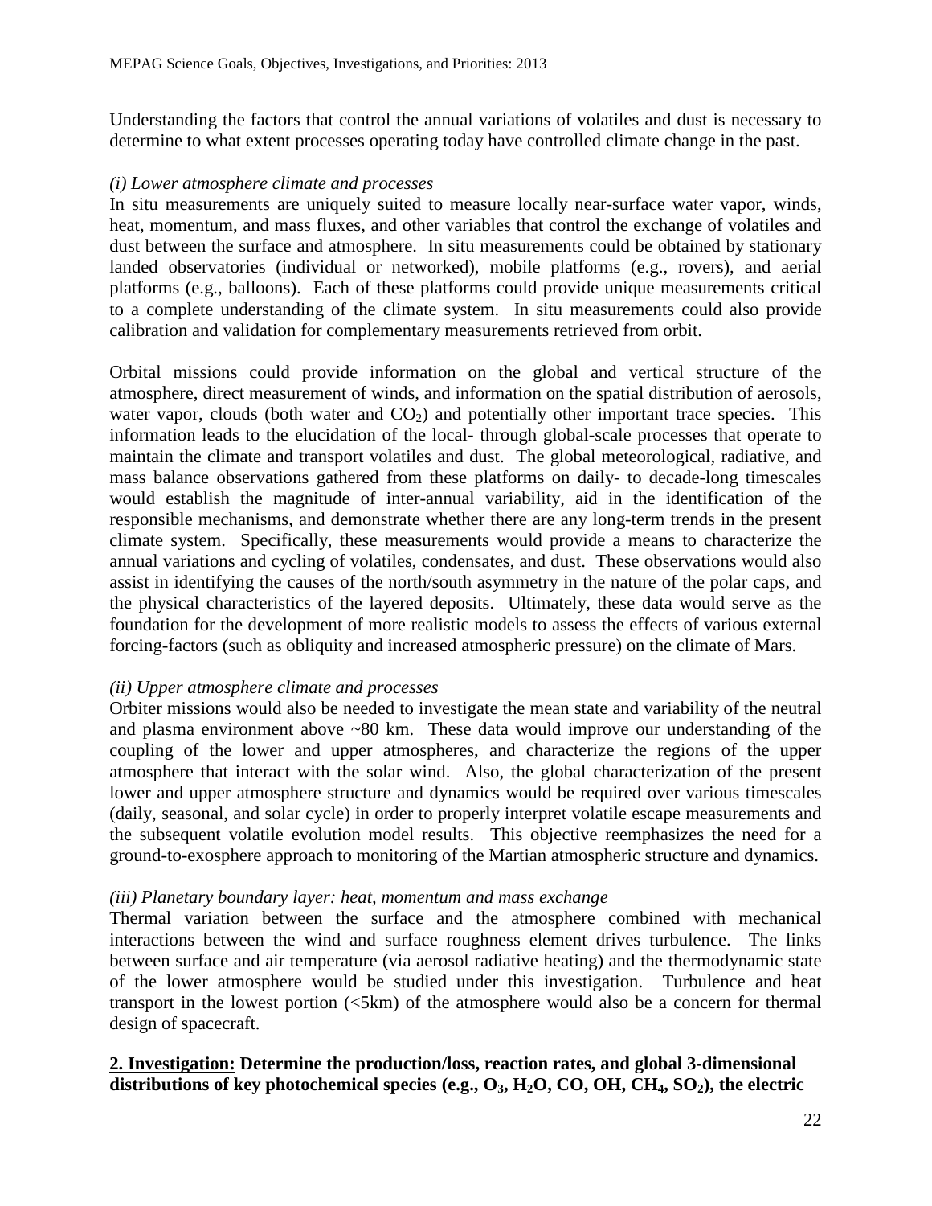Understanding the factors that control the annual variations of volatiles and dust is necessary to determine to what extent processes operating today have controlled climate change in the past.

*(i) Lower atmosphere climate and processes*
In situ measurements are uniquely suited to measure locally near-surface water vapor, winds, heat, momentum, and mass fluxes, and other variables that control the exchange of volatiles and dust between the surface and atmosphere. In situ measurements could be obtained by stationary landed observatories (individual or networked), mobile platforms (e.g., rovers), and aerial platforms (e.g., balloons). Each of these platforms could provide unique measurements critical to a complete understanding of the climate system. In situ measurements could also provide calibration and validation for complementary measurements retrieved from orbit.

Orbital missions could provide information on the global and vertical structure of the atmosphere, direct measurement of winds, and information on the spatial distribution of aerosols, water vapor, clouds (both water and $CO_2$) and potentially other important trace species. This information leads to the elucidation of the local- through global-scale processes that operate to maintain the climate and transport volatiles and dust. The global meteorological, radiative, and mass balance observations gathered from these platforms on daily- to decade-long timescales would establish the magnitude of inter-annual variability, aid in the identification of the responsible mechanisms, and demonstrate whether there are any long-term trends in the present climate system. Specifically, these measurements would provide a means to characterize the annual variations and cycling of volatiles, condensates, and dust. These observations would also assist in identifying the causes of the north/south asymmetry in the nature of the polar caps, and the physical characteristics of the layered deposits. Ultimately, these data would serve as the foundation for the development of more realistic models to assess the effects of various external forcing-factors (such as obliquity and increased atmospheric pressure) on the climate of Mars.

*(ii) Upper atmosphere climate and processes*
Orbiter missions would also be needed to investigate the mean state and variability of the neutral and plasma environment above ~80 km. These data would improve our understanding of the coupling of the lower and upper atmospheres, and characterize the regions of the upper atmosphere that interact with the solar wind. Also, the global characterization of the present lower and upper atmosphere structure and dynamics would be required over various timescales (daily, seasonal, and solar cycle) in order to properly interpret volatile escape measurements and the subsequent volatile evolution model results. This objective reemphasizes the need for a ground-to-exosphere approach to monitoring of the Martian atmospheric structure and dynamics.

*(iii) Planetary boundary layer: heat, momentum and mass exchange*
Thermal variation between the surface and the atmosphere combined with mechanical interactions between the wind and surface roughness element drives turbulence. The links between surface and air temperature (via aerosol radiative heating) and the thermodynamic state of the lower atmosphere would be studied under this investigation. Turbulence and heat transport in the lowest portion (<5km) of the atmosphere would also be a concern for thermal design of spacecraft.

**<u>2. Investigation:</u> Determine the production/loss, reaction rates, and global 3-dimensional distributions of key photochemical species (e.g., $O_3$, $H_2O$, CO, OH, $CH_4$, $SO_2$), the electric**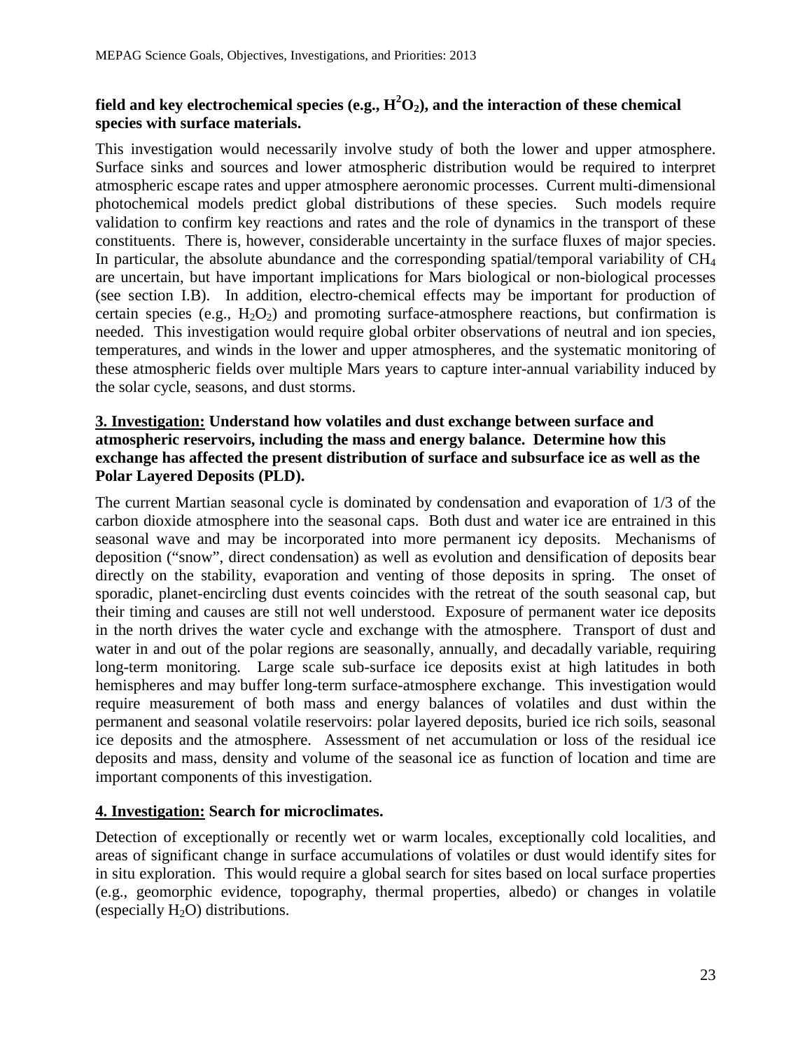**field and key electrochemical species (e.g., $H^2O_2$), and the interaction of these chemical species with surface materials.**

This investigation would necessarily involve study of both the lower and upper atmosphere. Surface sinks and sources and lower atmospheric distribution would be required to interpret atmospheric escape rates and upper atmosphere aeronomic processes. Current multi-dimensional photochemical models predict global distributions of these species. Such models require validation to confirm key reactions and rates and the role of dynamics in the transport of these constituents. There is, however, considerable uncertainty in the surface fluxes of major species. In particular, the absolute abundance and the corresponding spatial/temporal variability of $CH_4$ are uncertain, but have important implications for Mars biological or non-biological processes (see section I.B). In addition, electro-chemical effects may be important for production of certain species (e.g., $H_2O_2$) and promoting surface-atmosphere reactions, but confirmation is needed. This investigation would require global orbiter observations of neutral and ion species, temperatures, and winds in the lower and upper atmospheres, and the systematic monitoring of these atmospheric fields over multiple Mars years to capture inter-annual variability induced by the solar cycle, seasons, and dust storms.

**3. Investigation: Understand how volatiles and dust exchange between surface and atmospheric reservoirs, including the mass and energy balance. Determine how this exchange has affected the present distribution of surface and subsurface ice as well as the Polar Layered Deposits (PLD).**

The current Martian seasonal cycle is dominated by condensation and evaporation of 1/3 of the carbon dioxide atmosphere into the seasonal caps. Both dust and water ice are entrained in this seasonal wave and may be incorporated into more permanent icy deposits. Mechanisms of deposition ("snow", direct condensation) as well as evolution and densification of deposits bear directly on the stability, evaporation and venting of those deposits in spring. The onset of sporadic, planet-encircling dust events coincides with the retreat of the south seasonal cap, but their timing and causes are still not well understood. Exposure of permanent water ice deposits in the north drives the water cycle and exchange with the atmosphere. Transport of dust and water in and out of the polar regions are seasonally, annually, and decadally variable, requiring long-term monitoring. Large scale sub-surface ice deposits exist at high latitudes in both hemispheres and may buffer long-term surface-atmosphere exchange. This investigation would require measurement of both mass and energy balances of volatiles and dust within the permanent and seasonal volatile reservoirs: polar layered deposits, buried ice rich soils, seasonal ice deposits and the atmosphere. Assessment of net accumulation or loss of the residual ice deposits and mass, density and volume of the seasonal ice as function of location and time are important components of this investigation.

**4. Investigation: Search for microclimates.**

Detection of exceptionally or recently wet or warm locales, exceptionally cold localities, and areas of significant change in surface accumulations of volatiles or dust would identify sites for in situ exploration. This would require a global search for sites based on local surface properties (e.g., geomorphic evidence, topography, thermal properties, albedo) or changes in volatile (especially $H_2O$) distributions.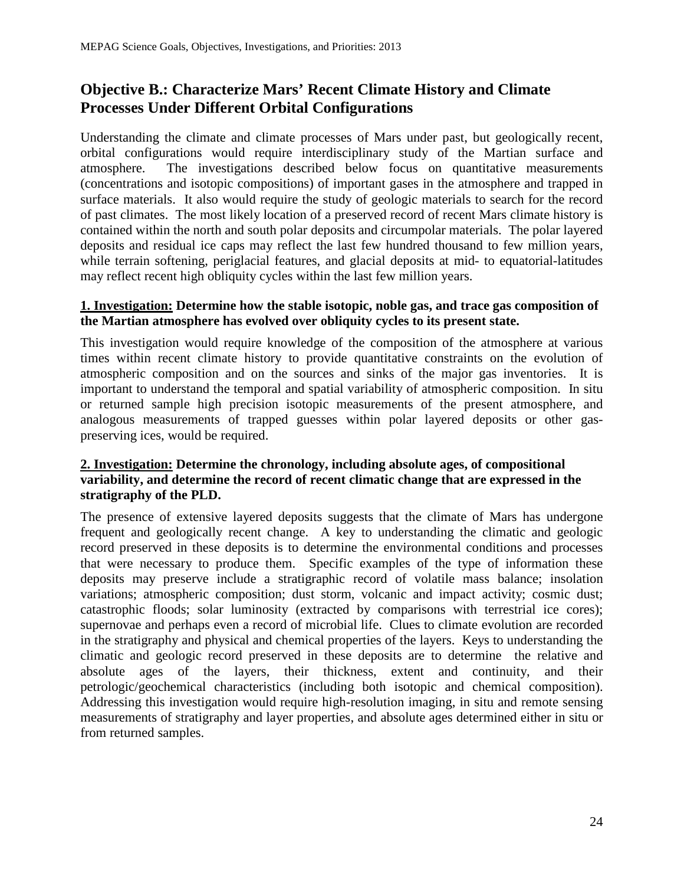## Objective B.: Characterize Mars' Recent Climate History and Climate Processes Under Different Orbital Configurations

Understanding the climate and climate processes of Mars under past, but geologically recent, orbital configurations would require interdisciplinary study of the Martian surface and atmosphere. The investigations described below focus on quantitative measurements (concentrations and isotopic compositions) of important gases in the atmosphere and trapped in surface materials. It also would require the study of geologic materials to search for the record of past climates. The most likely location of a preserved record of recent Mars climate history is contained within the north and south polar deposits and circumpolar materials. The polar layered deposits and residual ice caps may reflect the last few hundred thousand to few million years, while terrain softening, periglacial features, and glacial deposits at mid- to equatorial-latitudes may reflect recent high obliquity cycles within the last few million years.

**<u>1. Investigation:</u> Determine how the stable isotopic, noble gas, and trace gas composition of the Martian atmosphere has evolved over obliquity cycles to its present state.**

This investigation would require knowledge of the composition of the atmosphere at various times within recent climate history to provide quantitative constraints on the evolution of atmospheric composition and on the sources and sinks of the major gas inventories. It is important to understand the temporal and spatial variability of atmospheric composition. In situ or returned sample high precision isotopic measurements of the present atmosphere, and analogous measurements of trapped guesses within polar layered deposits or other gas-preserving ices, would be required.

**<u>2. Investigation:</u> Determine the chronology, including absolute ages, of compositional variability, and determine the record of recent climatic change that are expressed in the stratigraphy of the PLD.**

The presence of extensive layered deposits suggests that the climate of Mars has undergone frequent and geologically recent change. A key to understanding the climatic and geologic record preserved in these deposits is to determine the environmental conditions and processes that were necessary to produce them. Specific examples of the type of information these deposits may preserve include a stratigraphic record of volatile mass balance; insolation variations; atmospheric composition; dust storm, volcanic and impact activity; cosmic dust; catastrophic floods; solar luminosity (extracted by comparisons with terrestrial ice cores); supernovae and perhaps even a record of microbial life. Clues to climate evolution are recorded in the stratigraphy and physical and chemical properties of the layers. Keys to understanding the climatic and geologic record preserved in these deposits are to determine the relative and absolute ages of the layers, their thickness, extent and continuity, and their petrologic/geochemical characteristics (including both isotopic and chemical composition). Addressing this investigation would require high-resolution imaging, in situ and remote sensing measurements of stratigraphy and layer properties, and absolute ages determined either in situ or from returned samples.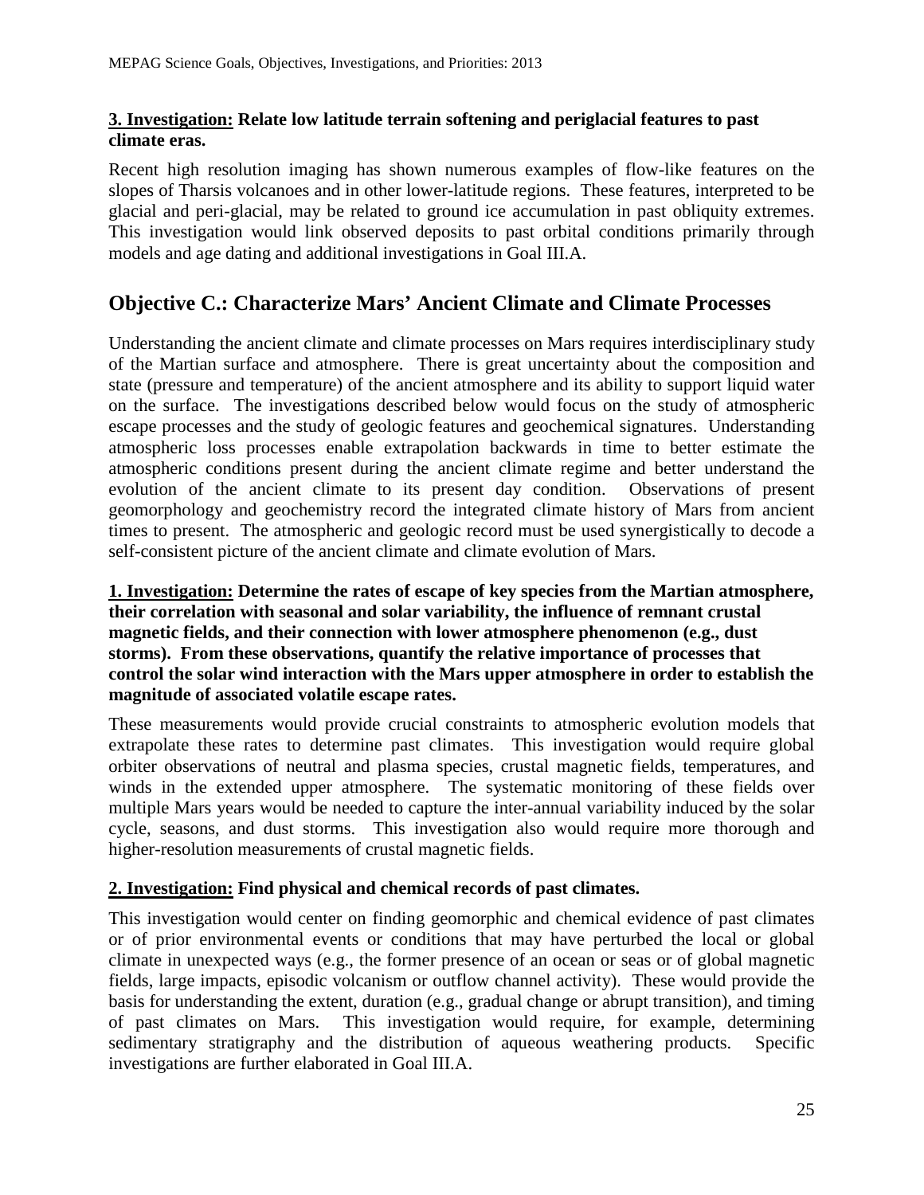**<u>3. Investigation:</u> Relate low latitude terrain softening and periglacial features to past climate eras.**

Recent high resolution imaging has shown numerous examples of flow-like features on the slopes of Tharsis volcanoes and in other lower-latitude regions. These features, interpreted to be glacial and peri-glacial, may be related to ground ice accumulation in past obliquity extremes. This investigation would link observed deposits to past orbital conditions primarily through models and age dating and additional investigations in Goal III.A.

## Objective C.: Characterize Mars' Ancient Climate and Climate Processes

Understanding the ancient climate and climate processes on Mars requires interdisciplinary study of the Martian surface and atmosphere. There is great uncertainty about the composition and state (pressure and temperature) of the ancient atmosphere and its ability to support liquid water on the surface. The investigations described below would focus on the study of atmospheric escape processes and the study of geologic features and geochemical signatures. Understanding atmospheric loss processes enable extrapolation backwards in time to better estimate the atmospheric conditions present during the ancient climate regime and better understand the evolution of the ancient climate to its present day condition. Observations of present geomorphology and geochemistry record the integrated climate history of Mars from ancient times to present. The atmospheric and geologic record must be used synergistically to decode a self-consistent picture of the ancient climate and climate evolution of Mars.

**<u>1. Investigation:</u> Determine the rates of escape of key species from the Martian atmosphere, their correlation with seasonal and solar variability, the influence of remnant crustal magnetic fields, and their connection with lower atmosphere phenomenon (e.g., dust storms). From these observations, quantify the relative importance of processes that control the solar wind interaction with the Mars upper atmosphere in order to establish the magnitude of associated volatile escape rates.**

These measurements would provide crucial constraints to atmospheric evolution models that extrapolate these rates to determine past climates. This investigation would require global orbiter observations of neutral and plasma species, crustal magnetic fields, temperatures, and winds in the extended upper atmosphere. The systematic monitoring of these fields over multiple Mars years would be needed to capture the inter-annual variability induced by the solar cycle, seasons, and dust storms. This investigation also would require more thorough and higher-resolution measurements of crustal magnetic fields.

**<u>2. Investigation:</u> Find physical and chemical records of past climates.**

This investigation would center on finding geomorphic and chemical evidence of past climates or of prior environmental events or conditions that may have perturbed the local or global climate in unexpected ways (e.g., the former presence of an ocean or seas or of global magnetic fields, large impacts, episodic volcanism or outflow channel activity). These would provide the basis for understanding the extent, duration (e.g., gradual change or abrupt transition), and timing of past climates on Mars. This investigation would require, for example, determining sedimentary stratigraphy and the distribution of aqueous weathering products. Specific investigations are further elaborated in Goal III.A.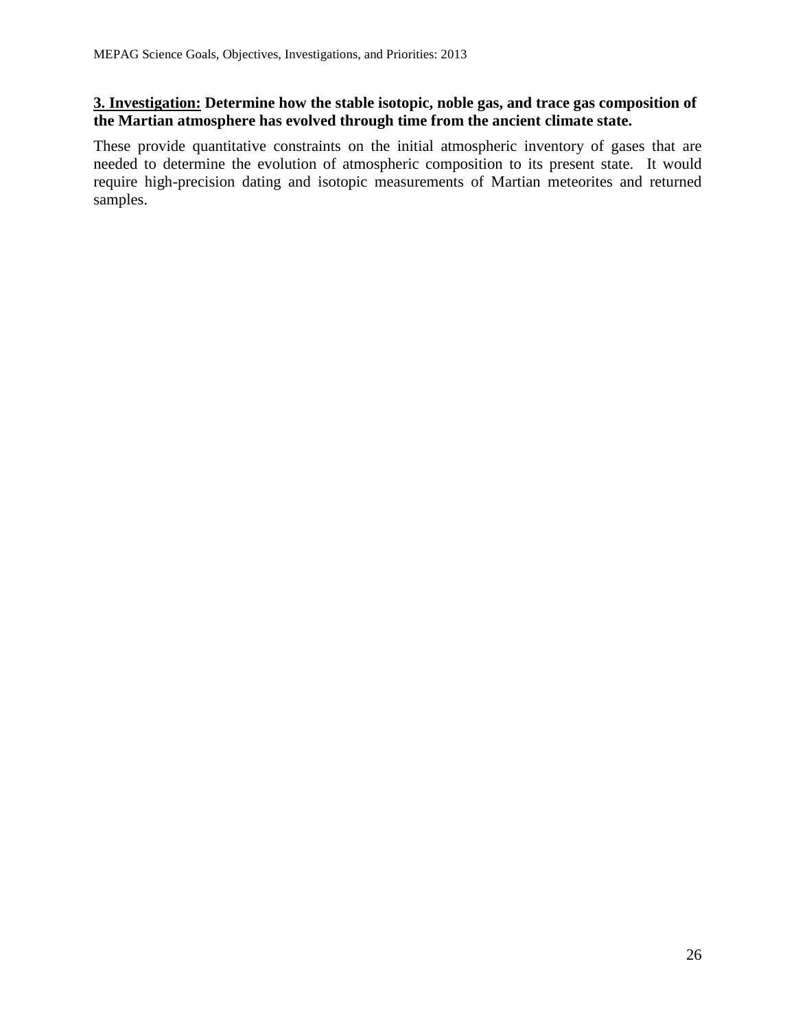**<u>3. Investigation:</u> Determine how the stable isotopic, noble gas, and trace gas composition of the Martian atmosphere has evolved through time from the ancient climate state.**

These provide quantitative constraints on the initial atmospheric inventory of gases that are needed to determine the evolution of atmospheric composition to its present state. It would require high-precision dating and isotopic measurements of Martian meteorites and returned samples.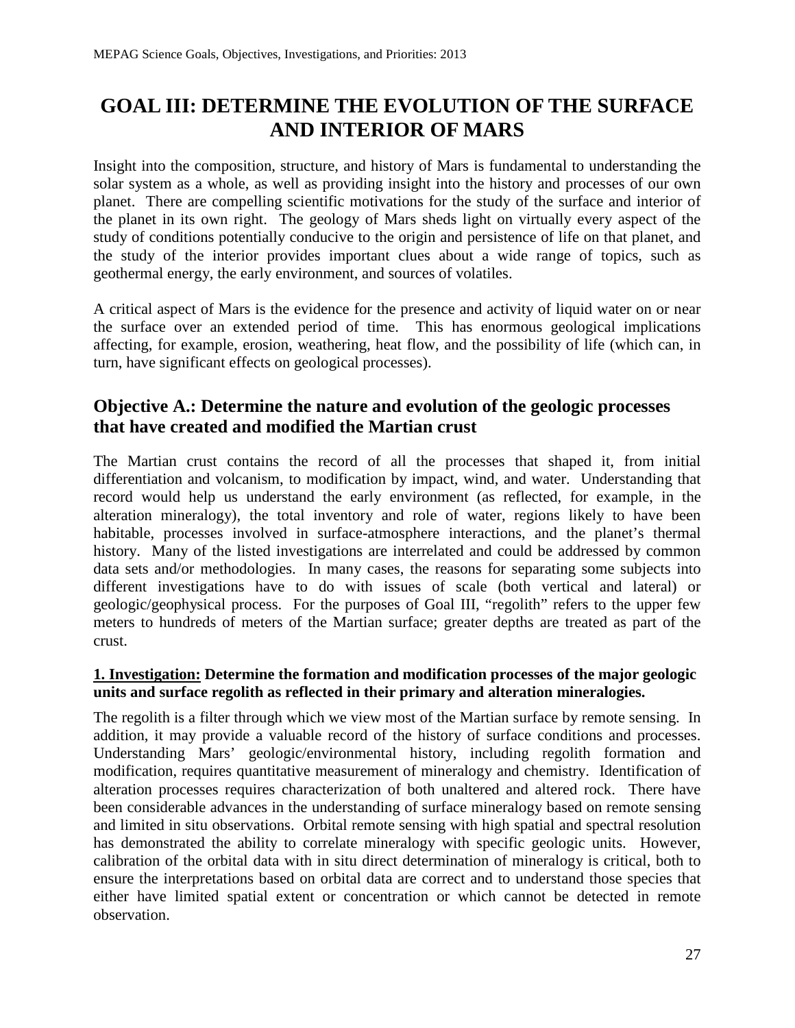# GOAL III: DETERMINE THE EVOLUTION OF THE SURFACE AND INTERIOR OF MARS

Insight into the composition, structure, and history of Mars is fundamental to understanding the solar system as a whole, as well as providing insight into the history and processes of our own planet. There are compelling scientific motivations for the study of the surface and interior of the planet in its own right. The geology of Mars sheds light on virtually every aspect of the study of conditions potentially conducive to the origin and persistence of life on that planet, and the study of the interior provides important clues about a wide range of topics, such as geothermal energy, the early environment, and sources of volatiles.

A critical aspect of Mars is the evidence for the presence and activity of liquid water on or near the surface over an extended period of time. This has enormous geological implications affecting, for example, erosion, weathering, heat flow, and the possibility of life (which can, in turn, have significant effects on geological processes).

## Objective A.: Determine the nature and evolution of the geologic processes that have created and modified the Martian crust

The Martian crust contains the record of all the processes that shaped it, from initial differentiation and volcanism, to modification by impact, wind, and water. Understanding that record would help us understand the early environment (as reflected, for example, in the alteration mineralogy), the total inventory and role of water, regions likely to have been habitable, processes involved in surface-atmosphere interactions, and the planet's thermal history. Many of the listed investigations are interrelated and could be addressed by common data sets and/or methodologies. In many cases, the reasons for separating some subjects into different investigations have to do with issues of scale (both vertical and lateral) or geologic/geophysical process. For the purposes of Goal III, "regolith" refers to the upper few meters to hundreds of meters of the Martian surface; greater depths are treated as part of the crust.

**1. Investigation: Determine the formation and modification processes of the major geologic units and surface regolith as reflected in their primary and alteration mineralogies.**

The regolith is a filter through which we view most of the Martian surface by remote sensing. In addition, it may provide a valuable record of the history of surface conditions and processes. Understanding Mars' geologic/environmental history, including regolith formation and modification, requires quantitative measurement of mineralogy and chemistry. Identification of alteration processes requires characterization of both unaltered and altered rock. There have been considerable advances in the understanding of surface mineralogy based on remote sensing and limited in situ observations. Orbital remote sensing with high spatial and spectral resolution has demonstrated the ability to correlate mineralogy with specific geologic units. However, calibration of the orbital data with in situ direct determination of mineralogy is critical, both to ensure the interpretations based on orbital data are correct and to understand those species that either have limited spatial extent or concentration or which cannot be detected in remote observation.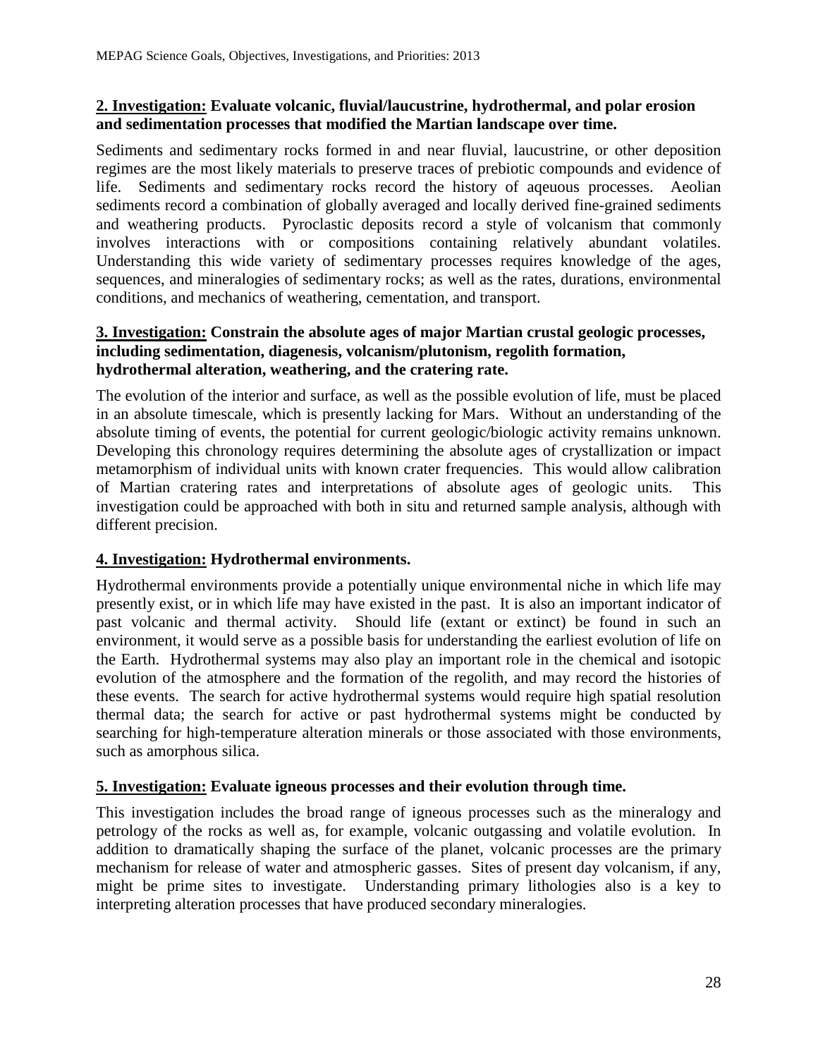**2. Investigation: Evaluate volcanic, fluvial/laucustrine, hydrothermal, and polar erosion and sedimentation processes that modified the Martian landscape over time.**

Sediments and sedimentary rocks formed in and near fluvial, laucustrine, or other deposition regimes are the most likely materials to preserve traces of prebiotic compounds and evidence of life. Sediments and sedimentary rocks record the history of aqeuous processes. Aeolian sediments record a combination of globally averaged and locally derived fine-grained sediments and weathering products. Pyroclastic deposits record a style of volcanism that commonly involves interactions with or compositions containing relatively abundant volatiles. Understanding this wide variety of sedimentary processes requires knowledge of the ages, sequences, and mineralogies of sedimentary rocks; as well as the rates, durations, environmental conditions, and mechanics of weathering, cementation, and transport.

**3. Investigation: Constrain the absolute ages of major Martian crustal geologic processes, including sedimentation, diagenesis, volcanism/plutonism, regolith formation, hydrothermal alteration, weathering, and the cratering rate.**

The evolution of the interior and surface, as well as the possible evolution of life, must be placed in an absolute timescale, which is presently lacking for Mars. Without an understanding of the absolute timing of events, the potential for current geologic/biologic activity remains unknown. Developing this chronology requires determining the absolute ages of crystallization or impact metamorphism of individual units with known crater frequencies. This would allow calibration of Martian cratering rates and interpretations of absolute ages of geologic units. This investigation could be approached with both in situ and returned sample analysis, although with different precision.

**4. Investigation: Hydrothermal environments.**

Hydrothermal environments provide a potentially unique environmental niche in which life may presently exist, or in which life may have existed in the past. It is also an important indicator of past volcanic and thermal activity. Should life (extant or extinct) be found in such an environment, it would serve as a possible basis for understanding the earliest evolution of life on the Earth. Hydrothermal systems may also play an important role in the chemical and isotopic evolution of the atmosphere and the formation of the regolith, and may record the histories of these events. The search for active hydrothermal systems would require high spatial resolution thermal data; the search for active or past hydrothermal systems might be conducted by searching for high-temperature alteration minerals or those associated with those environments, such as amorphous silica.

**5. Investigation: Evaluate igneous processes and their evolution through time.**

This investigation includes the broad range of igneous processes such as the mineralogy and petrology of the rocks as well as, for example, volcanic outgassing and volatile evolution. In addition to dramatically shaping the surface of the planet, volcanic processes are the primary mechanism for release of water and atmospheric gasses. Sites of present day volcanism, if any, might be prime sites to investigate. Understanding primary lithologies also is a key to interpreting alteration processes that have produced secondary mineralogies.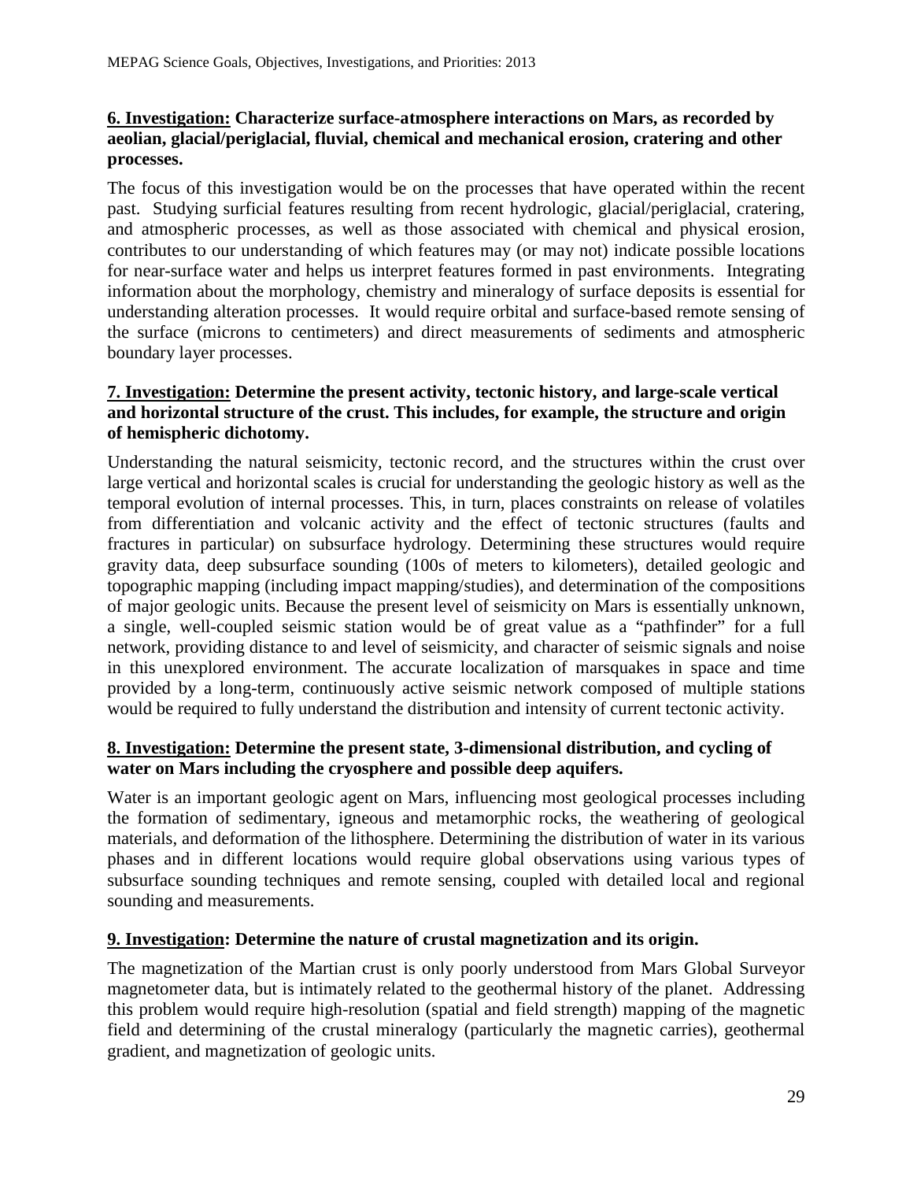**6. Investigation: Characterize surface-atmosphere interactions on Mars, as recorded by aeolian, glacial/periglacial, fluvial, chemical and mechanical erosion, cratering and other processes.**

The focus of this investigation would be on the processes that have operated within the recent past. Studying surficial features resulting from recent hydrologic, glacial/periglacial, cratering, and atmospheric processes, as well as those associated with chemical and physical erosion, contributes to our understanding of which features may (or may not) indicate possible locations for near-surface water and helps us interpret features formed in past environments. Integrating information about the morphology, chemistry and mineralogy of surface deposits is essential for understanding alteration processes. It would require orbital and surface-based remote sensing of the surface (microns to centimeters) and direct measurements of sediments and atmospheric boundary layer processes.

**7. Investigation: Determine the present activity, tectonic history, and large-scale vertical and horizontal structure of the crust. This includes, for example, the structure and origin of hemispheric dichotomy.**

Understanding the natural seismicity, tectonic record, and the structures within the crust over large vertical and horizontal scales is crucial for understanding the geologic history as well as the temporal evolution of internal processes. This, in turn, places constraints on release of volatiles from differentiation and volcanic activity and the effect of tectonic structures (faults and fractures in particular) on subsurface hydrology. Determining these structures would require gravity data, deep subsurface sounding (100s of meters to kilometers), detailed geologic and topographic mapping (including impact mapping/studies), and determination of the compositions of major geologic units. Because the present level of seismicity on Mars is essentially unknown, a single, well-coupled seismic station would be of great value as a "pathfinder" for a full network, providing distance to and level of seismicity, and character of seismic signals and noise in this unexplored environment. The accurate localization of marsquakes in space and time provided by a long-term, continuously active seismic network composed of multiple stations would be required to fully understand the distribution and intensity of current tectonic activity.

**8. Investigation: Determine the present state, 3-dimensional distribution, and cycling of water on Mars including the cryosphere and possible deep aquifers.**

Water is an important geologic agent on Mars, influencing most geological processes including the formation of sedimentary, igneous and metamorphic rocks, the weathering of geological materials, and deformation of the lithosphere. Determining the distribution of water in its various phases and in different locations would require global observations using various types of subsurface sounding techniques and remote sensing, coupled with detailed local and regional sounding and measurements.

**9. Investigation: Determine the nature of crustal magnetization and its origin.**

The magnetization of the Martian crust is only poorly understood from Mars Global Surveyor magnetometer data, but is intimately related to the geothermal history of the planet. Addressing this problem would require high-resolution (spatial and field strength) mapping of the magnetic field and determining of the crustal mineralogy (particularly the magnetic carries), geothermal gradient, and magnetization of geologic units.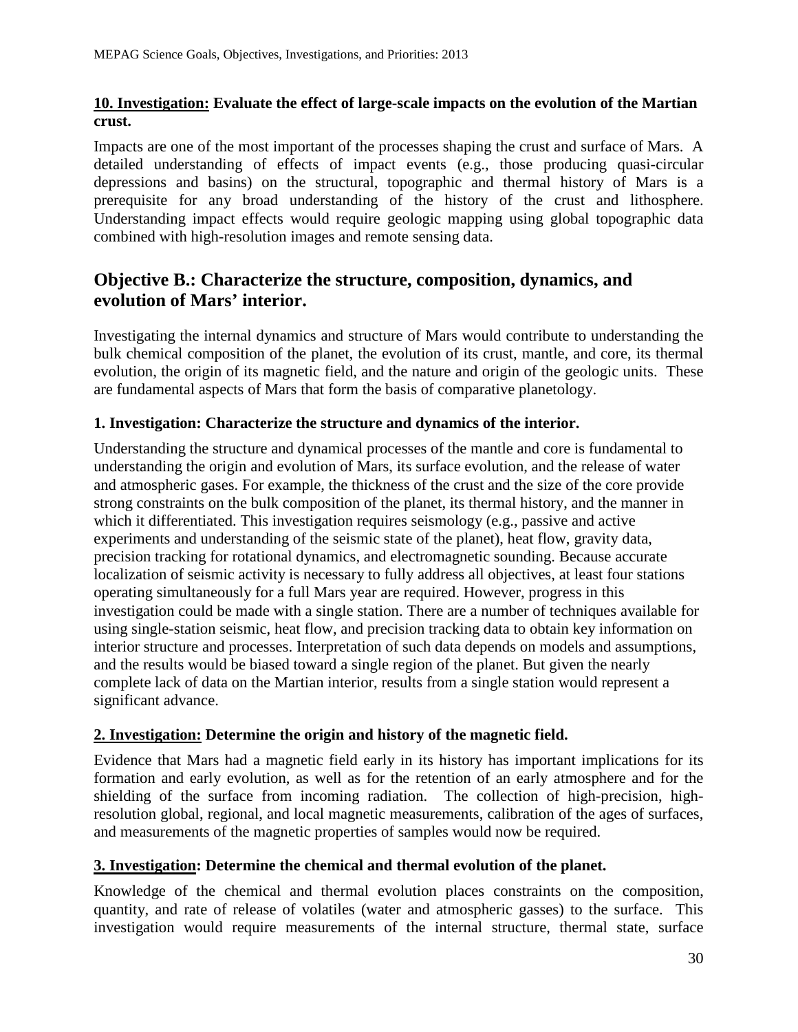**<u>10. Investigation:</u> Evaluate the effect of large-scale impacts on the evolution of the Martian crust.**

Impacts are one of the most important of the processes shaping the crust and surface of Mars. A detailed understanding of effects of impact events (e.g., those producing quasi-circular depressions and basins) on the structural, topographic and thermal history of Mars is a prerequisite for any broad understanding of the history of the crust and lithosphere. Understanding impact effects would require geologic mapping using global topographic data combined with high-resolution images and remote sensing data.

## Objective B.: Characterize the structure, composition, dynamics, and evolution of Mars' interior.

Investigating the internal dynamics and structure of Mars would contribute to understanding the bulk chemical composition of the planet, the evolution of its crust, mantle, and core, its thermal evolution, the origin of its magnetic field, and the nature and origin of the geologic units. These are fundamental aspects of Mars that form the basis of comparative planetology.

**1. Investigation: Characterize the structure and dynamics of the interior.**

Understanding the structure and dynamical processes of the mantle and core is fundamental to understanding the origin and evolution of Mars, its surface evolution, and the release of water and atmospheric gases. For example, the thickness of the crust and the size of the core provide strong constraints on the bulk composition of the planet, its thermal history, and the manner in which it differentiated. This investigation requires seismology (e.g., passive and active experiments and understanding of the seismic state of the planet), heat flow, gravity data, precision tracking for rotational dynamics, and electromagnetic sounding. Because accurate localization of seismic activity is necessary to fully address all objectives, at least four stations operating simultaneously for a full Mars year are required. However, progress in this investigation could be made with a single station. There are a number of techniques available for using single-station seismic, heat flow, and precision tracking data to obtain key information on interior structure and processes. Interpretation of such data depends on models and assumptions, and the results would be biased toward a single region of the planet. But given the nearly complete lack of data on the Martian interior, results from a single station would represent a significant advance.

**<u>2. Investigation:</u> Determine the origin and history of the magnetic field.**

Evidence that Mars had a magnetic field early in its history has important implications for its formation and early evolution, as well as for the retention of an early atmosphere and for the shielding of the surface from incoming radiation. The collection of high-precision, high-resolution global, regional, and local magnetic measurements, calibration of the ages of surfaces, and measurements of the magnetic properties of samples would now be required.

**<u>3. Investigation</u>: Determine the chemical and thermal evolution of the planet.**

Knowledge of the chemical and thermal evolution places constraints on the composition, quantity, and rate of release of volatiles (water and atmospheric gasses) to the surface. This investigation would require measurements of the internal structure, thermal state, surface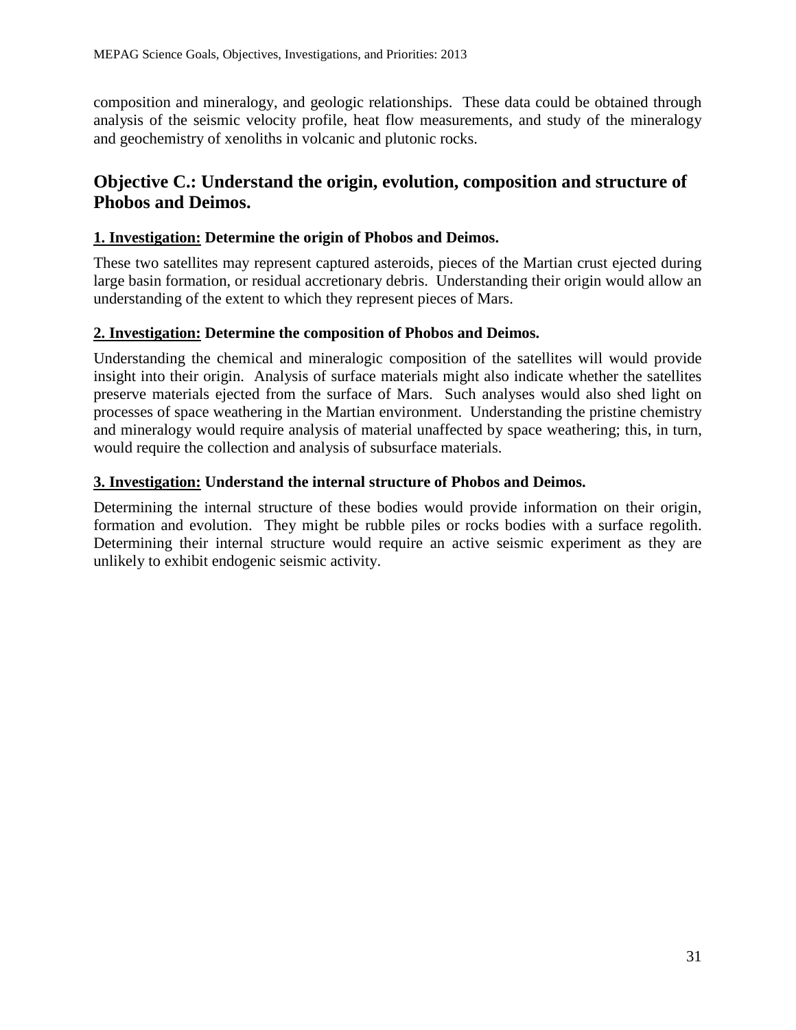composition and mineralogy, and geologic relationships. These data could be obtained through analysis of the seismic velocity profile, heat flow measurements, and study of the mineralogy and geochemistry of xenoliths in volcanic and plutonic rocks.

## Objective C.: Understand the origin, evolution, composition and structure of Phobos and Deimos.

### 1. Investigation: Determine the origin of Phobos and Deimos.

These two satellites may represent captured asteroids, pieces of the Martian crust ejected during large basin formation, or residual accretionary debris. Understanding their origin would allow an understanding of the extent to which they represent pieces of Mars.

### 2. Investigation: Determine the composition of Phobos and Deimos.

Understanding the chemical and mineralogic composition of the satellites will would provide insight into their origin. Analysis of surface materials might also indicate whether the satellites preserve materials ejected from the surface of Mars. Such analyses would also shed light on processes of space weathering in the Martian environment. Understanding the pristine chemistry and mineralogy would require analysis of material unaffected by space weathering; this, in turn, would require the collection and analysis of subsurface materials.

### 3. Investigation: Understand the internal structure of Phobos and Deimos.

Determining the internal structure of these bodies would provide information on their origin, formation and evolution. They might be rubble piles or rocks bodies with a surface regolith. Determining their internal structure would require an active seismic experiment as they are unlikely to exhibit endogenic seismic activity.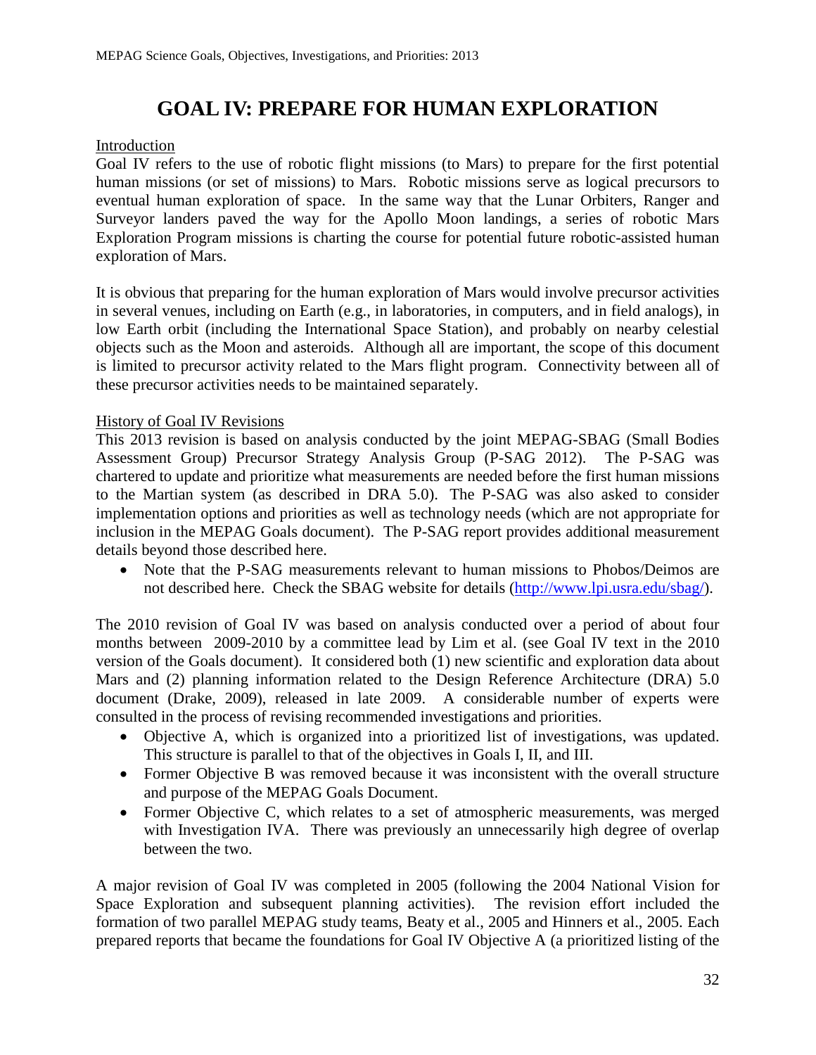# GOAL IV: PREPARE FOR HUMAN EXPLORATION

Introduction

Goal IV refers to the use of robotic flight missions (to Mars) to prepare for the first potential human missions (or set of missions) to Mars. Robotic missions serve as logical precursors to eventual human exploration of space. In the same way that the Lunar Orbiters, Ranger and Surveyor landers paved the way for the Apollo Moon landings, a series of robotic Mars Exploration Program missions is charting the course for potential future robotic-assisted human exploration of Mars.

It is obvious that preparing for the human exploration of Mars would involve precursor activities in several venues, including on Earth (e.g., in laboratories, in computers, and in field analogs), in low Earth orbit (including the International Space Station), and probably on nearby celestial objects such as the Moon and asteroids. Although all are important, the scope of this document is limited to precursor activity related to the Mars flight program. Connectivity between all of these precursor activities needs to be maintained separately.

History of Goal IV Revisions

This 2013 revision is based on analysis conducted by the joint MEPAG-SBAG (Small Bodies Assessment Group) Precursor Strategy Analysis Group (P-SAG 2012). The P-SAG was chartered to update and prioritize what measurements are needed before the first human missions to the Martian system (as described in DRA 5.0). The P-SAG was also asked to consider implementation options and priorities as well as technology needs (which are not appropriate for inclusion in the MEPAG Goals document). The P-SAG report provides additional measurement details beyond those described here.

- Note that the P-SAG measurements relevant to human missions to Phobos/Deimos are not described here. Check the SBAG website for details (http://www.lpi.usra.edu/sbag/).

The 2010 revision of Goal IV was based on analysis conducted over a period of about four months between 2009-2010 by a committee lead by Lim et al. (see Goal IV text in the 2010 version of the Goals document). It considered both (1) new scientific and exploration data about Mars and (2) planning information related to the Design Reference Architecture (DRA) 5.0 document (Drake, 2009), released in late 2009. A considerable number of experts were consulted in the process of revising recommended investigations and priorities.

- Objective A, which is organized into a prioritized list of investigations, was updated. This structure is parallel to that of the objectives in Goals I, II, and III.
- Former Objective B was removed because it was inconsistent with the overall structure and purpose of the MEPAG Goals Document.
- Former Objective C, which relates to a set of atmospheric measurements, was merged with Investigation IVA. There was previously an unnecessarily high degree of overlap between the two.

A major revision of Goal IV was completed in 2005 (following the 2004 National Vision for Space Exploration and subsequent planning activities). The revision effort included the formation of two parallel MEPAG study teams, Beaty et al., 2005 and Hinners et al., 2005. Each prepared reports that became the foundations for Goal IV Objective A (a prioritized listing of the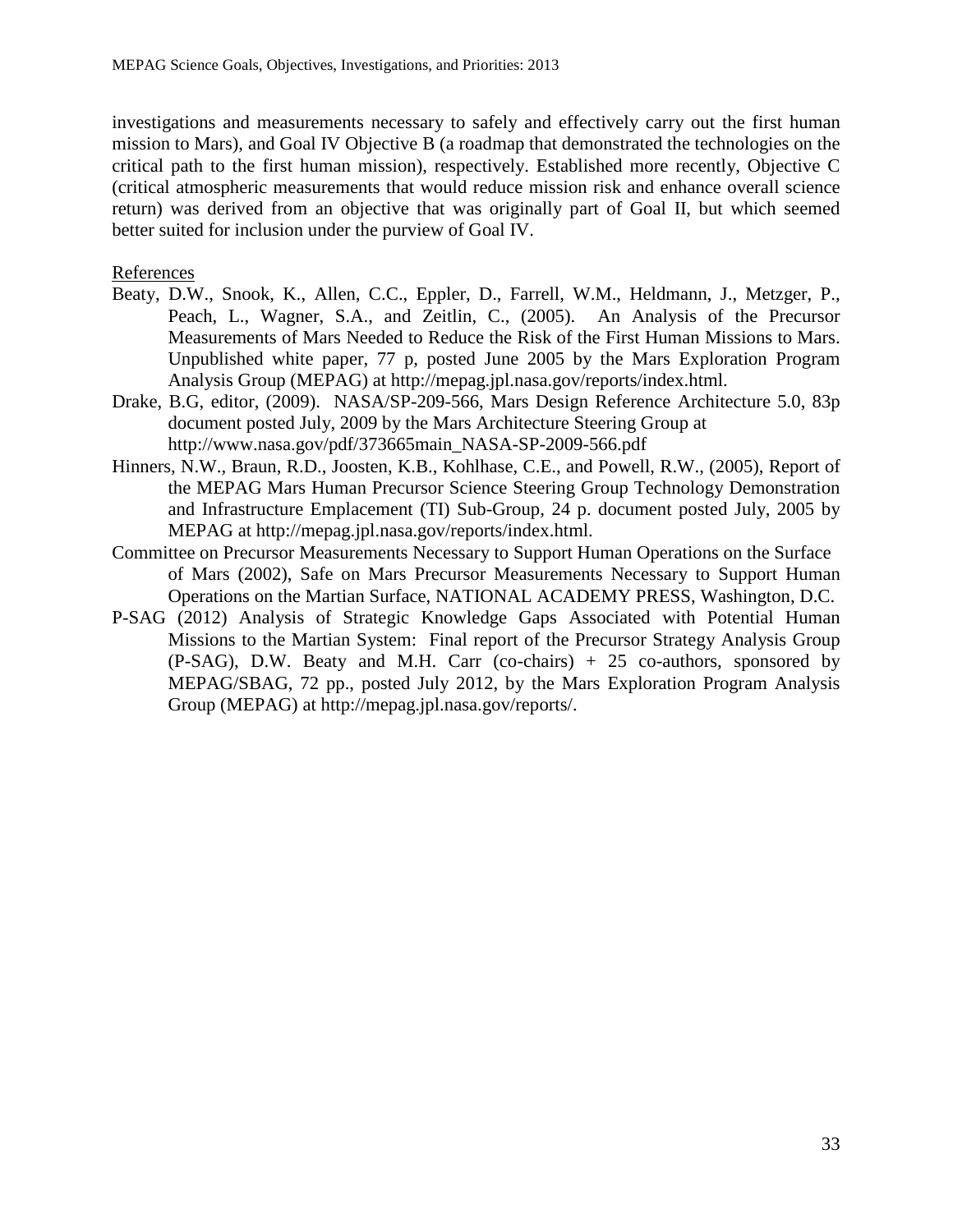investigations and measurements necessary to safely and effectively carry out the first human mission to Mars), and Goal IV Objective B (a roadmap that demonstrated the technologies on the critical path to the first human mission), respectively. Established more recently, Objective C (critical atmospheric measurements that would reduce mission risk and enhance overall science return) was derived from an objective that was originally part of Goal II, but which seemed better suited for inclusion under the purview of Goal IV.

References

Beaty, D.W., Snook, K., Allen, C.C., Eppler, D., Farrell, W.M., Heldmann, J., Metzger, P., Peach, L., Wagner, S.A., and Zeitlin, C., (2005). An Analysis of the Precursor Measurements of Mars Needed to Reduce the Risk of the First Human Missions to Mars. Unpublished white paper, 77 p, posted June 2005 by the Mars Exploration Program Analysis Group (MEPAG) at http://mepag.jpl.nasa.gov/reports/index.html.

Drake, B.G, editor, (2009). NASA/SP-209-566, Mars Design Reference Architecture 5.0, 83p document posted July, 2009 by the Mars Architecture Steering Group at http://www.nasa.gov/pdf/373665main_NASA-SP-2009-566.pdf

Hinners, N.W., Braun, R.D., Joosten, K.B., Kohlhase, C.E., and Powell, R.W., (2005), Report of the MEPAG Mars Human Precursor Science Steering Group Technology Demonstration and Infrastructure Emplacement (TI) Sub-Group, 24 p. document posted July, 2005 by MEPAG at http://mepag.jpl.nasa.gov/reports/index.html.

Committee on Precursor Measurements Necessary to Support Human Operations on the Surface of Mars (2002), Safe on Mars Precursor Measurements Necessary to Support Human Operations on the Martian Surface, NATIONAL ACADEMY PRESS, Washington, D.C.

P-SAG (2012) Analysis of Strategic Knowledge Gaps Associated with Potential Human Missions to the Martian System: Final report of the Precursor Strategy Analysis Group (P-SAG), D.W. Beaty and M.H. Carr (co-chairs) + 25 co-authors, sponsored by MEPAG/SBAG, 72 pp., posted July 2012, by the Mars Exploration Program Analysis Group (MEPAG) at http://mepag.jpl.nasa.gov/reports/.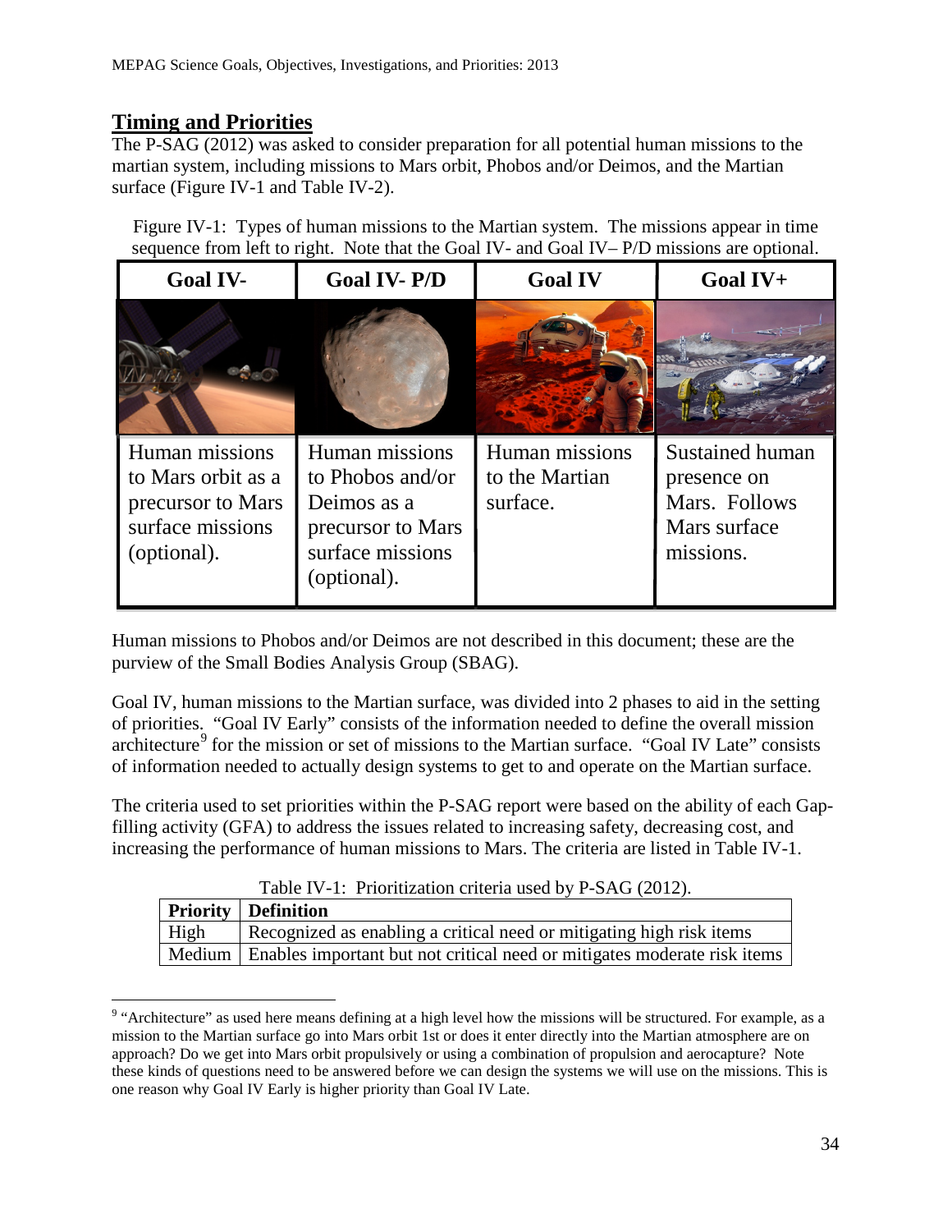## Timing and Priorities

The P-SAG (2012) was asked to consider preparation for all potential human missions to the martian system, including missions to Mars orbit, Phobos and/or Deimos, and the Martian surface (Figure IV-1 and Table IV-2).

Figure IV-1: Types of human missions to the Martian system. The missions appear in time sequence from left to right. Note that the Goal IV- and Goal IV– P/D missions are optional.

| Goal IV- | Goal IV- P/D | Goal IV | Goal IV+ |
|---|---|---|---|
| | | | |
| Human missions to Mars orbit as a precursor to Mars surface missions (optional). | Human missions to Phobos and/or Deimos as a precursor to Mars surface missions (optional). | Human missions to the Martian surface. | Sustained human presence on Mars. Follows Mars surface missions. |

Human missions to Phobos and/or Deimos are not described in this document; these are the purview of the Small Bodies Analysis Group (SBAG).

Goal IV, human missions to the Martian surface, was divided into 2 phases to aid in the setting of priorities. "Goal IV Early" consists of the information needed to define the overall mission architecture[9] for the mission or set of missions to the Martian surface. "Goal IV Late" consists of information needed to actually design systems to get to and operate on the Martian surface.

The criteria used to set priorities within the P-SAG report were based on the ability of each Gap-filling activity (GFA) to address the issues related to increasing safety, decreasing cost, and increasing the performance of human missions to Mars. The criteria are listed in Table IV-1.

Table IV-1: Prioritization criteria used by P-SAG (2012).

| Priority | Definition |
|---|---|
| High | Recognized as enabling a critical need or mitigating high risk items |
| Medium | Enables important but not critical need or mitigates moderate risk items |

[9] "Architecture" as used here means defining at a high level how the missions will be structured. For example, as a mission to the Martian surface go into Mars orbit 1st or does it enter directly into the Martian atmosphere are on approach? Do we get into Mars orbit propulsively or using a combination of propulsion and aerocapture? Note these kinds of questions need to be answered before we can design the systems we will use on the missions. This is one reason why Goal IV Early is higher priority than Goal IV Late.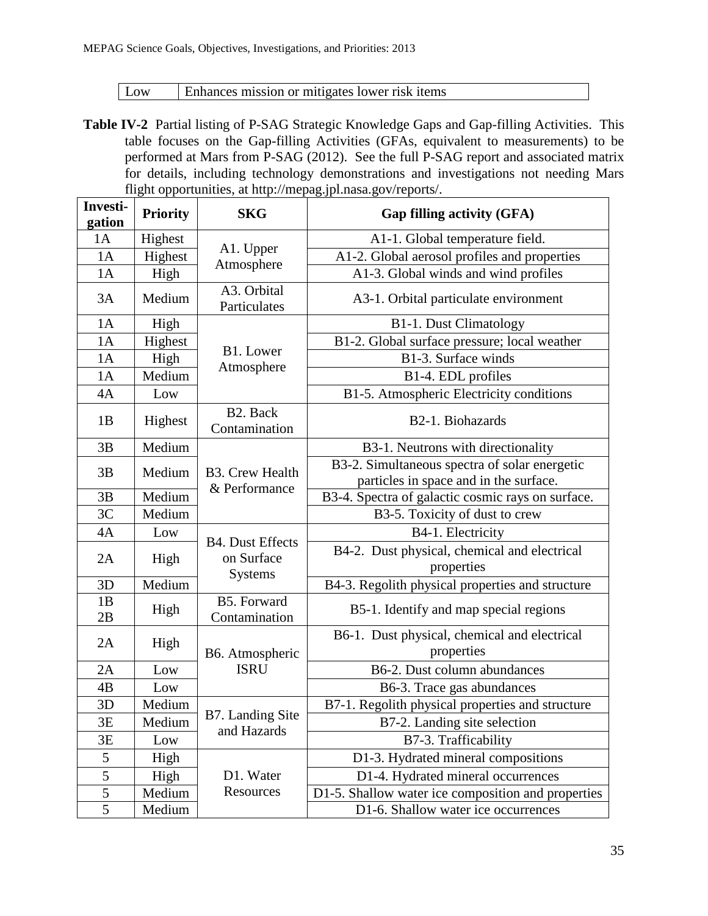| Low | Enhances mission or mitigates lower risk items |
|---|---|

**Table IV-2** Partial listing of P-SAG Strategic Knowledge Gaps and Gap-filling Activities. This table focuses on the Gap-filling Activities (GFAs, equivalent to measurements) to be performed at Mars from P-SAG (2012). See the full P-SAG report and associated matrix for details, including technology demonstrations and investigations not needing Mars flight opportunities, at http://mepag.jpl.nasa.gov/reports/.

| Investi-gation | Priority | SKG | Gap filling activity (GFA) |
|---|---|---|---|
| 1A | Highest | A1. Upper Atmosphere | A1-1. Global temperature field. |
| 1A | Highest | | A1-2. Global aerosol profiles and properties |
| 1A | High | | A1-3. Global winds and wind profiles |
| 3A | Medium | A3. Orbital Particulates | A3-1. Orbital particulate environment |
| 1A | High | B1. Lower Atmosphere | B1-1. Dust Climatology |
| 1A | Highest | | B1-2. Global surface pressure; local weather |
| 1A | High | | B1-3. Surface winds |
| 1A | Medium | | B1-4. EDL profiles |
| 4A | Low | | B1-5. Atmospheric Electricity conditions |
| 1B | Highest | B2. Back Contamination | B2-1. Biohazards |
| 3B | Medium | B3. Crew Health & Performance | B3-1. Neutrons with directionality |
| 3B | Medium | | B3-2. Simultaneous spectra of solar energetic particles in space and in the surface. |
| 3B | Medium | | B3-4. Spectra of galactic cosmic rays on surface. |
| 3C | Medium | | B3-5. Toxicity of dust to crew |
| 4A | Low | B4. Dust Effects on Surface Systems | B4-1. Electricity |
| 2A | High | | B4-2. Dust physical, chemical and electrical properties |
| 3D | Medium | | B4-3. Regolith physical properties and structure |
| 1B 2B | High | B5. Forward Contamination | B5-1. Identify and map special regions |
| 2A | High | B6. Atmospheric ISRU | B6-1. Dust physical, chemical and electrical properties |
| 2A | Low | | B6-2. Dust column abundances |
| 4B | Low | | B6-3. Trace gas abundances |
| 3D | Medium | B7. Landing Site and Hazards | B7-1. Regolith physical properties and structure |
| 3E | Medium | | B7-2. Landing site selection |
| 3E | Low | | B7-3. Trafficability |
| 5 | High | D1. Water Resources | D1-3. Hydrated mineral compositions |
| 5 | High | | D1-4. Hydrated mineral occurrences |
| 5 | Medium | | D1-5. Shallow water ice composition and properties |
| 5 | Medium | | D1-6. Shallow water ice occurrences |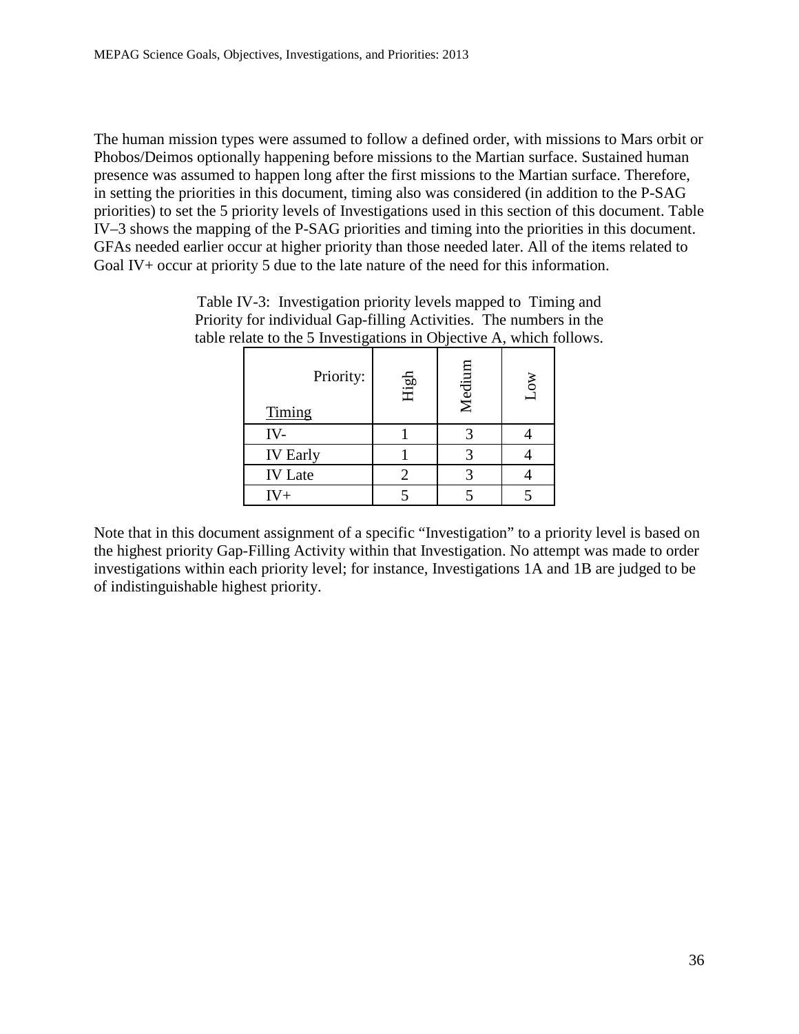The human mission types were assumed to follow a defined order, with missions to Mars orbit or Phobos/Deimos optionally happening before missions to the Martian surface. Sustained human presence was assumed to happen long after the first missions to the Martian surface. Therefore, in setting the priorities in this document, timing also was considered (in addition to the P-SAG priorities) to set the 5 priority levels of Investigations used in this section of this document. Table IV–3 shows the mapping of the P-SAG priorities and timing into the priorities in this document. GFAs needed earlier occur at higher priority than those needed later. All of the items related to Goal IV+ occur at priority 5 due to the late nature of the need for this information.

Table IV-3: Investigation priority levels mapped to Timing and Priority for individual Gap-filling Activities. The numbers in the table relate to the 5 Investigations in Objective A, which follows.

| Priority: / Timing | High | Medium | Low |
|---|---|---|---|
| IV- | 1 | 3 | 4 |
| IV Early | 1 | 3 | 4 |
| IV Late | 2 | 3 | 4 |
| IV+ | 5 | 5 | 5 |

Note that in this document assignment of a specific “Investigation” to a priority level is based on the highest priority Gap-Filling Activity within that Investigation. No attempt was made to order investigations within each priority level; for instance, Investigations 1A and 1B are judged to be of indistinguishable highest priority.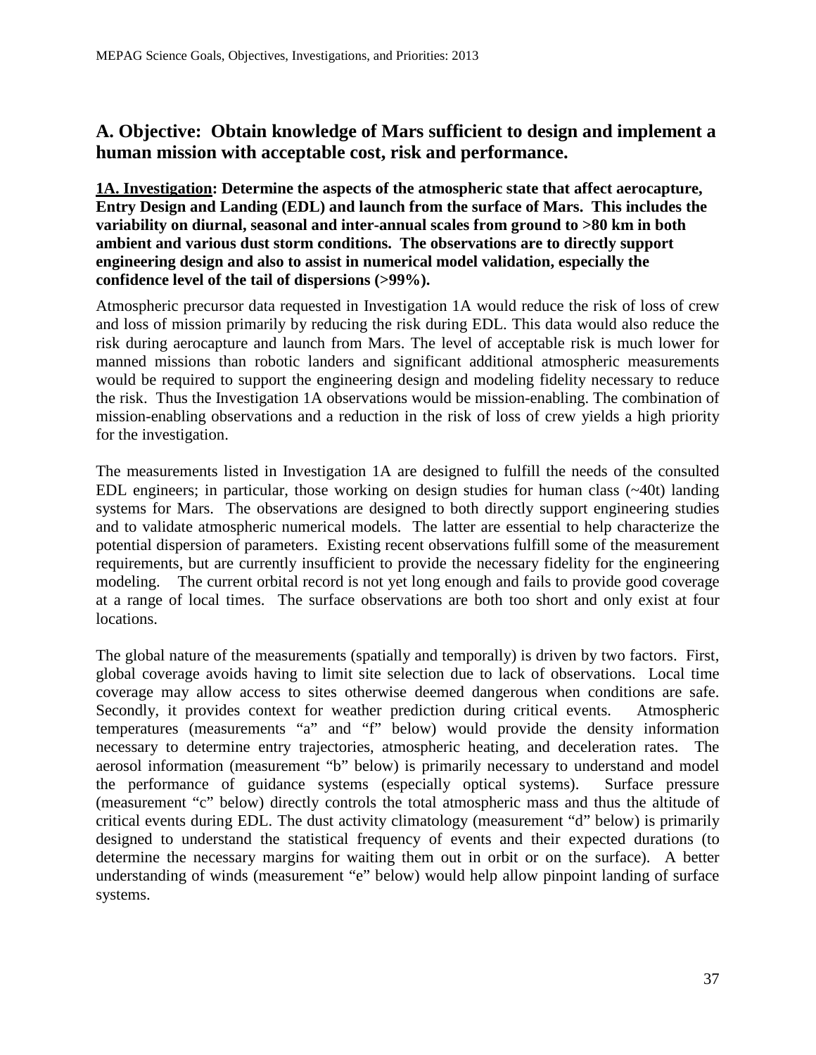## A. Objective: Obtain knowledge of Mars sufficient to design and implement a human mission with acceptable cost, risk and performance.

**<u>1A. Investigation</u>: Determine the aspects of the atmospheric state that affect aerocapture, Entry Design and Landing (EDL) and launch from the surface of Mars. This includes the variability on diurnal, seasonal and inter-annual scales from ground to >80 km in both ambient and various dust storm conditions. The observations are to directly support engineering design and also to assist in numerical model validation, especially the confidence level of the tail of dispersions (>99%).**

Atmospheric precursor data requested in Investigation 1A would reduce the risk of loss of crew and loss of mission primarily by reducing the risk during EDL. This data would also reduce the risk during aerocapture and launch from Mars. The level of acceptable risk is much lower for manned missions than robotic landers and significant additional atmospheric measurements would be required to support the engineering design and modeling fidelity necessary to reduce the risk. Thus the Investigation 1A observations would be mission-enabling. The combination of mission-enabling observations and a reduction in the risk of loss of crew yields a high priority for the investigation.

The measurements listed in Investigation 1A are designed to fulfill the needs of the consulted EDL engineers; in particular, those working on design studies for human class (~40t) landing systems for Mars. The observations are designed to both directly support engineering studies and to validate atmospheric numerical models. The latter are essential to help characterize the potential dispersion of parameters. Existing recent observations fulfill some of the measurement requirements, but are currently insufficient to provide the necessary fidelity for the engineering modeling. The current orbital record is not yet long enough and fails to provide good coverage at a range of local times. The surface observations are both too short and only exist at four locations.

The global nature of the measurements (spatially and temporally) is driven by two factors. First, global coverage avoids having to limit site selection due to lack of observations. Local time coverage may allow access to sites otherwise deemed dangerous when conditions are safe. Secondly, it provides context for weather prediction during critical events. Atmospheric temperatures (measurements "a" and "f" below) would provide the density information necessary to determine entry trajectories, atmospheric heating, and deceleration rates. The aerosol information (measurement "b" below) is primarily necessary to understand and model the performance of guidance systems (especially optical systems). Surface pressure (measurement "c" below) directly controls the total atmospheric mass and thus the altitude of critical events during EDL. The dust activity climatology (measurement "d" below) is primarily designed to understand the statistical frequency of events and their expected durations (to determine the necessary margins for waiting them out in orbit or on the surface). A better understanding of winds (measurement "e" below) would help allow pinpoint landing of surface systems.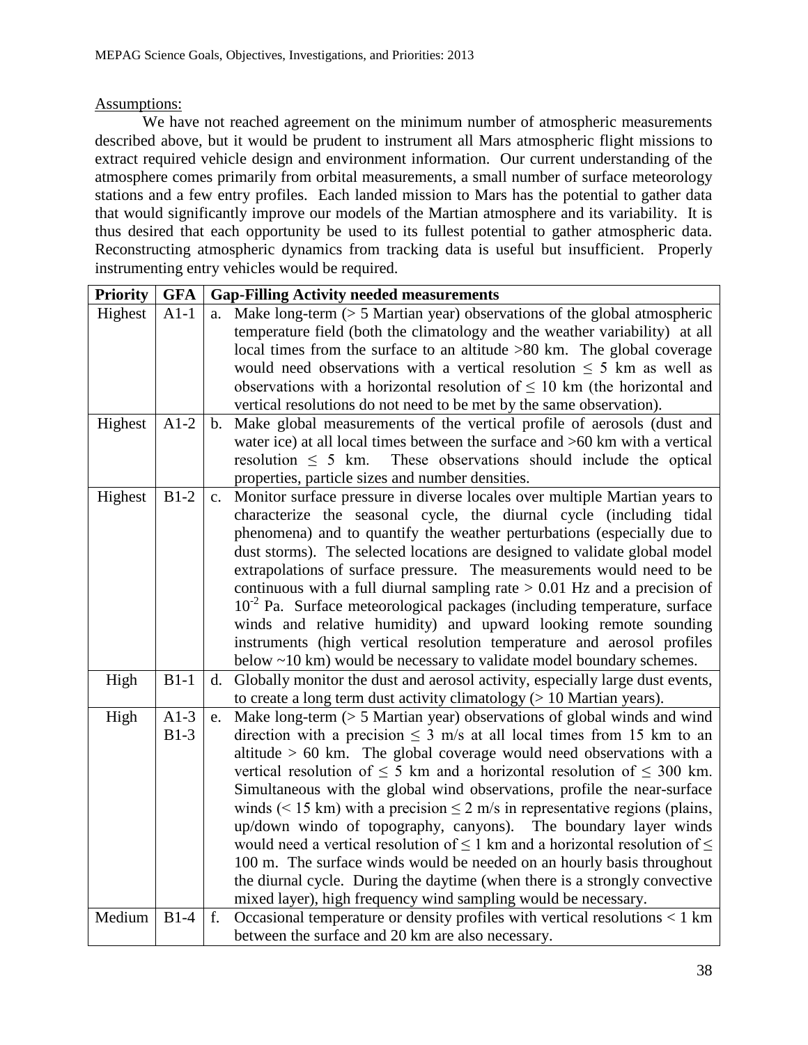Assumptions:

We have not reached agreement on the minimum number of atmospheric measurements described above, but it would be prudent to instrument all Mars atmospheric flight missions to extract required vehicle design and environment information. Our current understanding of the atmosphere comes primarily from orbital measurements, a small number of surface meteorology stations and a few entry profiles. Each landed mission to Mars has the potential to gather data that would significantly improve our models of the Martian atmosphere and its variability. It is thus desired that each opportunity be used to its fullest potential to gather atmospheric data. Reconstructing atmospheric dynamics from tracking data is useful but insufficient. Properly instrumenting entry vehicles would be required.

| Priority | GFA | Gap-Filling Activity needed measurements |
|---|---|---|
| Highest | A1-1 | a. Make long-term (> 5 Martian year) observations of the global atmospheric temperature field (both the climatology and the weather variability) at all local times from the surface to an altitude >80 km. The global coverage would need observations with a vertical resolution $\leq$ 5 km as well as observations with a horizontal resolution of $\leq$ 10 km (the horizontal and vertical resolutions do not need to be met by the same observation). |
| Highest | A1-2 | b. Make global measurements of the vertical profile of aerosols (dust and water ice) at all local times between the surface and >60 km with a vertical resolution $\leq$ 5 km. These observations should include the optical properties, particle sizes and number densities. |
| Highest | B1-2 | c. Monitor surface pressure in diverse locales over multiple Martian years to characterize the seasonal cycle, the diurnal cycle (including tidal phenomena) and to quantify the weather perturbations (especially due to dust storms). The selected locations are designed to validate global model extrapolations of surface pressure. The measurements would need to be continuous with a full diurnal sampling rate > 0.01 Hz and a precision of $10^{-2}$ Pa. Surface meteorological packages (including temperature, surface winds and relative humidity) and upward looking remote sounding instruments (high vertical resolution temperature and aerosol profiles below ~10 km) would be necessary to validate model boundary schemes. |
| High | B1-1 | d. Globally monitor the dust and aerosol activity, especially large dust events, to create a long term dust activity climatology (> 10 Martian years). |
| High | A1-3<br>B1-3 | e. Make long-term (> 5 Martian year) observations of global winds and wind direction with a precision $\leq$ 3 m/s at all local times from 15 km to an altitude > 60 km. The global coverage would need observations with a vertical resolution of $\leq$ 5 km and a horizontal resolution of $\leq$ 300 km. Simultaneous with the global wind observations, profile the near-surface winds (< 15 km) with a precision $\leq$ 2 m/s in representative regions (plains, up/down windo of topography, canyons). The boundary layer winds would need a vertical resolution of $\leq$ 1 km and a horizontal resolution of $\leq$ 100 m. The surface winds would be needed on an hourly basis throughout the diurnal cycle. During the daytime (when there is a strongly convective mixed layer), high frequency wind sampling would be necessary. |
| Medium | B1-4 | f. Occasional temperature or density profiles with vertical resolutions < 1 km between the surface and 20 km are also necessary. |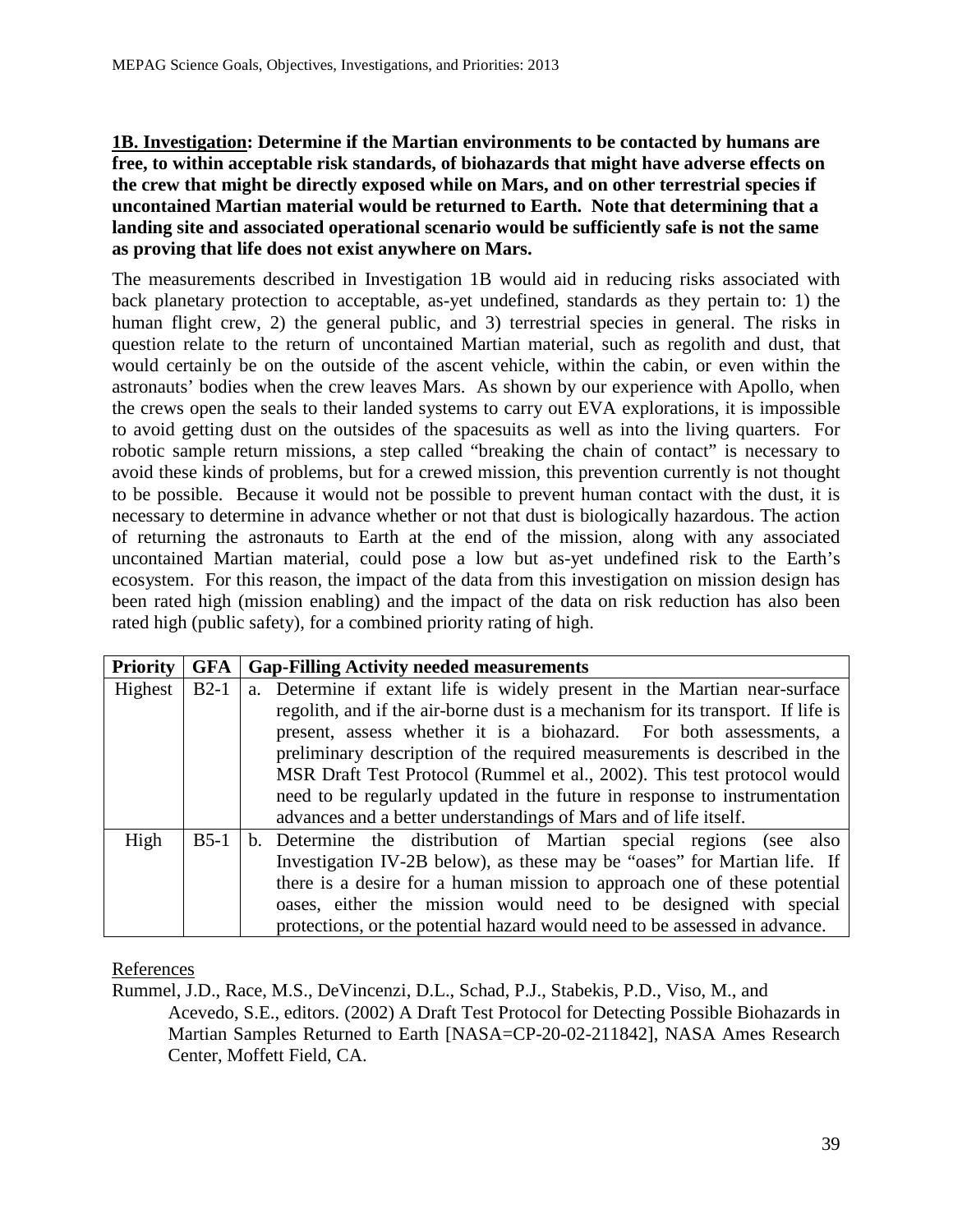**<u>1B. Investigation</u>: Determine if the Martian environments to be contacted by humans are free, to within acceptable risk standards, of biohazards that might have adverse effects on the crew that might be directly exposed while on Mars, and on other terrestrial species if uncontained Martian material would be returned to Earth. Note that determining that a landing site and associated operational scenario would be sufficiently safe is not the same as proving that life does not exist anywhere on Mars.**

The measurements described in Investigation 1B would aid in reducing risks associated with back planetary protection to acceptable, as-yet undefined, standards as they pertain to: 1) the human flight crew, 2) the general public, and 3) terrestrial species in general. The risks in question relate to the return of uncontained Martian material, such as regolith and dust, that would certainly be on the outside of the ascent vehicle, within the cabin, or even within the astronauts' bodies when the crew leaves Mars. As shown by our experience with Apollo, when the crews open the seals to their landed systems to carry out EVA explorations, it is impossible to avoid getting dust on the outsides of the spacesuits as well as into the living quarters. For robotic sample return missions, a step called "breaking the chain of contact" is necessary to avoid these kinds of problems, but for a crewed mission, this prevention currently is not thought to be possible. Because it would not be possible to prevent human contact with the dust, it is necessary to determine in advance whether or not that dust is biologically hazardous. The action of returning the astronauts to Earth at the end of the mission, along with any associated uncontained Martian material, could pose a low but as-yet undefined risk to the Earth's ecosystem. For this reason, the impact of the data from this investigation on mission design has been rated high (mission enabling) and the impact of the data on risk reduction has also been rated high (public safety), for a combined priority rating of high.

| Priority | GFA | Gap-Filling Activity needed measurements |
|---|---|---|
| Highest | B2-1 | a. Determine if extant life is widely present in the Martian near-surface regolith, and if the air-borne dust is a mechanism for its transport. If life is present, assess whether it is a biohazard. For both assessments, a preliminary description of the required measurements is described in the MSR Draft Test Protocol (Rummel et al., 2002). This test protocol would need to be regularly updated in the future in response to instrumentation advances and a better understandings of Mars and of life itself. |
| High | B5-1 | b. Determine the distribution of Martian special regions (see also Investigation IV-2B below), as these may be "oases" for Martian life. If there is a desire for a human mission to approach one of these potential oases, either the mission would need to be designed with special protections, or the potential hazard would need to be assessed in advance. |

<u>References</u>

Rummel, J.D., Race, M.S., DeVincenzi, D.L., Schad, P.J., Stabekis, P.D., Viso, M., and Acevedo, S.E., editors. (2002) A Draft Test Protocol for Detecting Possible Biohazards in Martian Samples Returned to Earth [NASA=CP-20-02-211842], NASA Ames Research Center, Moffett Field, CA.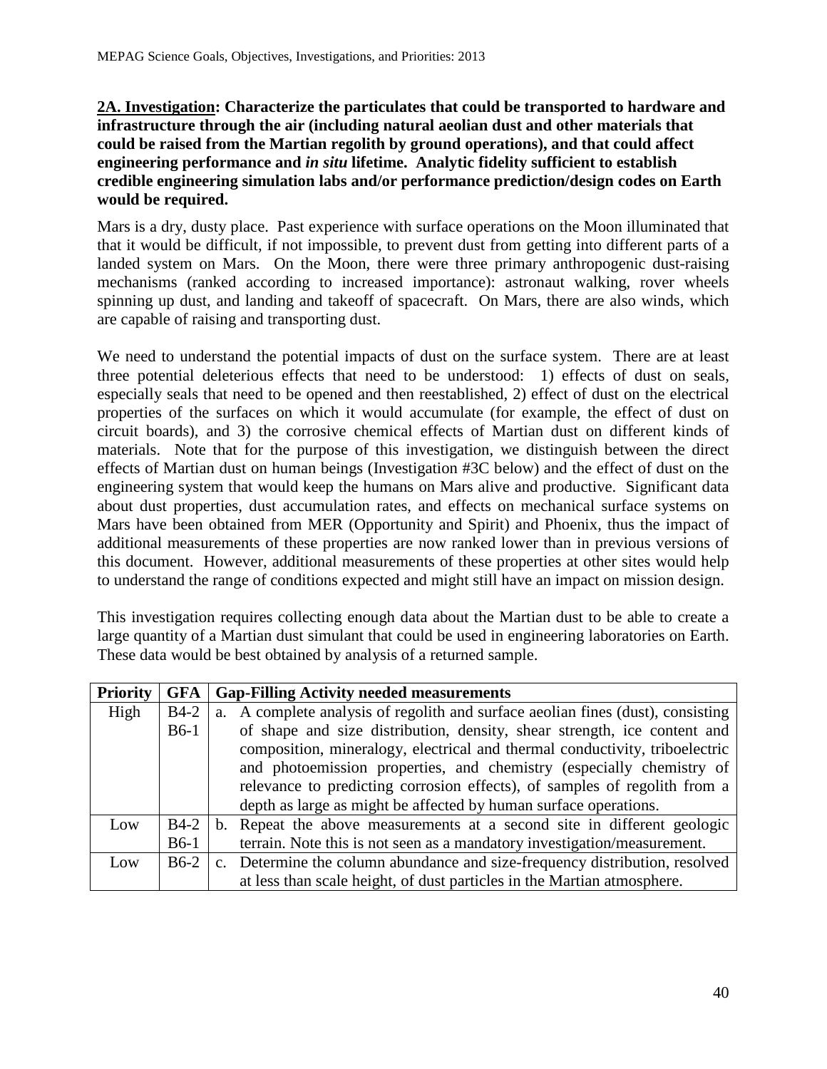**<u>2A. Investigation</u>: Characterize the particulates that could be transported to hardware and infrastructure through the air (including natural aeolian dust and other materials that could be raised from the Martian regolith by ground operations), and that could affect engineering performance and *in situ* lifetime. Analytic fidelity sufficient to establish credible engineering simulation labs and/or performance prediction/design codes on Earth would be required.**

Mars is a dry, dusty place. Past experience with surface operations on the Moon illuminated that that it would be difficult, if not impossible, to prevent dust from getting into different parts of a landed system on Mars. On the Moon, there were three primary anthropogenic dust-raising mechanisms (ranked according to increased importance): astronaut walking, rover wheels spinning up dust, and landing and takeoff of spacecraft. On Mars, there are also winds, which are capable of raising and transporting dust.

We need to understand the potential impacts of dust on the surface system. There are at least three potential deleterious effects that need to be understood: 1) effects of dust on seals, especially seals that need to be opened and then reestablished, 2) effect of dust on the electrical properties of the surfaces on which it would accumulate (for example, the effect of dust on circuit boards), and 3) the corrosive chemical effects of Martian dust on different kinds of materials. Note that for the purpose of this investigation, we distinguish between the direct effects of Martian dust on human beings (Investigation #3C below) and the effect of dust on the engineering system that would keep the humans on Mars alive and productive. Significant data about dust properties, dust accumulation rates, and effects on mechanical surface systems on Mars have been obtained from MER (Opportunity and Spirit) and Phoenix, thus the impact of additional measurements of these properties are now ranked lower than in previous versions of this document. However, additional measurements of these properties at other sites would help to understand the range of conditions expected and might still have an impact on mission design.

This investigation requires collecting enough data about the Martian dust to be able to create a large quantity of a Martian dust simulant that could be used in engineering laboratories on Earth. These data would be best obtained by analysis of a returned sample.

| Priority | GFA | Gap-Filling Activity needed measurements |
|---|---|---|
| High | B4-2<br>B6-1 | a. A complete analysis of regolith and surface aeolian fines (dust), consisting of shape and size distribution, density, shear strength, ice content and composition, mineralogy, electrical and thermal conductivity, triboelectric and photoemission properties, and chemistry (especially chemistry of relevance to predicting corrosion effects), of samples of regolith from a depth as large as might be affected by human surface operations. |
| Low | B4-2<br>B6-1 | b. Repeat the above measurements at a second site in different geologic terrain. Note this is not seen as a mandatory investigation/measurement. |
| Low | B6-2 | c. Determine the column abundance and size-frequency distribution, resolved at less than scale height, of dust particles in the Martian atmosphere. |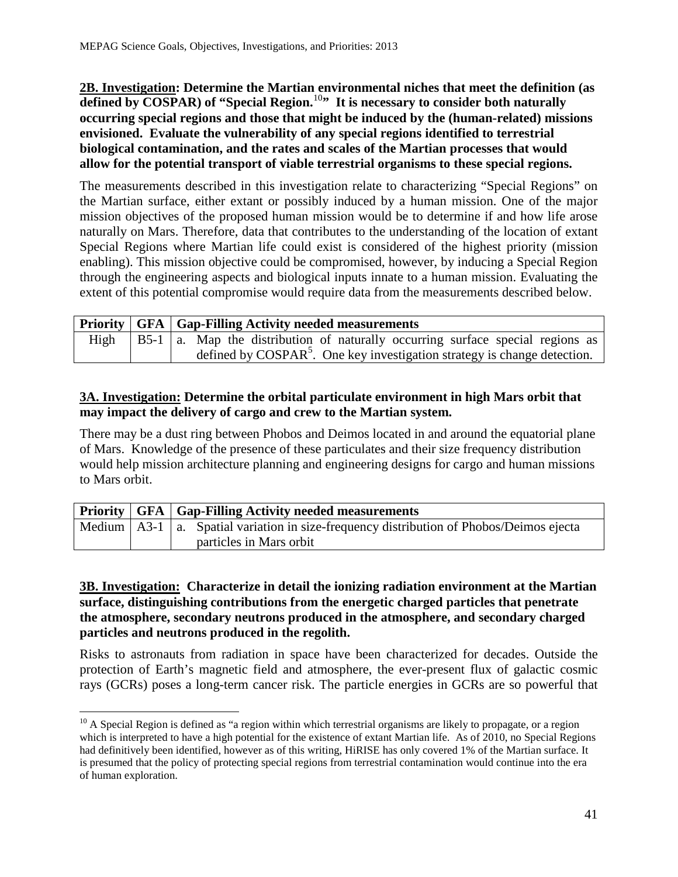**<u>2B. Investigation</u>: Determine the Martian environmental niches that meet the definition (as defined by COSPAR) of "Special Region.[10]" It is necessary to consider both naturally occurring special regions and those that might be induced by the (human-related) missions envisioned. Evaluate the vulnerability of any special regions identified to terrestrial biological contamination, and the rates and scales of the Martian processes that would allow for the potential transport of viable terrestrial organisms to these special regions.**

The measurements described in this investigation relate to characterizing "Special Regions" on the Martian surface, either extant or possibly induced by a human mission. One of the major mission objectives of the proposed human mission would be to determine if and how life arose naturally on Mars. Therefore, data that contributes to the understanding of the location of extant Special Regions where Martian life could exist is considered of the highest priority (mission enabling). This mission objective could be compromised, however, by inducing a Special Region through the engineering aspects and biological inputs innate to a human mission. Evaluating the extent of this potential compromise would require data from the measurements described below.

| Priority | GFA | Gap-Filling Activity needed measurements |
|---|---|---|
| High | B5-1 | a. Map the distribution of naturally occurring surface special regions as defined by COSPAR[5]. One key investigation strategy is change detection. |

**<u>3A. Investigation:</u> Determine the orbital particulate environment in high Mars orbit that may impact the delivery of cargo and crew to the Martian system.**

There may be a dust ring between Phobos and Deimos located in and around the equatorial plane of Mars. Knowledge of the presence of these particulates and their size frequency distribution would help mission architecture planning and engineering designs for cargo and human missions to Mars orbit.

| Priority | GFA | Gap-Filling Activity needed measurements |
|---|---|---|
| Medium | A3-1 | a. Spatial variation in size-frequency distribution of Phobos/Deimos ejecta particles in Mars orbit |

**<u>3B. Investigation:</u> Characterize in detail the ionizing radiation environment at the Martian surface, distinguishing contributions from the energetic charged particles that penetrate the atmosphere, secondary neutrons produced in the atmosphere, and secondary charged particles and neutrons produced in the regolith.**

Risks to astronauts from radiation in space have been characterized for decades. Outside the protection of Earth's magnetic field and atmosphere, the ever-present flux of galactic cosmic rays (GCRs) poses a long-term cancer risk. The particle energies in GCRs are so powerful that

[10] A Special Region is defined as "a region within which terrestrial organisms are likely to propagate, or a region which is interpreted to have a high potential for the existence of extant Martian life. As of 2010, no Special Regions had definitively been identified, however as of this writing, HiRISE has only covered 1% of the Martian surface. It is presumed that the policy of protecting special regions from terrestrial contamination would continue into the era of human exploration.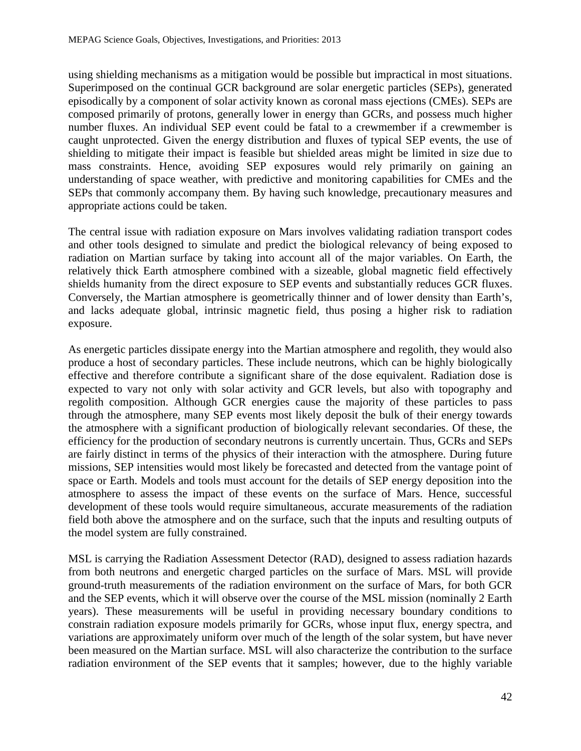using shielding mechanisms as a mitigation would be possible but impractical in most situations. Superimposed on the continual GCR background are solar energetic particles (SEPs), generated episodically by a component of solar activity known as coronal mass ejections (CMEs). SEPs are composed primarily of protons, generally lower in energy than GCRs, and possess much higher number fluxes. An individual SEP event could be fatal to a crewmember if a crewmember is caught unprotected. Given the energy distribution and fluxes of typical SEP events, the use of shielding to mitigate their impact is feasible but shielded areas might be limited in size due to mass constraints. Hence, avoiding SEP exposures would rely primarily on gaining an understanding of space weather, with predictive and monitoring capabilities for CMEs and the SEPs that commonly accompany them. By having such knowledge, precautionary measures and appropriate actions could be taken.

The central issue with radiation exposure on Mars involves validating radiation transport codes and other tools designed to simulate and predict the biological relevancy of being exposed to radiation on Martian surface by taking into account all of the major variables. On Earth, the relatively thick Earth atmosphere combined with a sizeable, global magnetic field effectively shields humanity from the direct exposure to SEP events and substantially reduces GCR fluxes. Conversely, the Martian atmosphere is geometrically thinner and of lower density than Earth's, and lacks adequate global, intrinsic magnetic field, thus posing a higher risk to radiation exposure.

As energetic particles dissipate energy into the Martian atmosphere and regolith, they would also produce a host of secondary particles. These include neutrons, which can be highly biologically effective and therefore contribute a significant share of the dose equivalent. Radiation dose is expected to vary not only with solar activity and GCR levels, but also with topography and regolith composition. Although GCR energies cause the majority of these particles to pass through the atmosphere, many SEP events most likely deposit the bulk of their energy towards the atmosphere with a significant production of biologically relevant secondaries. Of these, the efficiency for the production of secondary neutrons is currently uncertain. Thus, GCRs and SEPs are fairly distinct in terms of the physics of their interaction with the atmosphere. During future missions, SEP intensities would most likely be forecasted and detected from the vantage point of space or Earth. Models and tools must account for the details of SEP energy deposition into the atmosphere to assess the impact of these events on the surface of Mars. Hence, successful development of these tools would require simultaneous, accurate measurements of the radiation field both above the atmosphere and on the surface, such that the inputs and resulting outputs of the model system are fully constrained.

MSL is carrying the Radiation Assessment Detector (RAD), designed to assess radiation hazards from both neutrons and energetic charged particles on the surface of Mars. MSL will provide ground-truth measurements of the radiation environment on the surface of Mars, for both GCR and the SEP events, which it will observe over the course of the MSL mission (nominally 2 Earth years). These measurements will be useful in providing necessary boundary conditions to constrain radiation exposure models primarily for GCRs, whose input flux, energy spectra, and variations are approximately uniform over much of the length of the solar system, but have never been measured on the Martian surface. MSL will also characterize the contribution to the surface radiation environment of the SEP events that it samples; however, due to the highly variable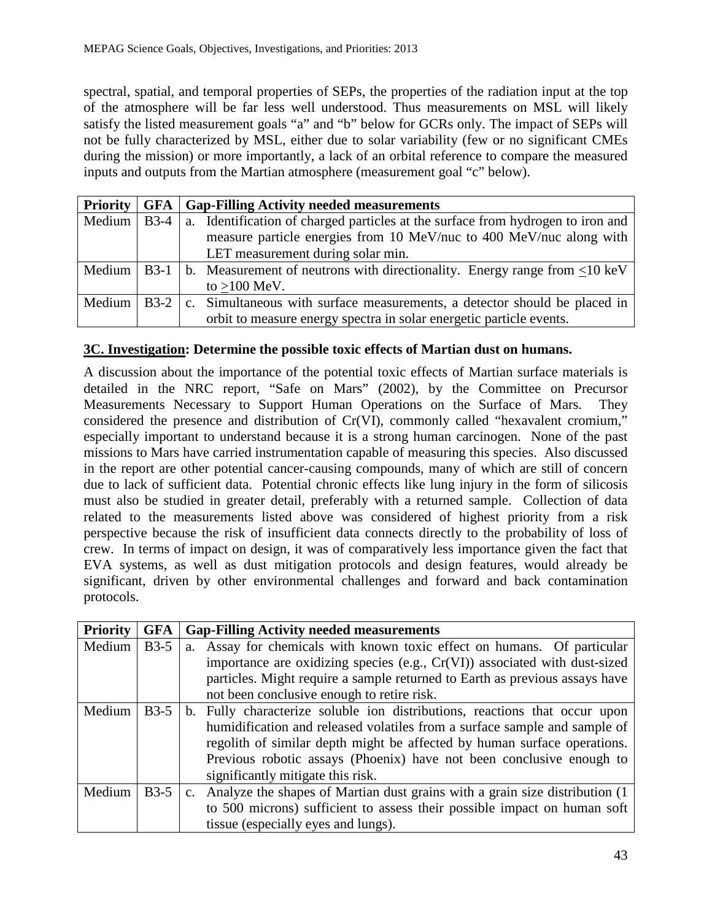spectral, spatial, and temporal properties of SEPs, the properties of the radiation input at the top of the atmosphere will be far less well understood. Thus measurements on MSL will likely satisfy the listed measurement goals "a" and "b" below for GCRs only. The impact of SEPs will not be fully characterized by MSL, either due to solar variability (few or no significant CMEs during the mission) or more importantly, a lack of an orbital reference to compare the measured inputs and outputs from the Martian atmosphere (measurement goal "c" below).

| Priority | GFA | Gap-Filling Activity needed measurements |
|---|---|---|
| Medium | B3-4 | a. Identification of charged particles at the surface from hydrogen to iron and measure particle energies from 10 MeV/nuc to 400 MeV/nuc along with LET measurement during solar min. |
| Medium | B3-1 | b. Measurement of neutrons with directionality. Energy range from $\leq$10 keV to $\geq$100 MeV. |
| Medium | B3-2 | c. Simultaneous with surface measurements, a detector should be placed in orbit to measure energy spectra in solar energetic particle events. |

**<u>3C. Investigation</u>: Determine the possible toxic effects of Martian dust on humans.**

A discussion about the importance of the potential toxic effects of Martian surface materials is detailed in the NRC report, "Safe on Mars" (2002), by the Committee on Precursor Measurements Necessary to Support Human Operations on the Surface of Mars. They considered the presence and distribution of Cr(VI), commonly called "hexavalent cromium," especially important to understand because it is a strong human carcinogen. None of the past missions to Mars have carried instrumentation capable of measuring this species. Also discussed in the report are other potential cancer-causing compounds, many of which are still of concern due to lack of sufficient data. Potential chronic effects like lung injury in the form of silicosis must also be studied in greater detail, preferably with a returned sample. Collection of data related to the measurements listed above was considered of highest priority from a risk perspective because the risk of insufficient data connects directly to the probability of loss of crew. In terms of impact on design, it was of comparatively less importance given the fact that EVA systems, as well as dust mitigation protocols and design features, would already be significant, driven by other environmental challenges and forward and back contamination protocols.

| Priority | GFA | Gap-Filling Activity needed measurements |
|---|---|---|
| Medium | B3-5 | a. Assay for chemicals with known toxic effect on humans. Of particular importance are oxidizing species (e.g., Cr(VI)) associated with dust-sized particles. Might require a sample returned to Earth as previous assays have not been conclusive enough to retire risk. |
| Medium | B3-5 | b. Fully characterize soluble ion distributions, reactions that occur upon humidification and released volatiles from a surface sample and sample of regolith of similar depth might be affected by human surface operations. Previous robotic assays (Phoenix) have not been conclusive enough to significantly mitigate this risk. |
| Medium | B3-5 | c. Analyze the shapes of Martian dust grains with a grain size distribution (1 to 500 microns) sufficient to assess their possible impact on human soft tissue (especially eyes and lungs). |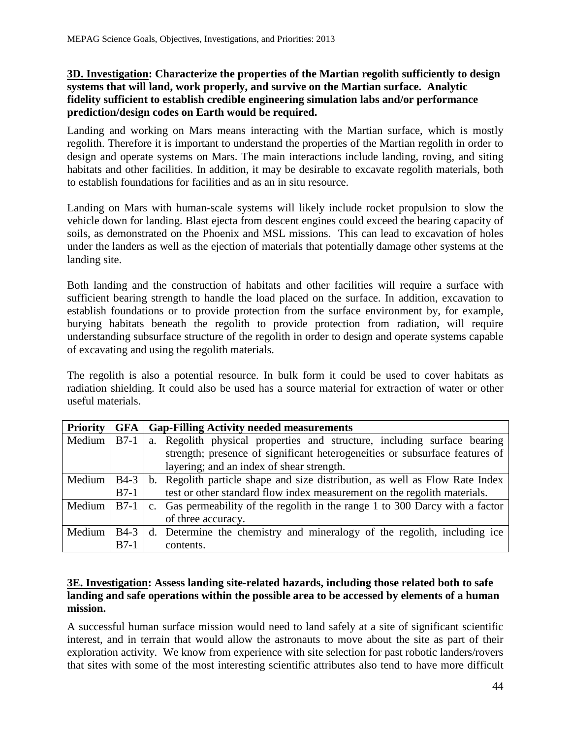**<u>3D. Investigation</u>: Characterize the properties of the Martian regolith sufficiently to design systems that will land, work properly, and survive on the Martian surface. Analytic fidelity sufficient to establish credible engineering simulation labs and/or performance prediction/design codes on Earth would be required.**

Landing and working on Mars means interacting with the Martian surface, which is mostly regolith. Therefore it is important to understand the properties of the Martian regolith in order to design and operate systems on Mars. The main interactions include landing, roving, and siting habitats and other facilities. In addition, it may be desirable to excavate regolith materials, both to establish foundations for facilities and as an in situ resource.

Landing on Mars with human-scale systems will likely include rocket propulsion to slow the vehicle down for landing. Blast ejecta from descent engines could exceed the bearing capacity of soils, as demonstrated on the Phoenix and MSL missions. This can lead to excavation of holes under the landers as well as the ejection of materials that potentially damage other systems at the landing site.

Both landing and the construction of habitats and other facilities will require a surface with sufficient bearing strength to handle the load placed on the surface. In addition, excavation to establish foundations or to provide protection from the surface environment by, for example, burying habitats beneath the regolith to provide protection from radiation, will require understanding subsurface structure of the regolith in order to design and operate systems capable of excavating and using the regolith materials.

The regolith is also a potential resource. In bulk form it could be used to cover habitats as radiation shielding. It could also be used has a source material for extraction of water or other useful materials.

| Priority | GFA | Gap-Filling Activity needed measurements |
|---|---|---|
| Medium | B7-1 | a. Regolith physical properties and structure, including surface bearing strength; presence of significant heterogeneities or subsurface features of layering; and an index of shear strength. |
| Medium | B4-3 B7-1 | b. Regolith particle shape and size distribution, as well as Flow Rate Index test or other standard flow index measurement on the regolith materials. |
| Medium | B7-1 | c. Gas permeability of the regolith in the range 1 to 300 Darcy with a factor of three accuracy. |
| Medium | B4-3 B7-1 | d. Determine the chemistry and mineralogy of the regolith, including ice contents. |

**<u>3E. Investigation</u>: Assess landing site-related hazards, including those related both to safe landing and safe operations within the possible area to be accessed by elements of a human mission.**

A successful human surface mission would need to land safely at a site of significant scientific interest, and in terrain that would allow the astronauts to move about the site as part of their exploration activity. We know from experience with site selection for past robotic landers/rovers that sites with some of the most interesting scientific attributes also tend to have more difficult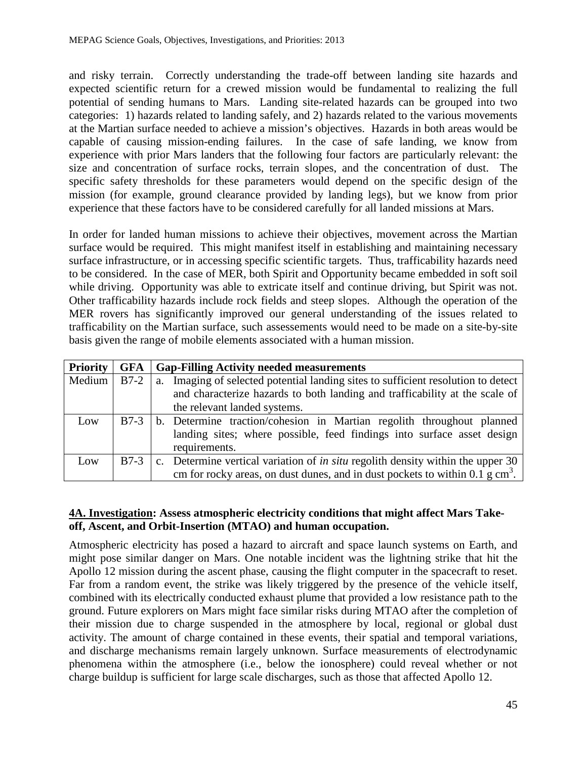and risky terrain. Correctly understanding the trade-off between landing site hazards and expected scientific return for a crewed mission would be fundamental to realizing the full potential of sending humans to Mars. Landing site-related hazards can be grouped into two categories: 1) hazards related to landing safely, and 2) hazards related to the various movements at the Martian surface needed to achieve a mission's objectives. Hazards in both areas would be capable of causing mission-ending failures. In the case of safe landing, we know from experience with prior Mars landers that the following four factors are particularly relevant: the size and concentration of surface rocks, terrain slopes, and the concentration of dust. The specific safety thresholds for these parameters would depend on the specific design of the mission (for example, ground clearance provided by landing legs), but we know from prior experience that these factors have to be considered carefully for all landed missions at Mars.

In order for landed human missions to achieve their objectives, movement across the Martian surface would be required. This might manifest itself in establishing and maintaining necessary surface infrastructure, or in accessing specific scientific targets. Thus, trafficability hazards need to be considered. In the case of MER, both Spirit and Opportunity became embedded in soft soil while driving. Opportunity was able to extricate itself and continue driving, but Spirit was not. Other trafficability hazards include rock fields and steep slopes. Although the operation of the MER rovers has significantly improved our general understanding of the issues related to trafficability on the Martian surface, such assessements would need to be made on a site-by-site basis given the range of mobile elements associated with a human mission.

| Priority | GFA | Gap-Filling Activity needed measurements |
|---|---|---|
| Medium | B7-2 | a. Imaging of selected potential landing sites to sufficient resolution to detect and characterize hazards to both landing and trafficability at the scale of the relevant landed systems. |
| Low | B7-3 | b. Determine traction/cohesion in Martian regolith throughout planned landing sites; where possible, feed findings into surface asset design requirements. |
| Low | B7-3 | c. Determine vertical variation of *in situ* regolith density within the upper 30 cm for rocky areas, on dust dunes, and in dust pockets to within 0.1 g $cm^3$. |

**4A. Investigation: Assess atmospheric electricity conditions that might affect Mars Take-off, Ascent, and Orbit-Insertion (MTAO) and human occupation.**

Atmospheric electricity has posed a hazard to aircraft and space launch systems on Earth, and might pose similar danger on Mars. One notable incident was the lightning strike that hit the Apollo 12 mission during the ascent phase, causing the flight computer in the spacecraft to reset. Far from a random event, the strike was likely triggered by the presence of the vehicle itself, combined with its electrically conducted exhaust plume that provided a low resistance path to the ground. Future explorers on Mars might face similar risks during MTAO after the completion of their mission due to charge suspended in the atmosphere by local, regional or global dust activity. The amount of charge contained in these events, their spatial and temporal variations, and discharge mechanisms remain largely unknown. Surface measurements of electrodynamic phenomena within the atmosphere (i.e., below the ionosphere) could reveal whether or not charge buildup is sufficient for large scale discharges, such as those that affected Apollo 12.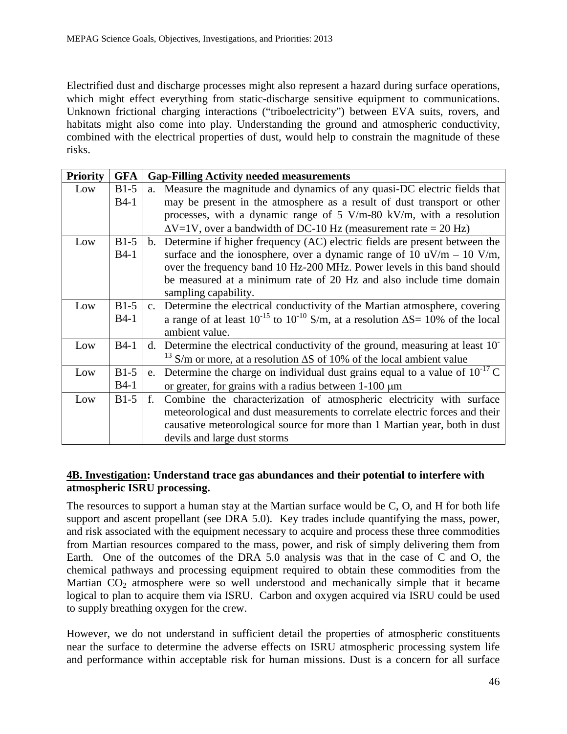Electrified dust and discharge processes might also represent a hazard during surface operations, which might effect everything from static-discharge sensitive equipment to communications. Unknown frictional charging interactions ("triboelectricity") between EVA suits, rovers, and habitats might also come into play. Understanding the ground and atmospheric conductivity, combined with the electrical properties of dust, would help to constrain the magnitude of these risks.

| Priority | GFA | Gap-Filling Activity needed measurements |
|---|---|---|
| Low | B1-5 B4-1 | a. Measure the magnitude and dynamics of any quasi-DC electric fields that may be present in the atmosphere as a result of dust transport or other processes, with a dynamic range of 5 V/m-80 kV/m, with a resolution $\Delta$V=1V, over a bandwidth of DC-10 Hz (measurement rate = 20 Hz) |
| Low | B1-5 B4-1 | b. Determine if higher frequency (AC) electric fields are present between the surface and the ionosphere, over a dynamic range of 10 uV/m – 10 V/m, over the frequency band 10 Hz-200 MHz. Power levels in this band should be measured at a minimum rate of 20 Hz and also include time domain sampling capability. |
| Low | B1-5 B4-1 | c. Determine the electrical conductivity of the Martian atmosphere, covering a range of at least $10^{-15}$ to $10^{-10}$ S/m, at a resolution $\Delta$S= 10% of the local ambient value. |
| Low | B4-1 | d. Determine the electrical conductivity of the ground, measuring at least $10^{-13}$ S/m or more, at a resolution $\Delta$S of 10% of the local ambient value |
| Low | B1-5 B4-1 | e. Determine the charge on individual dust grains equal to a value of $10^{-17}$ C or greater, for grains with a radius between 1-100 μm |
| Low | B1-5 | f. Combine the characterization of atmospheric electricity with surface meteorological and dust measurements to correlate electric forces and their causative meteorological source for more than 1 Martian year, both in dust devils and large dust storms |

**4B. Investigation: Understand trace gas abundances and their potential to interfere with atmospheric ISRU processing.**

The resources to support a human stay at the Martian surface would be C, O, and H for both life support and ascent propellant (see DRA 5.0). Key trades include quantifying the mass, power, and risk associated with the equipment necessary to acquire and process these three commodities from Martian resources compared to the mass, power, and risk of simply delivering them from Earth. One of the outcomes of the DRA 5.0 analysis was that in the case of C and O, the chemical pathways and processing equipment required to obtain these commodities from the Martian $CO_2$ atmosphere were so well understood and mechanically simple that it became logical to plan to acquire them via ISRU. Carbon and oxygen acquired via ISRU could be used to supply breathing oxygen for the crew.

However, we do not understand in sufficient detail the properties of atmospheric constituents near the surface to determine the adverse effects on ISRU atmospheric processing system life and performance within acceptable risk for human missions. Dust is a concern for all surface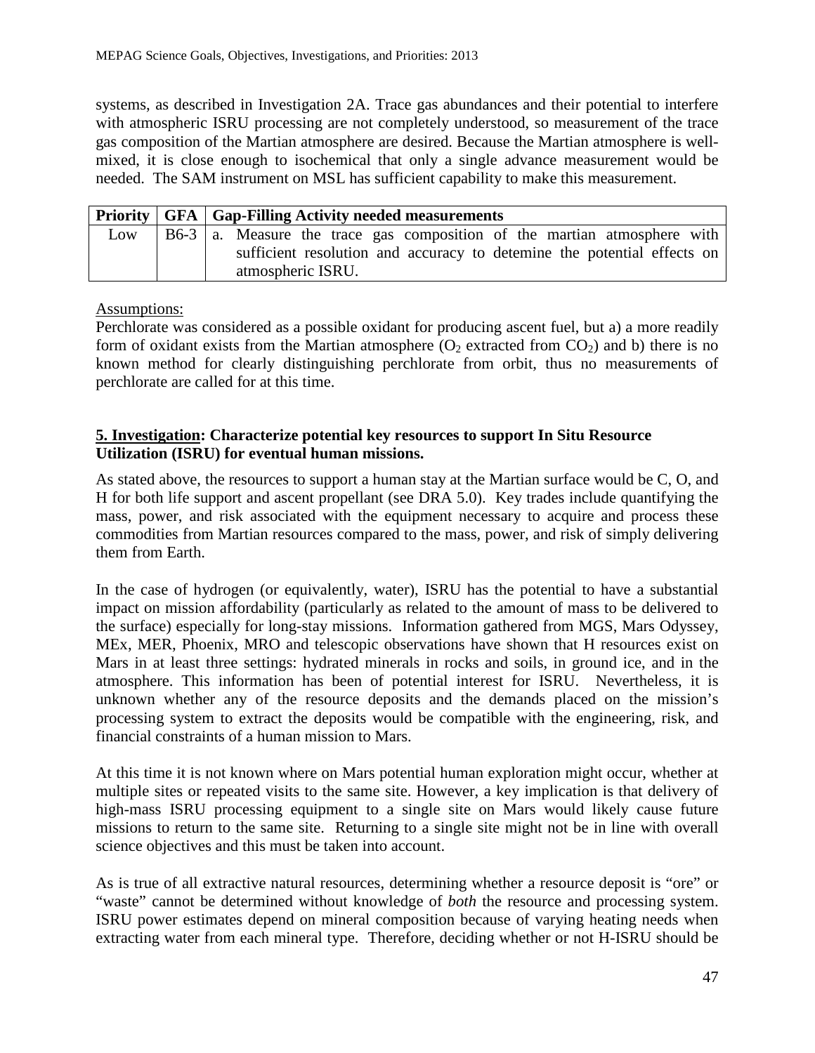systems, as described in Investigation 2A. Trace gas abundances and their potential to interfere with atmospheric ISRU processing are not completely understood, so measurement of the trace gas composition of the Martian atmosphere are desired. Because the Martian atmosphere is well-mixed, it is close enough to isochemical that only a single advance measurement would be needed. The SAM instrument on MSL has sufficient capability to make this measurement.

| Priority | GFA | Gap-Filling Activity needed measurements |
|---|---|---|
| Low | B6-3 | a. Measure the trace gas composition of the martian atmosphere with sufficient resolution and accuracy to detemine the potential effects on atmospheric ISRU. |

Assumptions:

Perchlorate was considered as a possible oxidant for producing ascent fuel, but a) a more readily form of oxidant exists from the Martian atmosphere ($O_2$ extracted from $CO_2$) and b) there is no known method for clearly distinguishing perchlorate from orbit, thus no measurements of perchlorate are called for at this time.

**5. Investigation: Characterize potential key resources to support In Situ Resource Utilization (ISRU) for eventual human missions.**

As stated above, the resources to support a human stay at the Martian surface would be C, O, and H for both life support and ascent propellant (see DRA 5.0). Key trades include quantifying the mass, power, and risk associated with the equipment necessary to acquire and process these commodities from Martian resources compared to the mass, power, and risk of simply delivering them from Earth.

In the case of hydrogen (or equivalently, water), ISRU has the potential to have a substantial impact on mission affordability (particularly as related to the amount of mass to be delivered to the surface) especially for long-stay missions. Information gathered from MGS, Mars Odyssey, MEx, MER, Phoenix, MRO and telescopic observations have shown that H resources exist on Mars in at least three settings: hydrated minerals in rocks and soils, in ground ice, and in the atmosphere. This information has been of potential interest for ISRU. Nevertheless, it is unknown whether any of the resource deposits and the demands placed on the mission's processing system to extract the deposits would be compatible with the engineering, risk, and financial constraints of a human mission to Mars.

At this time it is not known where on Mars potential human exploration might occur, whether at multiple sites or repeated visits to the same site. However, a key implication is that delivery of high-mass ISRU processing equipment to a single site on Mars would likely cause future missions to return to the same site. Returning to a single site might not be in line with overall science objectives and this must be taken into account.

As is true of all extractive natural resources, determining whether a resource deposit is "ore" or "waste" cannot be determined without knowledge of *both* the resource and processing system. ISRU power estimates depend on mineral composition because of varying heating needs when extracting water from each mineral type. Therefore, deciding whether or not H-ISRU should be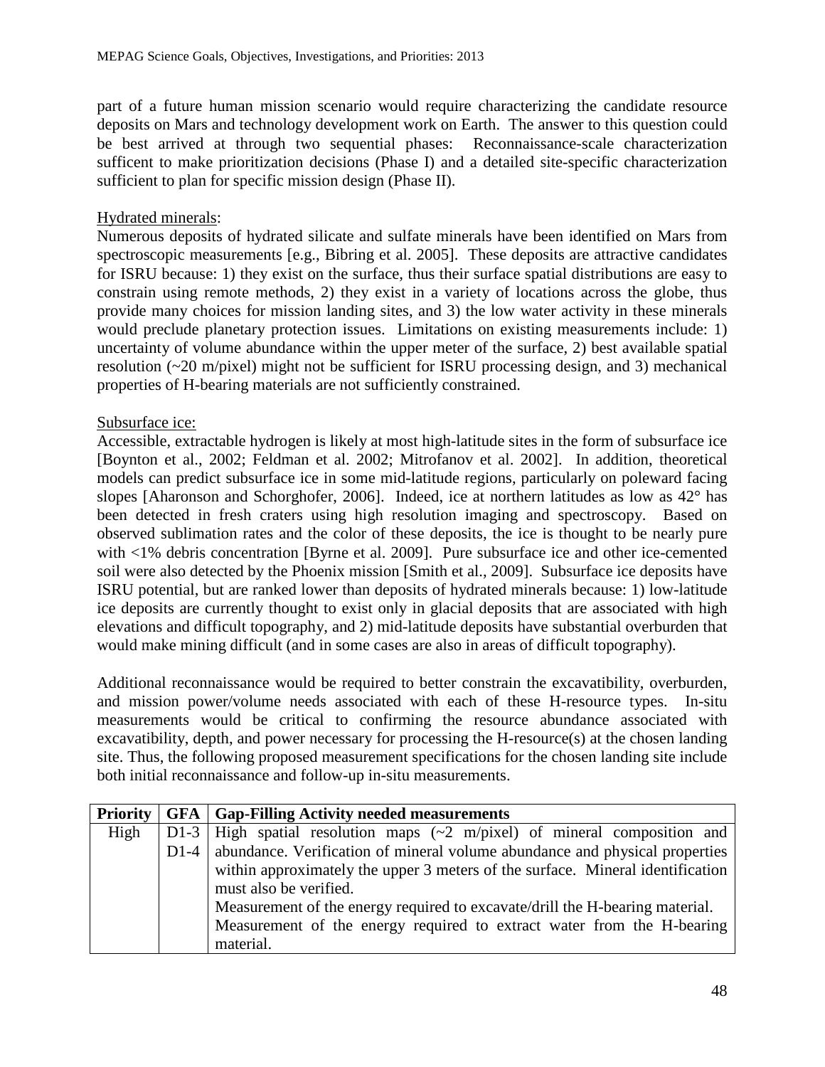part of a future human mission scenario would require characterizing the candidate resource deposits on Mars and technology development work on Earth. The answer to this question could be best arrived at through two sequential phases: Reconnaissance-scale characterization sufficent to make prioritization decisions (Phase I) and a detailed site-specific characterization sufficient to plan for specific mission design (Phase II).

Hydrated minerals:

Numerous deposits of hydrated silicate and sulfate minerals have been identified on Mars from spectroscopic measurements [e.g., Bibring et al. 2005]. These deposits are attractive candidates for ISRU because: 1) they exist on the surface, thus their surface spatial distributions are easy to constrain using remote methods, 2) they exist in a variety of locations across the globe, thus provide many choices for mission landing sites, and 3) the low water activity in these minerals would preclude planetary protection issues. Limitations on existing measurements include: 1) uncertainty of volume abundance within the upper meter of the surface, 2) best available spatial resolution (~20 m/pixel) might not be sufficient for ISRU processing design, and 3) mechanical properties of H-bearing materials are not sufficiently constrained.

Subsurface ice:

Accessible, extractable hydrogen is likely at most high-latitude sites in the form of subsurface ice [Boynton et al., 2002; Feldman et al. 2002; Mitrofanov et al. 2002]. In addition, theoretical models can predict subsurface ice in some mid-latitude regions, particularly on poleward facing slopes [Aharonson and Schorghofer, 2006]. Indeed, ice at northern latitudes as low as 42° has been detected in fresh craters using high resolution imaging and spectroscopy. Based on observed sublimation rates and the color of these deposits, the ice is thought to be nearly pure with <1% debris concentration [Byrne et al. 2009]. Pure subsurface ice and other ice-cemented soil were also detected by the Phoenix mission [Smith et al., 2009]. Subsurface ice deposits have ISRU potential, but are ranked lower than deposits of hydrated minerals because: 1) low-latitude ice deposits are currently thought to exist only in glacial deposits that are associated with high elevations and difficult topography, and 2) mid-latitude deposits have substantial overburden that would make mining difficult (and in some cases are also in areas of difficult topography).

Additional reconnaissance would be required to better constrain the excavatibility, overburden, and mission power/volume needs associated with each of these H-resource types. In-situ measurements would be critical to confirming the resource abundance associated with excavatibility, depth, and power necessary for processing the H-resource(s) at the chosen landing site. Thus, the following proposed measurement specifications for the chosen landing site include both initial reconnaissance and follow-up in-situ measurements.

| Priority | GFA | Gap-Filling Activity needed measurements |
|---|---|---|
| High | D1-3<br>D1-4 | High spatial resolution maps (~2 m/pixel) of mineral composition and abundance. Verification of mineral volume abundance and physical properties within approximately the upper 3 meters of the surface. Mineral identification must also be verified.<br>Measurement of the energy required to excavate/drill the H-bearing material.<br>Measurement of the energy required to extract water from the H-bearing material. |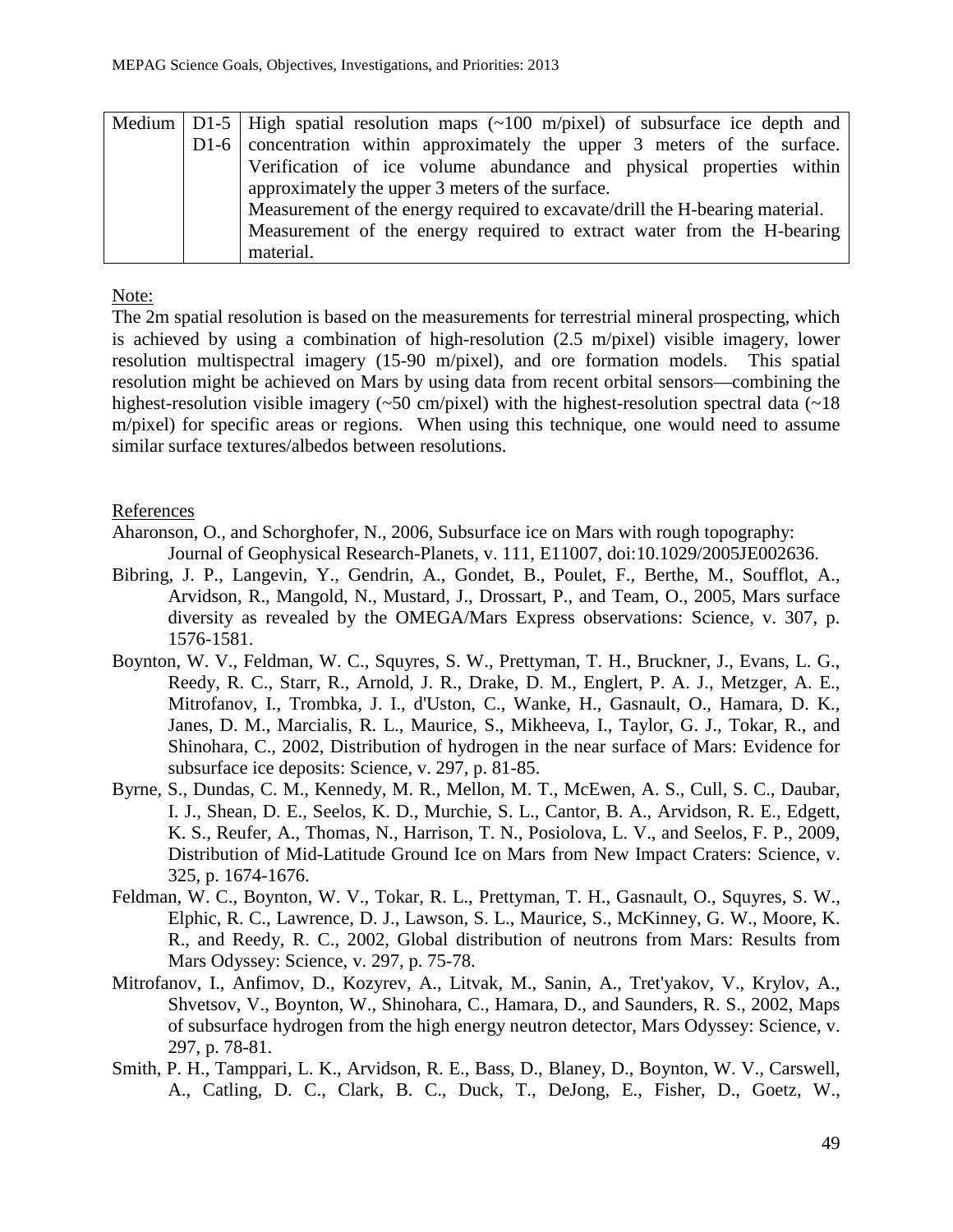| | | |
|---|---|---|
| Medium | D1-5<br>D1-6 | High spatial resolution maps (~100 m/pixel) of subsurface ice depth and concentration within approximately the upper 3 meters of the surface.<br>Verification of ice volume abundance and physical properties within approximately the upper 3 meters of the surface.<br>Measurement of the energy required to excavate/drill the H-bearing material.<br>Measurement of the energy required to extract water from the H-bearing material. |

Note:

The 2m spatial resolution is based on the measurements for terrestrial mineral prospecting, which is achieved by using a combination of high-resolution (2.5 m/pixel) visible imagery, lower resolution multispectral imagery (15-90 m/pixel), and ore formation models. This spatial resolution might be achieved on Mars by using data from recent orbital sensors—combining the highest-resolution visible imagery (~50 cm/pixel) with the highest-resolution spectral data (~18 m/pixel) for specific areas or regions. When using this technique, one would need to assume similar surface textures/albedos between resolutions.

References

Aharonson, O., and Schorghofer, N., 2006, Subsurface ice on Mars with rough topography: Journal of Geophysical Research-Planets, v. 111, E11007, doi:10.1029/2005JE002636.

Bibring, J. P., Langevin, Y., Gendrin, A., Gondet, B., Poulet, F., Berthe, M., Soufflot, A., Arvidson, R., Mangold, N., Mustard, J., Drossart, P., and Team, O., 2005, Mars surface diversity as revealed by the OMEGA/Mars Express observations: Science, v. 307, p. 1576-1581.

Boynton, W. V., Feldman, W. C., Squyres, S. W., Prettyman, T. H., Bruckner, J., Evans, L. G., Reedy, R. C., Starr, R., Arnold, J. R., Drake, D. M., Englert, P. A. J., Metzger, A. E., Mitrofanov, I., Trombka, J. I., d'Uston, C., Wanke, H., Gasnault, O., Hamara, D. K., Janes, D. M., Marcialis, R. L., Maurice, S., Mikheeva, I., Taylor, G. J., Tokar, R., and Shinohara, C., 2002, Distribution of hydrogen in the near surface of Mars: Evidence for subsurface ice deposits: Science, v. 297, p. 81-85.

Byrne, S., Dundas, C. M., Kennedy, M. R., Mellon, M. T., McEwen, A. S., Cull, S. C., Daubar, I. J., Shean, D. E., Seelos, K. D., Murchie, S. L., Cantor, B. A., Arvidson, R. E., Edgett, K. S., Reufer, A., Thomas, N., Harrison, T. N., Posiolova, L. V., and Seelos, F. P., 2009, Distribution of Mid-Latitude Ground Ice on Mars from New Impact Craters: Science, v. 325, p. 1674-1676.

Feldman, W. C., Boynton, W. V., Tokar, R. L., Prettyman, T. H., Gasnault, O., Squyres, S. W., Elphic, R. C., Lawrence, D. J., Lawson, S. L., Maurice, S., McKinney, G. W., Moore, K. R., and Reedy, R. C., 2002, Global distribution of neutrons from Mars: Results from Mars Odyssey: Science, v. 297, p. 75-78.

Mitrofanov, I., Anfimov, D., Kozyrev, A., Litvak, M., Sanin, A., Tret'yakov, V., Krylov, A., Shvetsov, V., Boynton, W., Shinohara, C., Hamara, D., and Saunders, R. S., 2002, Maps of subsurface hydrogen from the high energy neutron detector, Mars Odyssey: Science, v. 297, p. 78-81.

Smith, P. H., Tamppari, L. K., Arvidson, R. E., Bass, D., Blaney, D., Boynton, W. V., Carswell, A., Catling, D. C., Clark, B. C., Duck, T., DeJong, E., Fisher, D., Goetz, W.,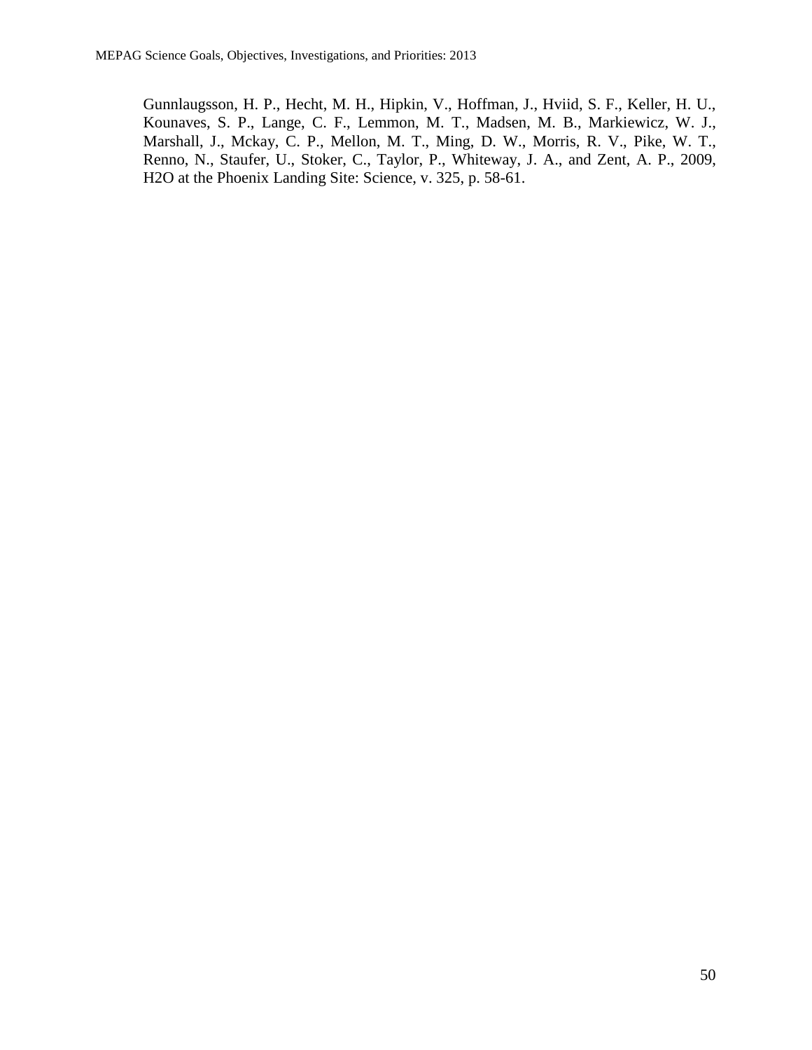Gunnlaugsson, H. P., Hecht, M. H., Hipkin, V., Hoffman, J., Hviid, S. F., Keller, H. U., Kounaves, S. P., Lange, C. F., Lemmon, M. T., Madsen, M. B., Markiewicz, W. J., Marshall, J., Mckay, C. P., Mellon, M. T., Ming, D. W., Morris, R. V., Pike, W. T., Renno, N., Staufer, U., Stoker, C., Taylor, P., Whiteway, J. A., and Zent, A. P., 2009, H2O at the Phoenix Landing Site: Science, v. 325, p. 58-61.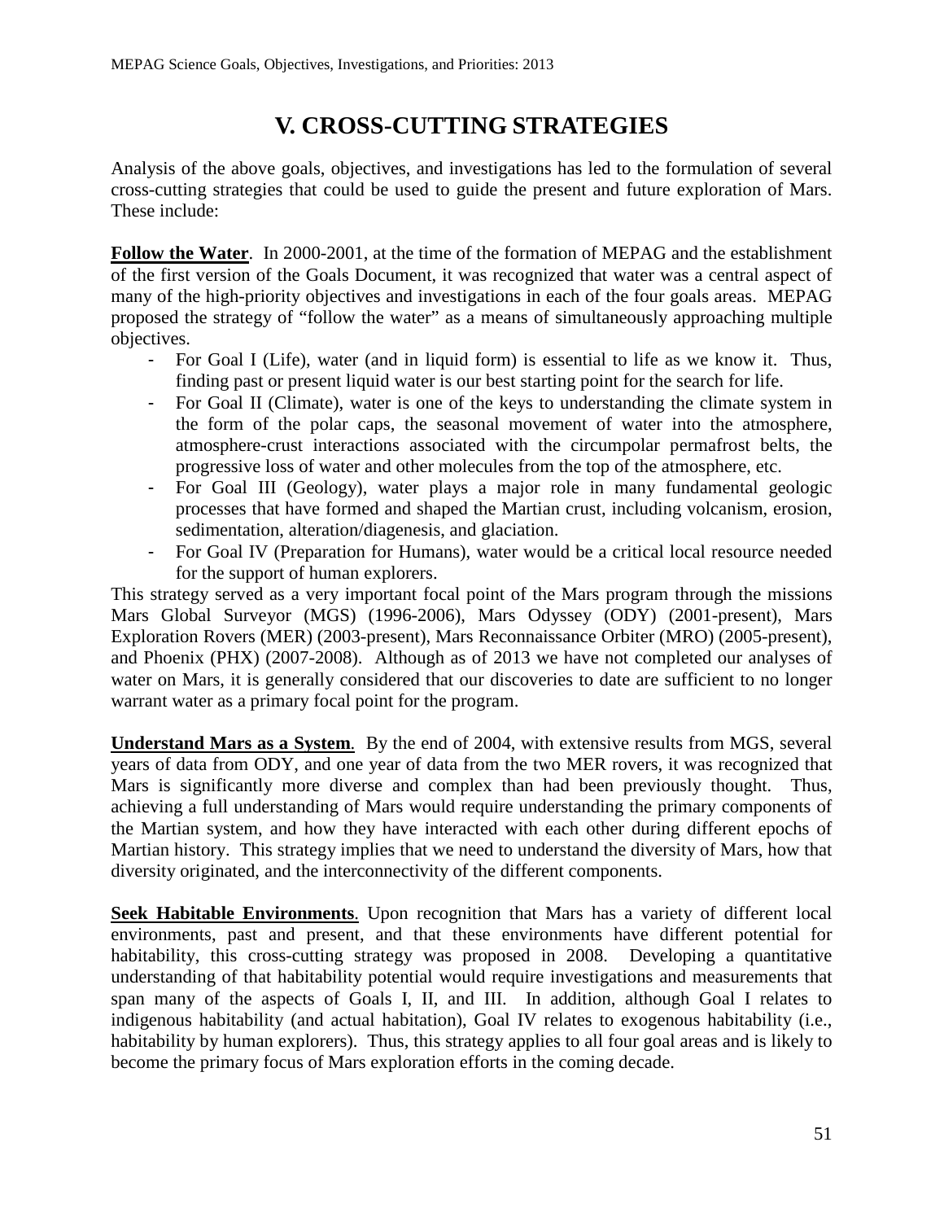# V. CROSS-CUTTING STRATEGIES

Analysis of the above goals, objectives, and investigations has led to the formulation of several cross-cutting strategies that could be used to guide the present and future exploration of Mars. These include:

**Follow the Water**. In 2000-2001, at the time of the formation of MEPAG and the establishment of the first version of the Goals Document, it was recognized that water was a central aspect of many of the high-priority objectives and investigations in each of the four goals areas. MEPAG proposed the strategy of "follow the water" as a means of simultaneously approaching multiple objectives.

- For Goal I (Life), water (and in liquid form) is essential to life as we know it. Thus, finding past or present liquid water is our best starting point for the search for life.
- For Goal II (Climate), water is one of the keys to understanding the climate system in the form of the polar caps, the seasonal movement of water into the atmosphere, atmosphere-crust interactions associated with the circumpolar permafrost belts, the progressive loss of water and other molecules from the top of the atmosphere, etc.
- For Goal III (Geology), water plays a major role in many fundamental geologic processes that have formed and shaped the Martian crust, including volcanism, erosion, sedimentation, alteration/diagenesis, and glaciation.
- For Goal IV (Preparation for Humans), water would be a critical local resource needed for the support of human explorers.

This strategy served as a very important focal point of the Mars program through the missions Mars Global Surveyor (MGS) (1996-2006), Mars Odyssey (ODY) (2001-present), Mars Exploration Rovers (MER) (2003-present), Mars Reconnaissance Orbiter (MRO) (2005-present), and Phoenix (PHX) (2007-2008). Although as of 2013 we have not completed our analyses of water on Mars, it is generally considered that our discoveries to date are sufficient to no longer warrant water as a primary focal point for the program.

**Understand Mars as a System**. By the end of 2004, with extensive results from MGS, several years of data from ODY, and one year of data from the two MER rovers, it was recognized that Mars is significantly more diverse and complex than had been previously thought. Thus, achieving a full understanding of Mars would require understanding the primary components of the Martian system, and how they have interacted with each other during different epochs of Martian history. This strategy implies that we need to understand the diversity of Mars, how that diversity originated, and the interconnectivity of the different components.

**Seek Habitable Environments**. Upon recognition that Mars has a variety of different local environments, past and present, and that these environments have different potential for habitability, this cross-cutting strategy was proposed in 2008. Developing a quantitative understanding of that habitability potential would require investigations and measurements that span many of the aspects of Goals I, II, and III. In addition, although Goal I relates to indigenous habitability (and actual habitation), Goal IV relates to exogenous habitability (i.e., habitability by human explorers). Thus, this strategy applies to all four goal areas and is likely to become the primary focus of Mars exploration efforts in the coming decade.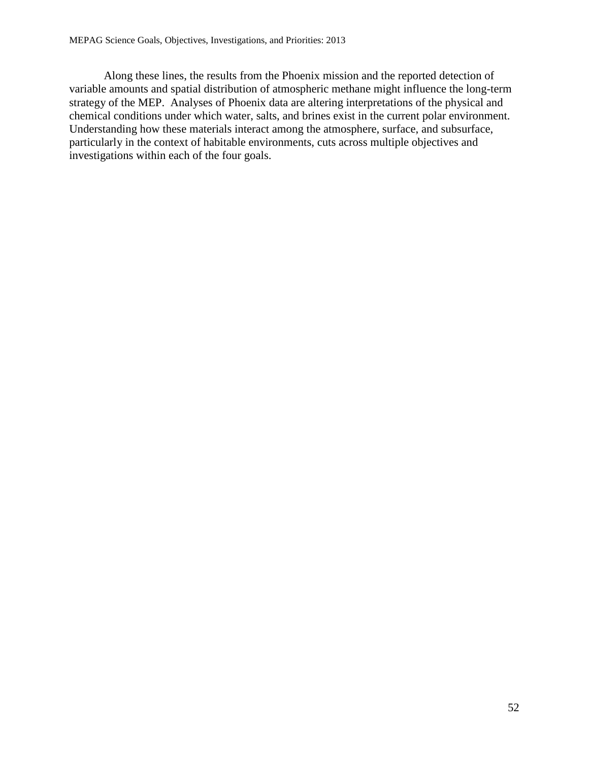Along these lines, the results from the Phoenix mission and the reported detection of variable amounts and spatial distribution of atmospheric methane might influence the long-term strategy of the MEP. Analyses of Phoenix data are altering interpretations of the physical and chemical conditions under which water, salts, and brines exist in the current polar environment. Understanding how these materials interact among the atmosphere, surface, and subsurface, particularly in the context of habitable environments, cuts across multiple objectives and investigations within each of the four goals.